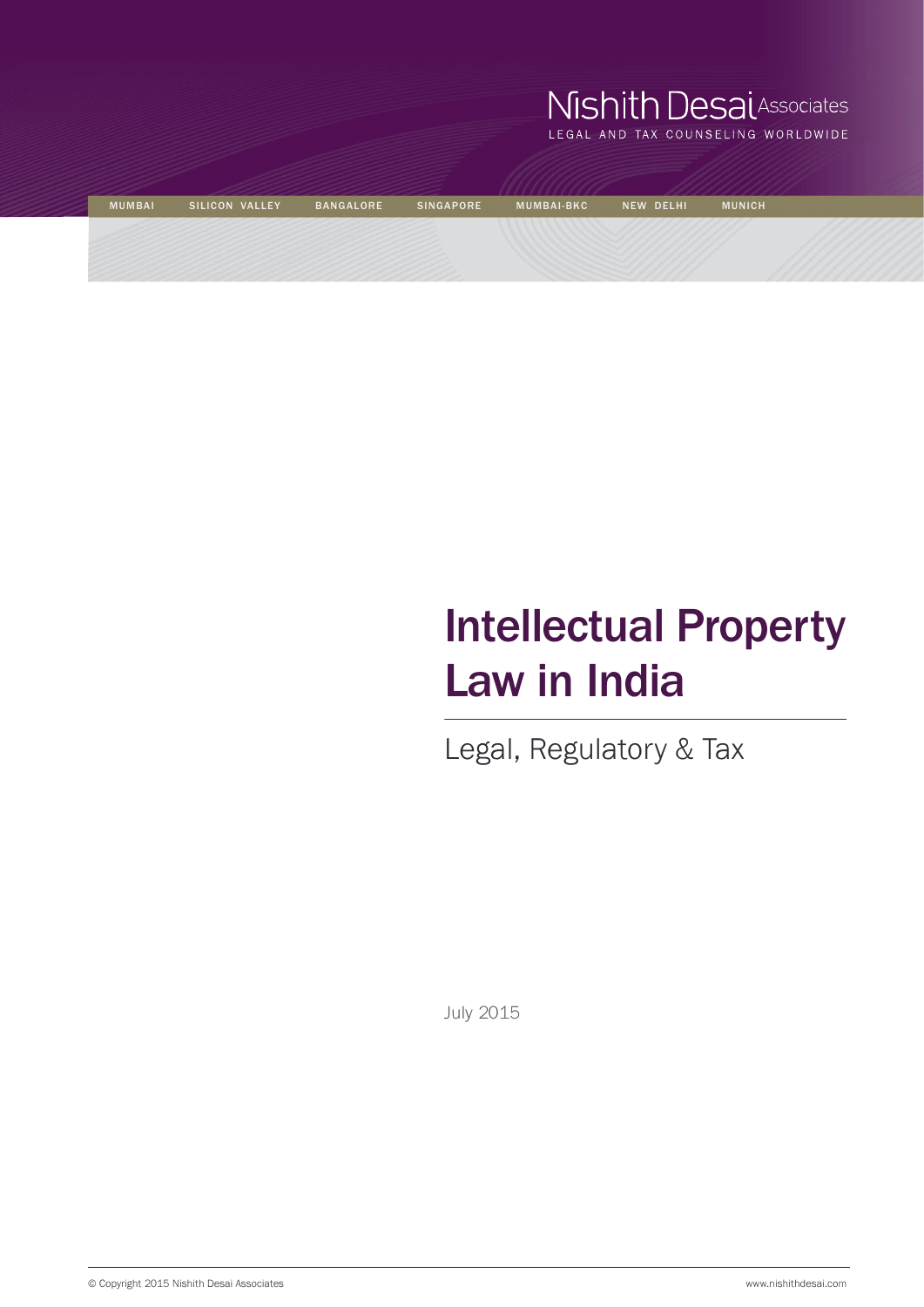Nishith Desai Associates

LEGAL AND TAX COUNSELING WORLDWIDE

MUMBAI SILICON VALLEY BANGALORE SINGAPORE MUMBAI-BKC NEW DELHI MUNICH

# Intellectual Property Law in India

## Legal, Regulatory & Tax

July 2015

© Copyright 2015 Nishith Desai Associates

www.nishithdesai.com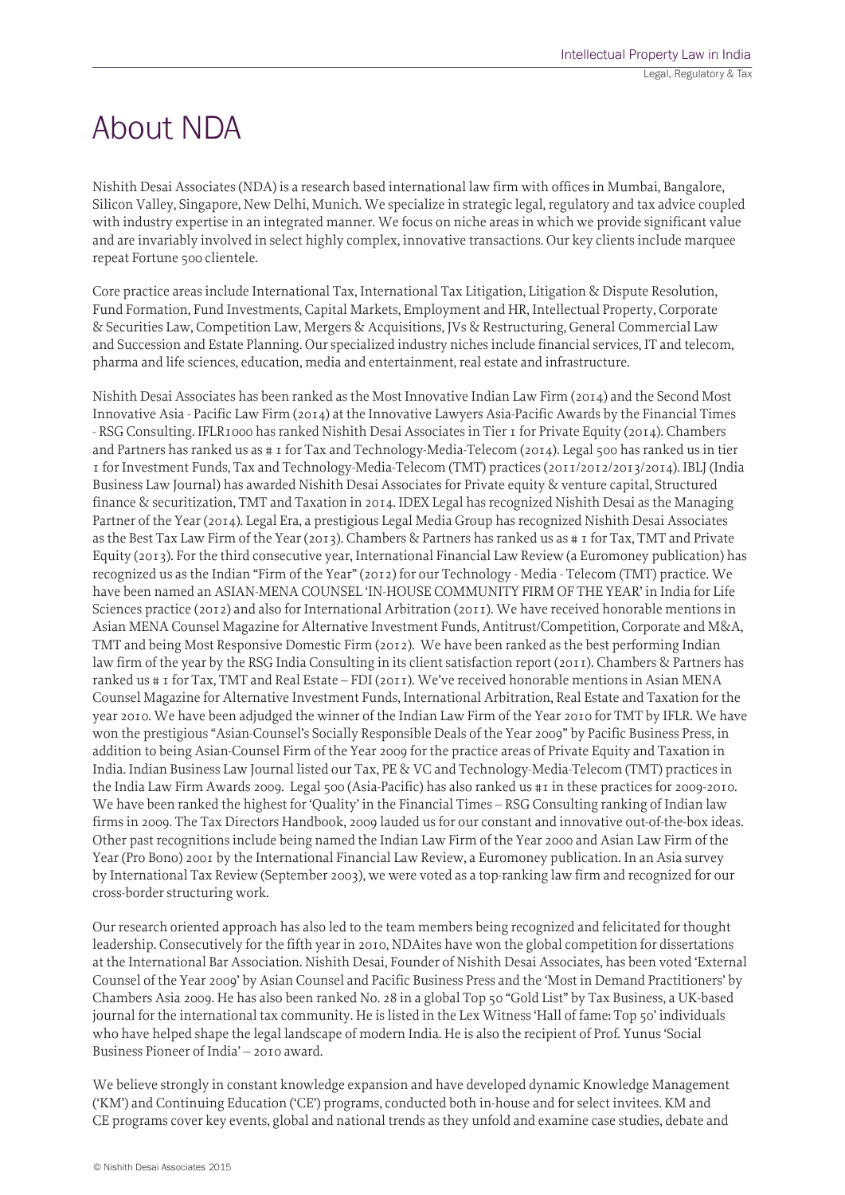# About NDA

Nishith Desai Associates (NDA) is a research based international law firm with offices in Mumbai, Bangalore, Silicon Valley, Singapore, New Delhi, Munich. We specialize in strategic legal, regulatory and tax advice coupled with industry expertise in an integrated manner. We focus on niche areas in which we provide significant value and are invariably involved in select highly complex, innovative transactions. Our key clients include marquee repeat Fortune 500 clientele.

Core practice areas include International Tax, International Tax Litigation, Litigation & Dispute Resolution, Fund Formation, Fund Investments, Capital Markets, Employment and HR, Intellectual Property, Corporate & Securities Law, Competition Law, Mergers & Acquisitions, JVs & Restructuring, General Commercial Law and Succession and Estate Planning. Our specialized industry niches include financial services, IT and telecom, pharma and life sciences, education, media and entertainment, real estate and infrastructure.

Nishith Desai Associates has been ranked as the Most Innovative Indian Law Firm (2014) and the Second Most Innovative Asia - Pacific Law Firm (2014) at the Innovative Lawyers Asia-Pacific Awards by the Financial Times - RSG Consulting. IFLR1000 has ranked Nishith Desai Associates in Tier 1 for Private Equity (2014). Chambers and Partners has ranked us as # 1 for Tax and Technology-Media-Telecom (2014). Legal 500 has ranked us in tier 1 for Investment Funds, Tax and Technology-Media-Telecom (TMT) practices (2011/2012/2013/2014). IBLJ (India Business Law Journal) has awarded Nishith Desai Associates for Private equity & venture capital, Structured finance & securitization, TMT and Taxation in 2014. IDEX Legal has recognized Nishith Desai as the Managing Partner of the Year (2014). Legal Era, a prestigious Legal Media Group has recognized Nishith Desai Associates as the Best Tax Law Firm of the Year (2013). Chambers & Partners has ranked us as # 1 for Tax, TMT and Private Equity (2013). For the third consecutive year, International Financial Law Review (a Euromoney publication) has recognized us as the Indian "Firm of the Year" (2012) for our Technology - Media - Telecom (TMT) practice. We have been named an ASIAN-MENA COUNSEL 'IN-HOUSE COMMUNITY FIRM OF THE YEAR' in India for Life Sciences practice (2012) and also for International Arbitration (2011). We have received honorable mentions in Asian MENA Counsel Magazine for Alternative Investment Funds, Antitrust/Competition, Corporate and M&A, TMT and being Most Responsive Domestic Firm (2012). We have been ranked as the best performing Indian law firm of the year by the RSG India Consulting in its client satisfaction report (2011). Chambers & Partners has ranked us # 1 for Tax, TMT and Real Estate – FDI (2011). We've received honorable mentions in Asian MENA Counsel Magazine for Alternative Investment Funds, International Arbitration, Real Estate and Taxation for the year 2010. We have been adjudged the winner of the Indian Law Firm of the Year 2010 for TMT by IFLR. We have won the prestigious "Asian-Counsel's Socially Responsible Deals of the Year 2009" by Pacific Business Press, in addition to being Asian-Counsel Firm of the Year 2009 for the practice areas of Private Equity and Taxation in India. Indian Business Law Journal listed our Tax, PE & VC and Technology-Media-Telecom (TMT) practices in the India Law Firm Awards 2009. Legal 500 (Asia-Pacific) has also ranked us #1 in these practices for 2009-2010. We have been ranked the highest for 'Quality' in the Financial Times – RSG Consulting ranking of Indian law firms in 2009. The Tax Directors Handbook, 2009 lauded us for our constant and innovative out-of-the-box ideas. Other past recognitions include being named the Indian Law Firm of the Year 2000 and Asian Law Firm of the Year (Pro Bono) 2001 by the International Financial Law Review, a Euromoney publication. In an Asia survey by International Tax Review (September 2003), we were voted as a top-ranking law firm and recognized for our cross-border structuring work.

Our research oriented approach has also led to the team members being recognized and felicitated for thought leadership. Consecutively for the fifth year in 2010, NDAites have won the global competition for dissertations at the International Bar Association. Nishith Desai, Founder of Nishith Desai Associates, has been voted 'External Counsel of the Year 2009' by Asian Counsel and Pacific Business Press and the 'Most in Demand Practitioners' by Chambers Asia 2009. He has also been ranked No. 28 in a global Top 50 "Gold List" by Tax Business, a UK-based journal for the international tax community. He is listed in the Lex Witness 'Hall of fame: Top 50' individuals who have helped shape the legal landscape of modern India. He is also the recipient of Prof. Yunus 'Social Business Pioneer of India' – 2010 award.

We believe strongly in constant knowledge expansion and have developed dynamic Knowledge Management ('KM') and Continuing Education ('CE') programs, conducted both in-house and for select invitees. KM and CE programs cover key events, global and national trends as they unfold and examine case studies, debate and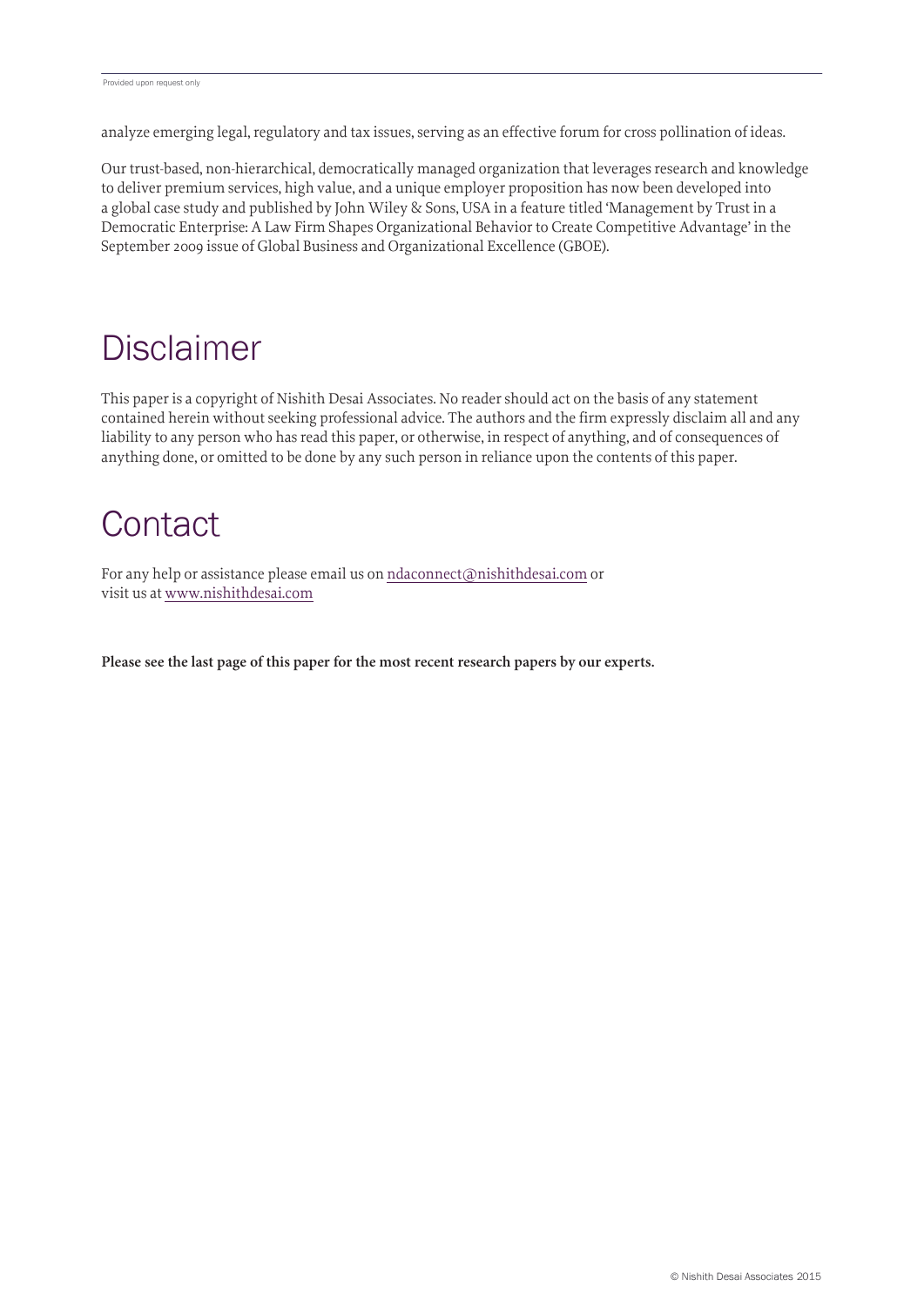analyze emerging legal, regulatory and tax issues, serving as an effective forum for cross pollination of ideas.

Our trust-based, non-hierarchical, democratically managed organization that leverages research and knowledge to deliver premium services, high value, and a unique employer proposition has now been developed into a global case study and published by John Wiley & Sons, USA in a feature titled 'Management by Trust in a Democratic Enterprise: A Law Firm Shapes Organizational Behavior to Create Competitive Advantage' in the September 2009 issue of Global Business and Organizational Excellence (GBOE).

# Disclaimer

This paper is a copyright of Nishith Desai Associates. No reader should act on the basis of any statement contained herein without seeking professional advice. The authors and the firm expressly disclaim all and any liability to any person who has read this paper, or otherwise, in respect of anything, and of consequences of anything done, or omitted to be done by any such person in reliance upon the contents of this paper.

# Contact

For any help or assistance please email us on ndaconnect@nishithdesai.com or visit us at www.nishithdesai.com

**Please see the last page of this paper for the most recent research papers by our experts.**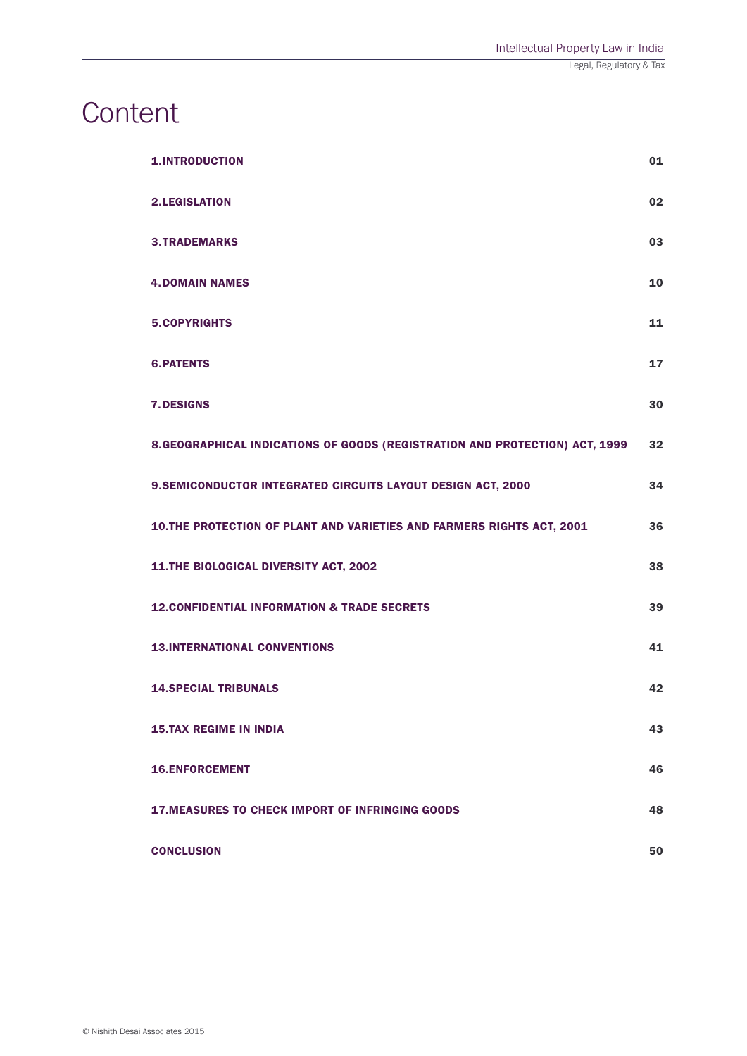# Content

| | |
|---|---|
| **1.INTRODUCTION** | **01** |
| **2.LEGISLATION** | **02** |
| **3.TRADEMARKS** | **03** |
| **4.DOMAIN NAMES** | **10** |
| **5.COPYRIGHTS** | **11** |
| **6.PATENTS** | **17** |
| **7.DESIGNS** | **30** |
| **8.GEOGRAPHICAL INDICATIONS OF GOODS (REGISTRATION AND PROTECTION) ACT, 1999** | **32** |
| **9.SEMICONDUCTOR INTEGRATED CIRCUITS LAYOUT DESIGN ACT, 2000** | **34** |
| **10.THE PROTECTION OF PLANT AND VARIETIES AND FARMERS RIGHTS ACT, 2001** | **36** |
| **11.THE BIOLOGICAL DIVERSITY ACT, 2002** | **38** |
| **12.CONFIDENTIAL INFORMATION & TRADE SECRETS** | **39** |
| **13.INTERNATIONAL CONVENTIONS** | **41** |
| **14.SPECIAL TRIBUNALS** | **42** |
| **15.TAX REGIME IN INDIA** | **43** |
| **16.ENFORCEMENT** | **46** |
| **17.MEASURES TO CHECK IMPORT OF INFRINGING GOODS** | **48** |
| **CONCLUSION** | **50** |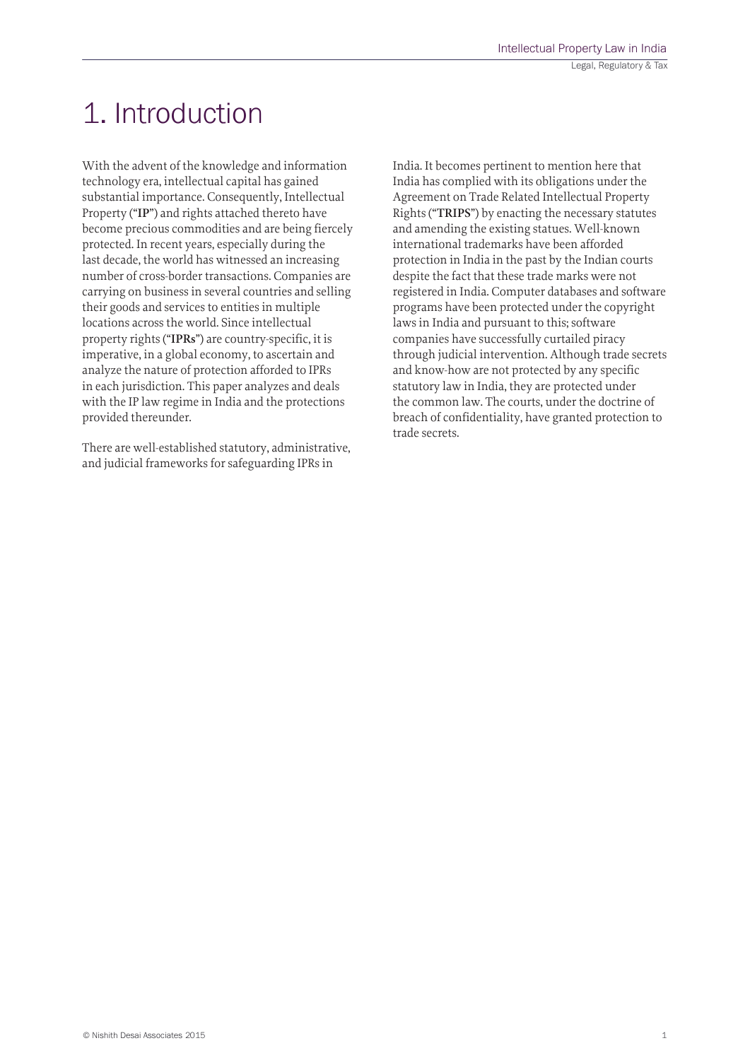# 1. Introduction

With the advent of the knowledge and information technology era, intellectual capital has gained substantial importance. Consequently, Intellectual Property ("**IP**") and rights attached thereto have become precious commodities and are being fiercely protected. In recent years, especially during the last decade, the world has witnessed an increasing number of cross-border transactions. Companies are carrying on business in several countries and selling their goods and services to entities in multiple locations across the world. Since intellectual property rights ("**IPRs**") are country-specific, it is imperative, in a global economy, to ascertain and analyze the nature of protection afforded to IPRs in each jurisdiction. This paper analyzes and deals with the IP law regime in India and the protections provided thereunder.

There are well-established statutory, administrative, and judicial frameworks for safeguarding IPRs in India. It becomes pertinent to mention here that India has complied with its obligations under the Agreement on Trade Related Intellectual Property Rights ("**TRIPS**") by enacting the necessary statutes and amending the existing statues. Well-known international trademarks have been afforded protection in India in the past by the Indian courts despite the fact that these trade marks were not registered in India. Computer databases and software programs have been protected under the copyright laws in India and pursuant to this; software companies have successfully curtailed piracy through judicial intervention. Although trade secrets and know-how are not protected by any specific statutory law in India, they are protected under the common law. The courts, under the doctrine of breach of confidentiality, have granted protection to trade secrets.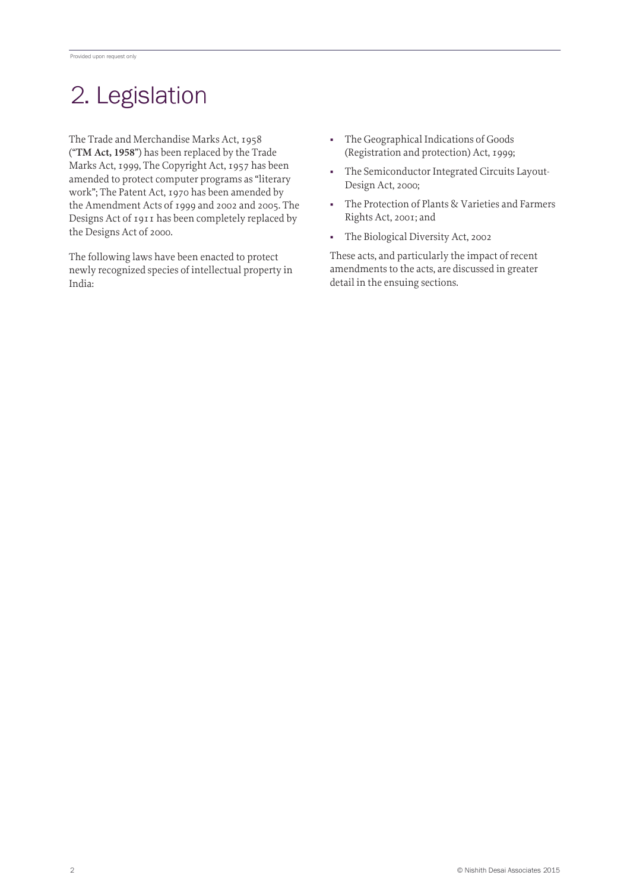# 2. Legislation

The Trade and Merchandise Marks Act, 1958 ("**TM Act, 1958**") has been replaced by the Trade Marks Act, 1999, The Copyright Act, 1957 has been amended to protect computer programs as "literary work"; The Patent Act, 1970 has been amended by the Amendment Acts of 1999 and 2002 and 2005. The Designs Act of 1911 has been completely replaced by the Designs Act of 2000.

The following laws have been enacted to protect newly recognized species of intellectual property in India:

- The Geographical Indications of Goods (Registration and protection) Act, 1999;
- The Semiconductor Integrated Circuits Layout-Design Act, 2000;
- The Protection of Plants & Varieties and Farmers Rights Act, 2001; and
- The Biological Diversity Act, 2002

These acts, and particularly the impact of recent amendments to the acts, are discussed in greater detail in the ensuing sections.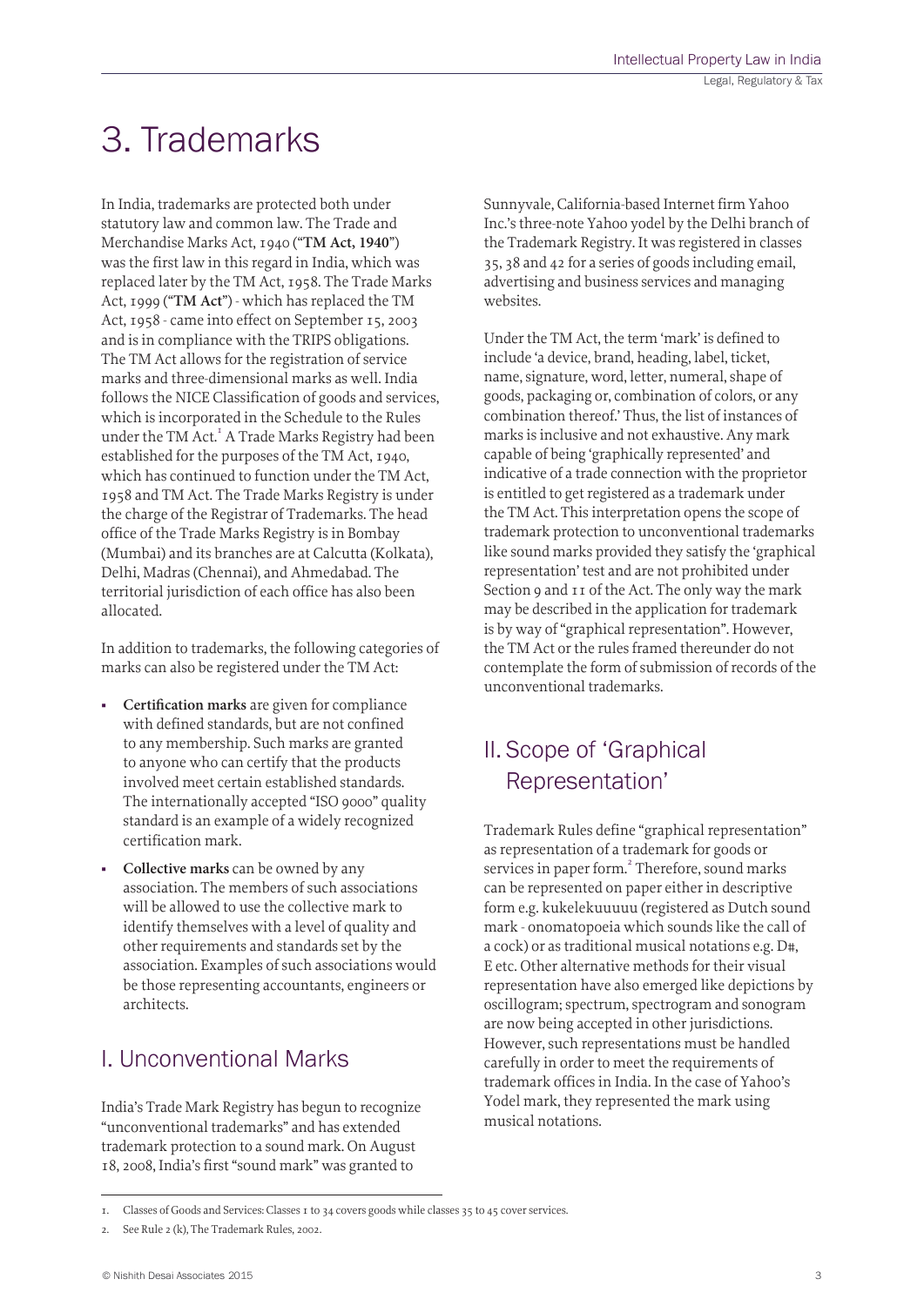# 3. Trademarks

In India, trademarks are protected both under statutory law and common law. The Trade and Merchandise Marks Act, 1940 ("**TM Act, 1940**") was the first law in this regard in India, which was replaced later by the TM Act, 1958. The Trade Marks Act, 1999 ("**TM Act**") - which has replaced the TM Act, 1958 - came into effect on September 15, 2003 and is in compliance with the TRIPS obligations. The TM Act allows for the registration of service marks and three-dimensional marks as well. India follows the NICE Classification of goods and services, which is incorporated in the Schedule to the Rules under the TM Act.[1] A Trade Marks Registry had been established for the purposes of the TM Act, 1940, which has continued to function under the TM Act, 1958 and TM Act. The Trade Marks Registry is under the charge of the Registrar of Trademarks. The head office of the Trade Marks Registry is in Bombay (Mumbai) and its branches are at Calcutta (Kolkata), Delhi, Madras (Chennai), and Ahmedabad. The territorial jurisdiction of each office has also been allocated.

In addition to trademarks, the following categories of marks can also be registered under the TM Act:

- **Certification marks** are given for compliance with defined standards, but are not confined to any membership. Such marks are granted to anyone who can certify that the products involved meet certain established standards. The internationally accepted "ISO 9000" quality standard is an example of a widely recognized certification mark.
- **Collective marks** can be owned by any association. The members of such associations will be allowed to use the collective mark to identify themselves with a level of quality and other requirements and standards set by the association. Examples of such associations would be those representing accountants, engineers or architects.

## I. Unconventional Marks

India's Trade Mark Registry has begun to recognize "unconventional trademarks" and has extended trademark protection to a sound mark. On August 18, 2008, India's first "sound mark" was granted to Sunnyvale, California-based Internet firm Yahoo Inc.'s three-note Yahoo yodel by the Delhi branch of the Trademark Registry. It was registered in classes 35, 38 and 42 for a series of goods including email, advertising and business services and managing websites.

Under the TM Act, the term 'mark' is defined to include 'a device, brand, heading, label, ticket, name, signature, word, letter, numeral, shape of goods, packaging or, combination of colors, or any combination thereof.' Thus, the list of instances of marks is inclusive and not exhaustive. Any mark capable of being 'graphically represented' and indicative of a trade connection with the proprietor is entitled to get registered as a trademark under the TM Act. This interpretation opens the scope of trademark protection to unconventional trademarks like sound marks provided they satisfy the 'graphical representation' test and are not prohibited under Section 9 and 11 of the Act. The only way the mark may be described in the application for trademark is by way of "graphical representation". However, the TM Act or the rules framed thereunder do not contemplate the form of submission of records of the unconventional trademarks.

## II. Scope of 'Graphical Representation'

Trademark Rules define "graphical representation" as representation of a trademark for goods or services in paper form.[2] Therefore, sound marks can be represented on paper either in descriptive form e.g. kukelekuuuuu (registered as Dutch sound mark - onomatopoeia which sounds like the call of a cock) or as traditional musical notations e.g. D#, E etc. Other alternative methods for their visual representation have also emerged like depictions by oscillogram; spectrum, spectrogram and sonogram are now being accepted in other jurisdictions. However, such representations must be handled carefully in order to meet the requirements of trademark offices in India. In the case of Yahoo's Yodel mark, they represented the mark using musical notations.

---

1. Classes of Goods and Services: Classes 1 to 34 covers goods while classes 35 to 45 cover services.
2. See Rule 2 (k), The Trademark Rules, 2002.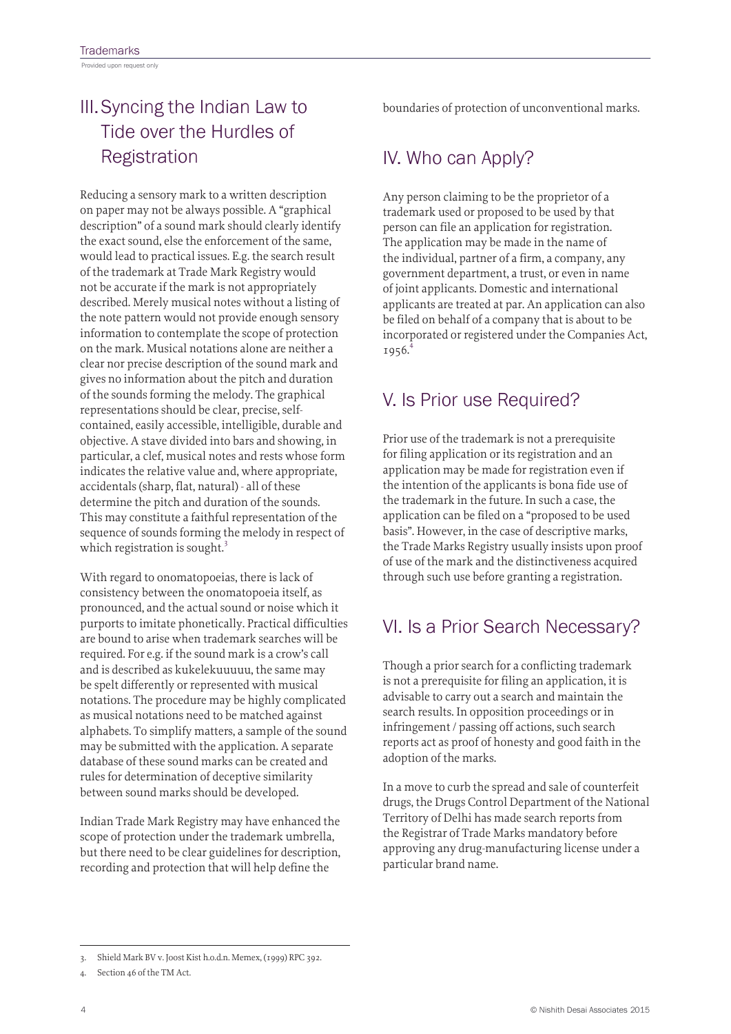## III. Syncing the Indian Law to Tide over the Hurdles of Registration

Reducing a sensory mark to a written description on paper may not be always possible. A "graphical description" of a sound mark should clearly identify the exact sound, else the enforcement of the same, would lead to practical issues. E.g. the search result of the trademark at Trade Mark Registry would not be accurate if the mark is not appropriately described. Merely musical notes without a listing of the note pattern would not provide enough sensory information to contemplate the scope of protection on the mark. Musical notations alone are neither a clear nor precise description of the sound mark and gives no information about the pitch and duration of the sounds forming the melody. The graphical representations should be clear, precise, self-contained, easily accessible, intelligible, durable and objective. A stave divided into bars and showing, in particular, a clef, musical notes and rests whose form indicates the relative value and, where appropriate, accidentals (sharp, flat, natural) - all of these determine the pitch and duration of the sounds. This may constitute a faithful representation of the sequence of sounds forming the melody in respect of which registration is sought.[3]

With regard to onomatopoeias, there is lack of consistency between the onomatopoeia itself, as pronounced, and the actual sound or noise which it purports to imitate phonetically. Practical difficulties are bound to arise when trademark searches will be required. For e.g. if the sound mark is a crow's call and is described as kukelekuuuuu, the same may be spelt differently or represented with musical notations. The procedure may be highly complicated as musical notations need to be matched against alphabets. To simplify matters, a sample of the sound may be submitted with the application. A separate database of these sound marks can be created and rules for determination of deceptive similarity between sound marks should be developed.

Indian Trade Mark Registry may have enhanced the scope of protection under the trademark umbrella, but there need to be clear guidelines for description, recording and protection that will help define the boundaries of protection of unconventional marks.

## IV. Who can Apply?

Any person claiming to be the proprietor of a trademark used or proposed to be used by that person can file an application for registration. The application may be made in the name of the individual, partner of a firm, a company, any government department, a trust, or even in name of joint applicants. Domestic and international applicants are treated at par. An application can also be filed on behalf of a company that is about to be incorporated or registered under the Companies Act, 1956.[4]

## V. Is Prior use Required?

Prior use of the trademark is not a prerequisite for filing application or its registration and an application may be made for registration even if the intention of the applicants is bona fide use of the trademark in the future. In such a case, the application can be filed on a "proposed to be used basis". However, in the case of descriptive marks, the Trade Marks Registry usually insists upon proof of use of the mark and the distinctiveness acquired through such use before granting a registration.

## VI. Is a Prior Search Necessary?

Though a prior search for a conflicting trademark is not a prerequisite for filing an application, it is advisable to carry out a search and maintain the search results. In opposition proceedings or in infringement / passing off actions, such search reports act as proof of honesty and good faith in the adoption of the marks.

In a move to curb the spread and sale of counterfeit drugs, the Drugs Control Department of the National Territory of Delhi has made search reports from the Registrar of Trade Marks mandatory before approving any drug-manufacturing license under a particular brand name.

---

3. Shield Mark BV v. Joost Kist h.o.d.n. Memex, (1999) RPC 392.
4. Section 46 of the TM Act.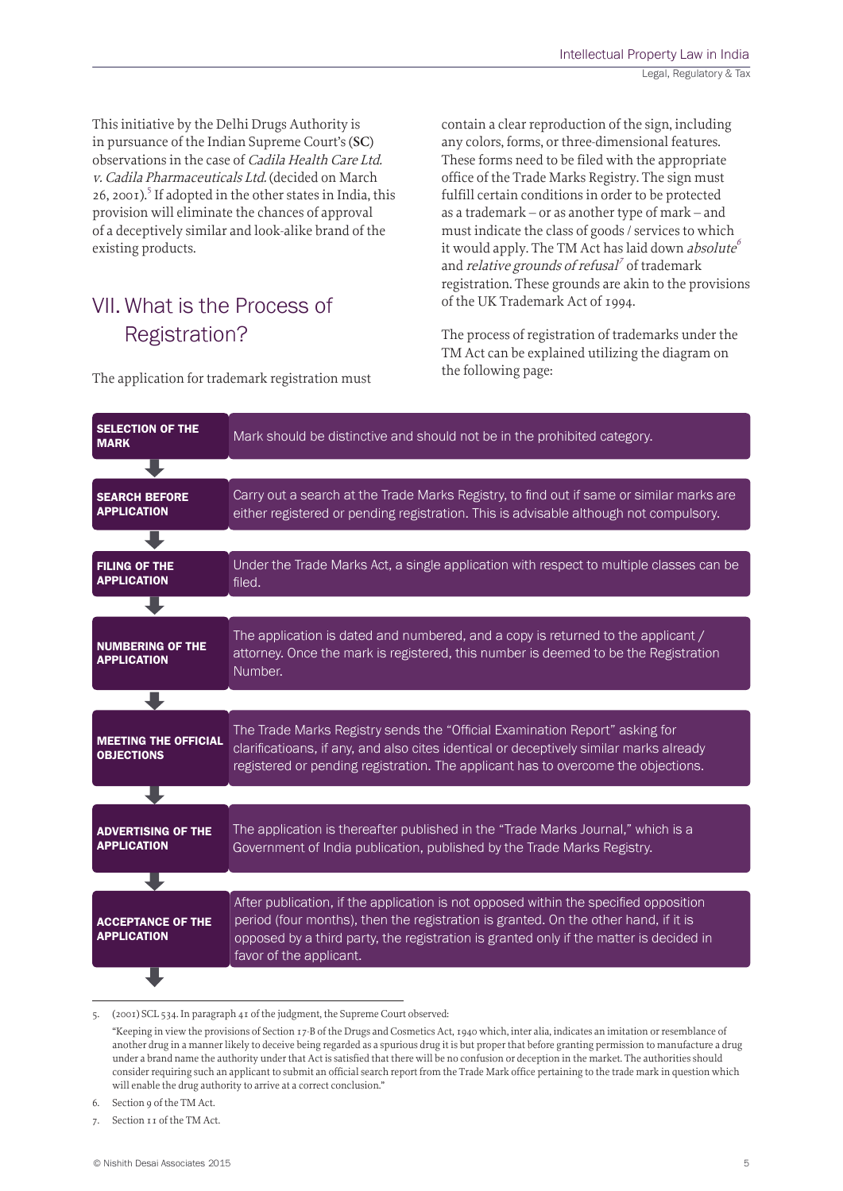This initiative by the Delhi Drugs Authority is in pursuance of the Indian Supreme Court's (**SC**) observations in the case of *Cadila Health Care Ltd. v. Cadila Pharmaceuticals Ltd.* (decided on March 26, 2001).[5] If adopted in the other states in India, this provision will eliminate the chances of approval of a deceptively similar and look-alike brand of the existing products.

## VII. What is the Process of Registration?

The application for trademark registration must contain a clear reproduction of the sign, including any colors, forms, or three-dimensional features. These forms need to be filed with the appropriate office of the Trade Marks Registry. The sign must fulfill certain conditions in order to be protected as a trademark – or as another type of mark – and must indicate the class of goods / services to which it would apply. The TM Act has laid down *absolute*[6] and *relative grounds of refusal*[7] of trademark registration. These grounds are akin to the provisions of the UK Trademark Act of 1994.

The process of registration of trademarks under the TM Act can be explained utilizing the diagram on the following page:

| Step | Description |
|---|---|
| **SELECTION OF THE MARK** | Mark should be distinctive and should not be in the prohibited category. |
| **SEARCH BEFORE APPLICATION** | Carry out a search at the Trade Marks Registry, to find out if same or similar marks are either registered or pending registration. This is advisable although not compulsory. |
| **FILING OF THE APPLICATION** | Under the Trade Marks Act, a single application with respect to multiple classes can be filed. |
| **NUMBERING OF THE APPLICATION** | The application is dated and numbered, and a copy is returned to the applicant / attorney. Once the mark is registered, this number is deemed to be the Registration Number. |
| **MEETING THE OFFICIAL OBJECTIONS** | The Trade Marks Registry sends the "Official Examination Report" asking for clarificatioans, if any, and also cites identical or deceptively similar marks already registered or pending registration. The applicant has to overcome the objections. |
| **ADVERTISING OF THE APPLICATION** | The application is thereafter published in the "Trade Marks Journal," which is a Government of India publication, published by the Trade Marks Registry. |
| **ACCEPTANCE OF THE APPLICATION** | After publication, if the application is not opposed within the specified opposition period (four months), then the registration is granted. On the other hand, if it is opposed by a third party, the registration is granted only if the matter is decided in favor of the applicant. |

5. (2001) SCL 534. In paragraph 41 of the judgment, the Supreme Court observed:

"Keeping in view the provisions of Section 17-B of the Drugs and Cosmetics Act, 1940 which, inter alia, indicates an imitation or resemblance of another drug in a manner likely to deceive being regarded as a spurious drug it is but proper that before granting permission to manufacture a drug under a brand name the authority under that Act is satisfied that there will be no confusion or deception in the market. The authorities should consider requiring such an applicant to submit an official search report from the Trade Mark office pertaining to the trade mark in question which will enable the drug authority to arrive at a correct conclusion."

6. Section 9 of the TM Act.

7. Section 11 of the TM Act.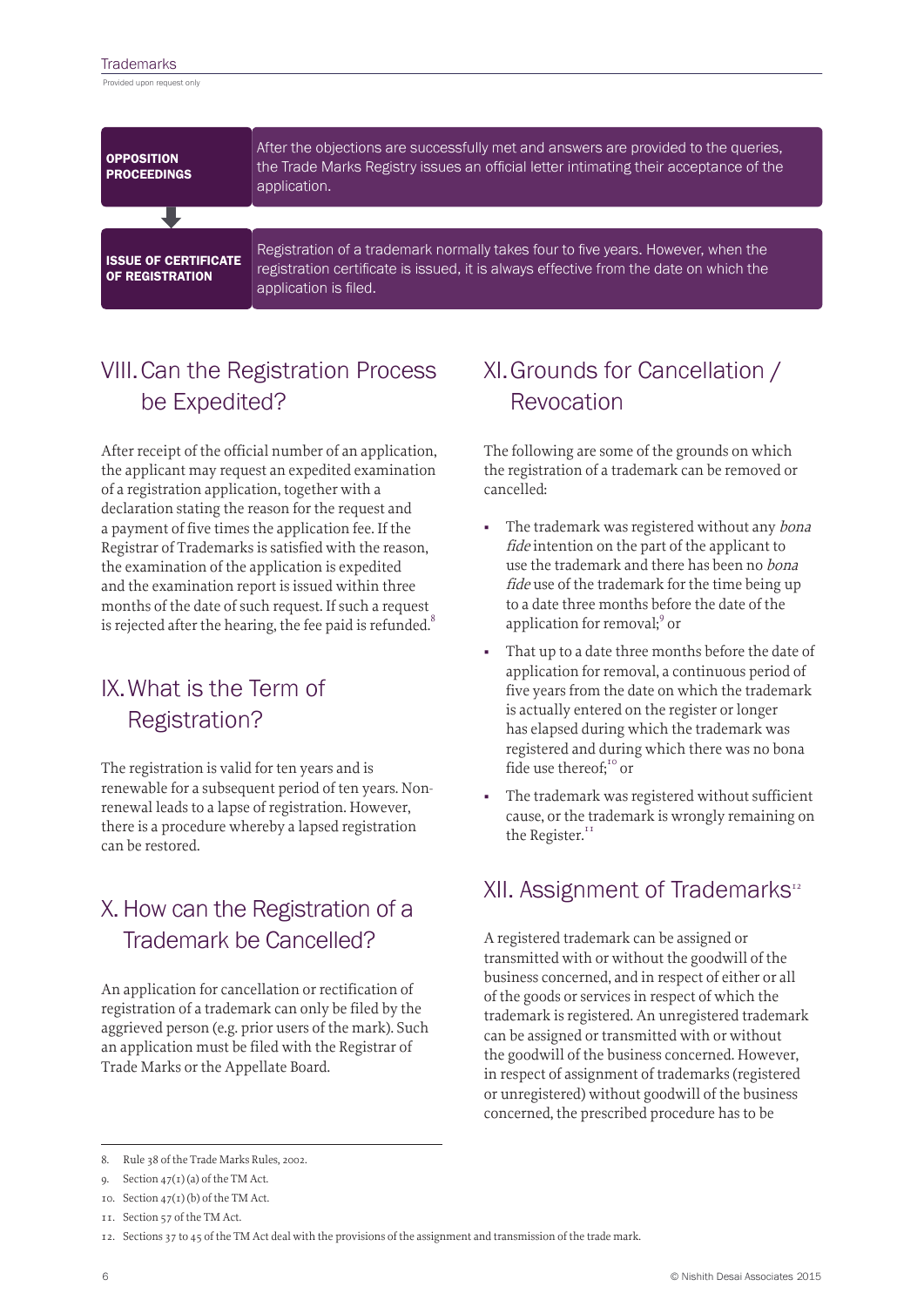| | |
|---|---|
| **OPPOSITION PROCEEDINGS** | After the objections are successfully met and answers are provided to the queries, the Trade Marks Registry issues an official letter intimating their acceptance of the application. |
| **ISSUE OF CERTIFICATE OF REGISTRATION** | Registration of a trademark normally takes four to five years. However, when the registration certificate is issued, it is always effective from the date on which the application is filed. |

## VIII. Can the Registration Process be Expedited?

After receipt of the official number of an application, the applicant may request an expedited examination of a registration application, together with a declaration stating the reason for the request and a payment of five times the application fee. If the Registrar of Trademarks is satisfied with the reason, the examination of the application is expedited and the examination report is issued within three months of the date of such request. If such a request is rejected after the hearing, the fee paid is refunded.[8]

## IX. What is the Term of Registration?

The registration is valid for ten years and is renewable for a subsequent period of ten years. Non-renewal leads to a lapse of registration. However, there is a procedure whereby a lapsed registration can be restored.

## X. How can the Registration of a Trademark be Cancelled?

An application for cancellation or rectification of registration of a trademark can only be filed by the aggrieved person (e.g. prior users of the mark). Such an application must be filed with the Registrar of Trade Marks or the Appellate Board.

## XI. Grounds for Cancellation / Revocation

The following are some of the grounds on which the registration of a trademark can be removed or cancelled:

- The trademark was registered without any *bona fide* intention on the part of the applicant to use the trademark and there has been no *bona fide* use of the trademark for the time being up to a date three months before the date of the application for removal;[9] or
- That up to a date three months before the date of application for removal, a continuous period of five years from the date on which the trademark is actually entered on the register or longer has elapsed during which the trademark was registered and during which there was no bona fide use thereof;[10] or
- The trademark was registered without sufficient cause, or the trademark is wrongly remaining on the Register.[11]

## XII. Assignment of Trademarks[12]

A registered trademark can be assigned or transmitted with or without the goodwill of the business concerned, and in respect of either or all of the goods or services in respect of which the trademark is registered. An unregistered trademark can be assigned or transmitted with or without the goodwill of the business concerned. However, in respect of assignment of trademarks (registered or unregistered) without goodwill of the business concerned, the prescribed procedure has to be

---

8. Rule 38 of the Trade Marks Rules, 2002.
9. Section 47(1) (a) of the TM Act.
10. Section 47(1) (b) of the TM Act.
11. Section 57 of the TM Act.
12. Sections 37 to 45 of the TM Act deal with the provisions of the assignment and transmission of the trade mark.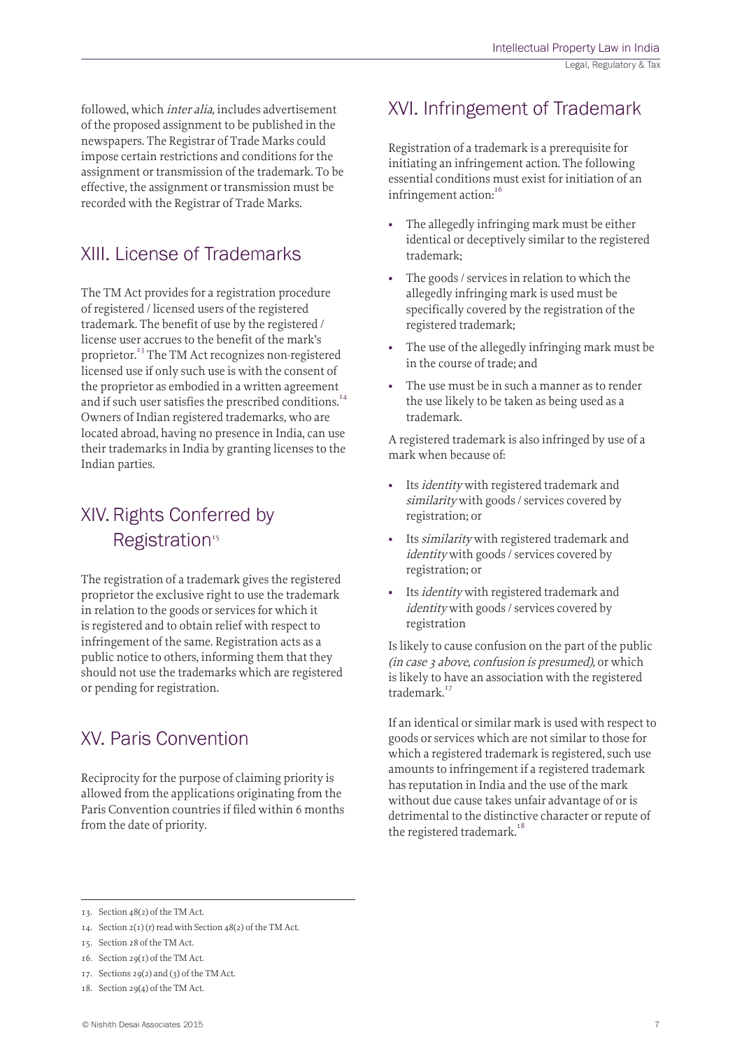followed, which *inter alia,* includes advertisement of the proposed assignment to be published in the newspapers. The Registrar of Trade Marks could impose certain restrictions and conditions for the assignment or transmission of the trademark. To be effective, the assignment or transmission must be recorded with the Registrar of Trade Marks.

## XIII. License of Trademarks

The TM Act provides for a registration procedure of registered / licensed users of the registered trademark. The benefit of use by the registered / license user accrues to the benefit of the mark's proprietor.[13] The TM Act recognizes non-registered licensed use if only such use is with the consent of the proprietor as embodied in a written agreement and if such user satisfies the prescribed conditions.[14] Owners of Indian registered trademarks, who are located abroad, having no presence in India, can use their trademarks in India by granting licenses to the Indian parties.

## XIV. Rights Conferred by Registration[15]

The registration of a trademark gives the registered proprietor the exclusive right to use the trademark in relation to the goods or services for which it is registered and to obtain relief with respect to infringement of the same. Registration acts as a public notice to others, informing them that they should not use the trademarks which are registered or pending for registration.

## XV. Paris Convention

Reciprocity for the purpose of claiming priority is allowed from the applications originating from the Paris Convention countries if filed within 6 months from the date of priority.

## XVI. Infringement of Trademark

Registration of a trademark is a prerequisite for initiating an infringement action. The following essential conditions must exist for initiation of an infringement action:[16]

- The allegedly infringing mark must be either identical or deceptively similar to the registered trademark;
- The goods / services in relation to which the allegedly infringing mark is used must be specifically covered by the registration of the registered trademark;
- The use of the allegedly infringing mark must be in the course of trade; and
- The use must be in such a manner as to render the use likely to be taken as being used as a trademark.

A registered trademark is also infringed by use of a mark when because of:

- Its *identity* with registered trademark and *similarity* with goods / services covered by registration; or
- Its *similarity* with registered trademark and *identity* with goods / services covered by registration; or
- Its *identity* with registered trademark and *identity* with goods / services covered by registration

Is likely to cause confusion on the part of the public *(in case 3 above, confusion is presumed),* or which is likely to have an association with the registered trademark.[17]

If an identical or similar mark is used with respect to goods or services which are not similar to those for which a registered trademark is registered, such use amounts to infringement if a registered trademark has reputation in India and the use of the mark without due cause takes unfair advantage of or is detrimental to the distinctive character or repute of the registered trademark.[18]

---

13. Section 48(2) of the TM Act.
14. Section 2(1)(r) read with Section 48(2) of the TM Act.
15. Section 28 of the TM Act.
16. Section 29(1) of the TM Act.
17. Sections 29(2) and (3) of the TM Act.
18. Section 29(4) of the TM Act.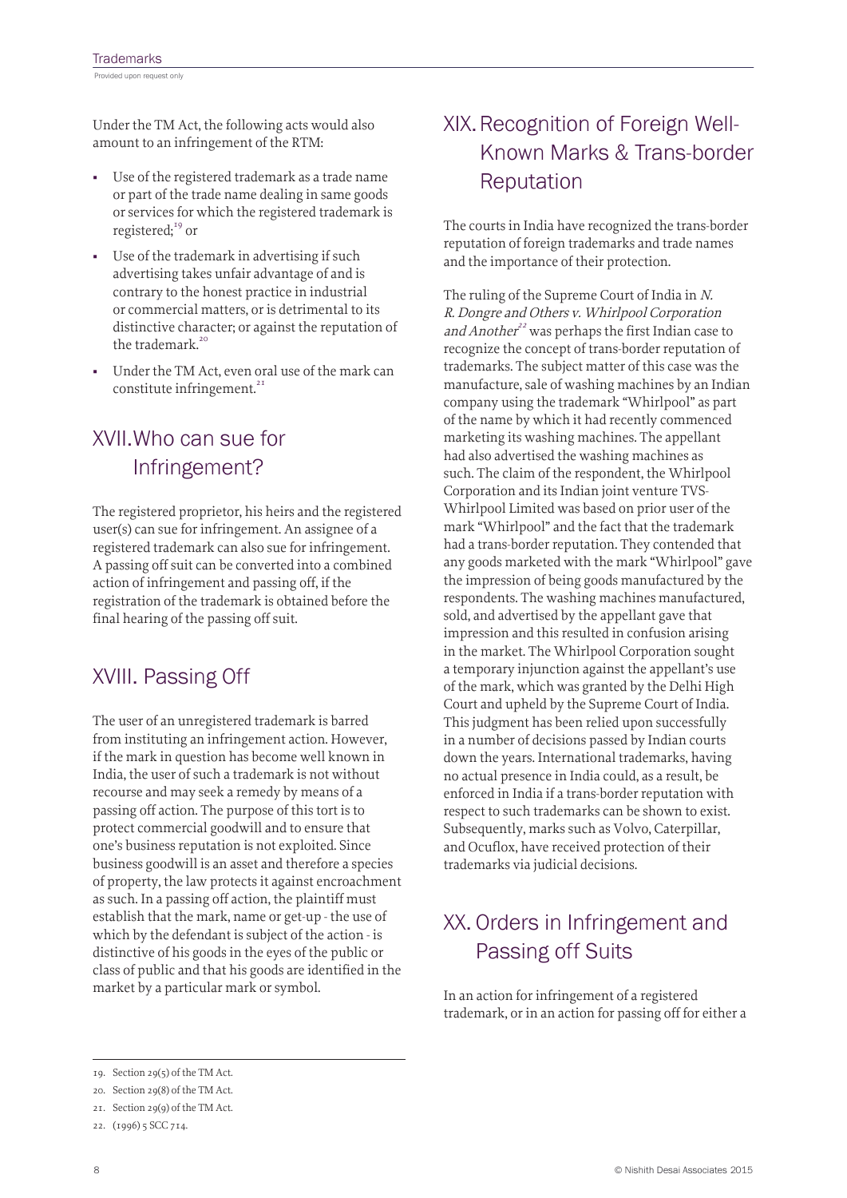Under the TM Act, the following acts would also amount to an infringement of the RTM:

- Use of the registered trademark as a trade name or part of the trade name dealing in same goods or services for which the registered trademark is registered;[19] or
- Use of the trademark in advertising if such advertising takes unfair advantage of and is contrary to the honest practice in industrial or commercial matters, or is detrimental to its distinctive character; or against the reputation of the trademark.[20]
- Under the TM Act, even oral use of the mark can constitute infringement.[21]

## XVII. Who can sue for Infringement?

The registered proprietor, his heirs and the registered user(s) can sue for infringement. An assignee of a registered trademark can also sue for infringement. A passing off suit can be converted into a combined action of infringement and passing off, if the registration of the trademark is obtained before the final hearing of the passing off suit.

## XVIII. Passing Off

The user of an unregistered trademark is barred from instituting an infringement action. However, if the mark in question has become well known in India, the user of such a trademark is not without recourse and may seek a remedy by means of a passing off action. The purpose of this tort is to protect commercial goodwill and to ensure that one's business reputation is not exploited. Since business goodwill is an asset and therefore a species of property, the law protects it against encroachment as such. In a passing off action, the plaintiff must establish that the mark, name or get-up - the use of which by the defendant is subject of the action - is distinctive of his goods in the eyes of the public or class of public and that his goods are identified in the market by a particular mark or symbol.

## XIX. Recognition of Foreign Well-Known Marks & Trans-border Reputation

The courts in India have recognized the trans-border reputation of foreign trademarks and trade names and the importance of their protection.

The ruling of the Supreme Court of India in *N. R. Dongre and Others v. Whirlpool Corporation and Another*[22] was perhaps the first Indian case to recognize the concept of trans-border reputation of trademarks. The subject matter of this case was the manufacture, sale of washing machines by an Indian company using the trademark "Whirlpool" as part of the name by which it had recently commenced marketing its washing machines. The appellant had also advertised the washing machines as such. The claim of the respondent, the Whirlpool Corporation and its Indian joint venture TVS-Whirlpool Limited was based on prior user of the mark "Whirlpool" and the fact that the trademark had a trans-border reputation. They contended that any goods marketed with the mark "Whirlpool" gave the impression of being goods manufactured by the respondents. The washing machines manufactured, sold, and advertised by the appellant gave that impression and this resulted in confusion arising in the market. The Whirlpool Corporation sought a temporary injunction against the appellant's use of the mark, which was granted by the Delhi High Court and upheld by the Supreme Court of India. This judgment has been relied upon successfully in a number of decisions passed by Indian courts down the years. International trademarks, having no actual presence in India could, as a result, be enforced in India if a trans-border reputation with respect to such trademarks can be shown to exist. Subsequently, marks such as Volvo, Caterpillar, and Ocuflox, have received protection of their trademarks via judicial decisions.

## XX. Orders in Infringement and Passing off Suits

In an action for infringement of a registered trademark, or in an action for passing off for either a

---

19. Section 29(5) of the TM Act.
20. Section 29(8) of the TM Act.
21. Section 29(9) of the TM Act.
22. (1996) 5 SCC 714.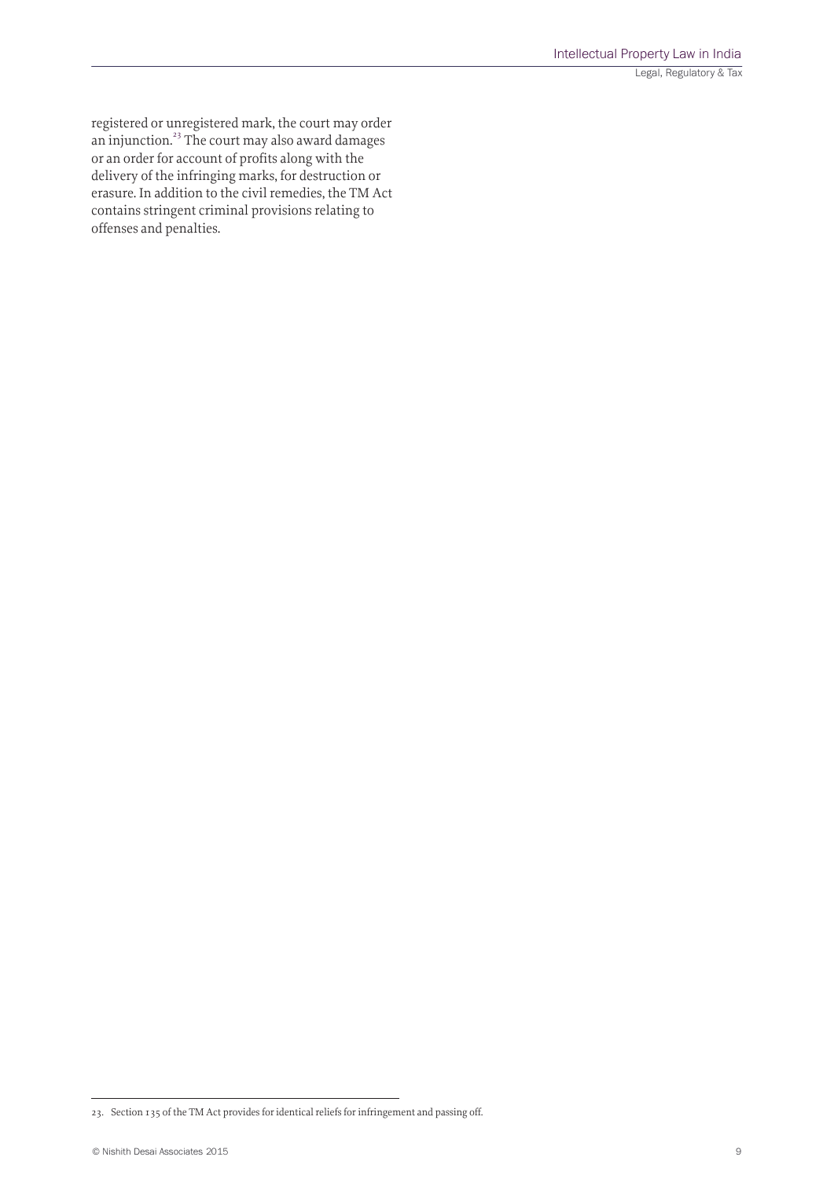registered or unregistered mark, the court may order an injunction.[23] The court may also award damages or an order for account of profits along with the delivery of the infringing marks, for destruction or erasure. In addition to the civil remedies, the TM Act contains stringent criminal provisions relating to offenses and penalties.

---

23. Section 135 of the TM Act provides for identical reliefs for infringement and passing off.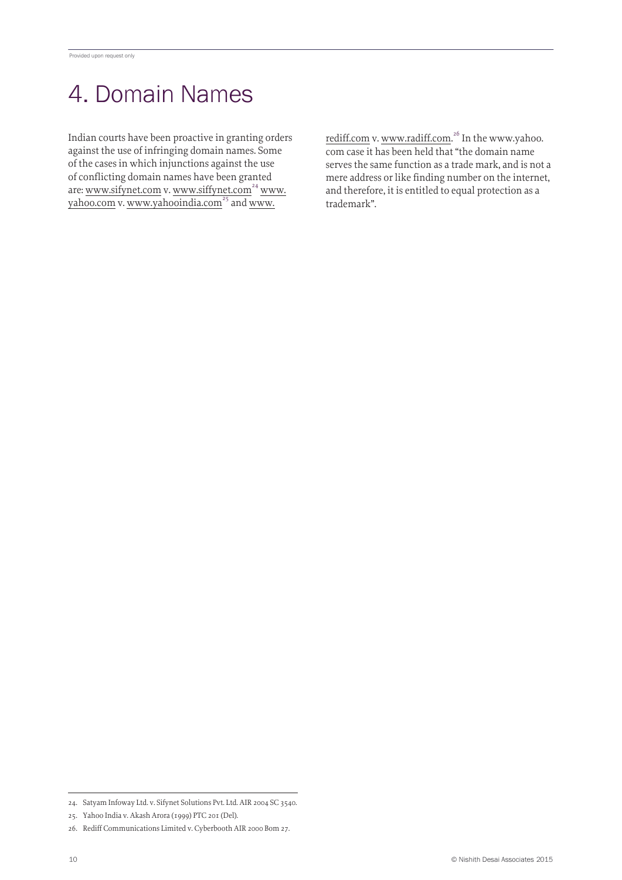# 4. Domain Names

Indian courts have been proactive in granting orders against the use of infringing domain names. Some of the cases in which injunctions against the use of conflicting domain names have been granted are: www.sifynet.com v. www.siffynet.com[24] www.yahoo.com v. www.yahooindia.com[25] and www.rediff.com v. www.radiff.com.[26] In the www.yahoo.com case it has been held that "the domain name serves the same function as a trade mark, and is not a mere address or like finding number on the internet, and therefore, it is entitled to equal protection as a trademark".

---

24. Satyam Infoway Ltd. v. Sifynet Solutions Pvt. Ltd. AIR 2004 SC 3540.
25. Yahoo India v. Akash Arora (1999) PTC 201 (Del).
26. Rediff Communications Limited v. Cyberbooth AIR 2000 Bom 27.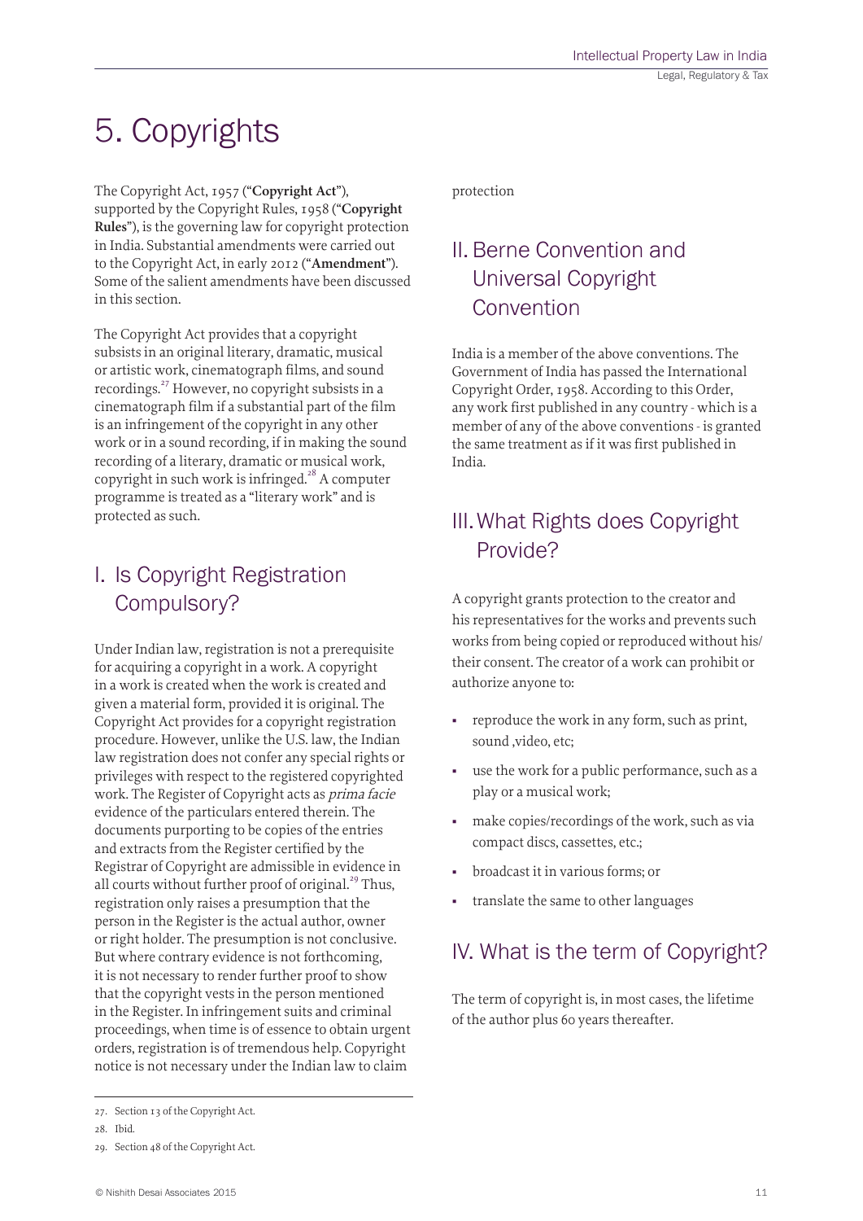# 5. Copyrights

The Copyright Act, 1957 ("**Copyright Act**"), supported by the Copyright Rules, 1958 ("**Copyright Rules**"), is the governing law for copyright protection in India. Substantial amendments were carried out to the Copyright Act, in early 2012 ("**Amendment**"). Some of the salient amendments have been discussed in this section.

The Copyright Act provides that a copyright subsists in an original literary, dramatic, musical or artistic work, cinematograph films, and sound recordings.[27] However, no copyright subsists in a cinematograph film if a substantial part of the film is an infringement of the copyright in any other work or in a sound recording, if in making the sound recording of a literary, dramatic or musical work, copyright in such work is infringed.[28] A computer programme is treated as a "literary work" and is protected as such.

## I. Is Copyright Registration Compulsory?

Under Indian law, registration is not a prerequisite for acquiring a copyright in a work. A copyright in a work is created when the work is created and given a material form, provided it is original. The Copyright Act provides for a copyright registration procedure. However, unlike the U.S. law, the Indian law registration does not confer any special rights or privileges with respect to the registered copyrighted work. The Register of Copyright acts as *prima facie* evidence of the particulars entered therein. The documents purporting to be copies of the entries and extracts from the Register certified by the Registrar of Copyright are admissible in evidence in all courts without further proof of original.[29] Thus, registration only raises a presumption that the person in the Register is the actual author, owner or right holder. The presumption is not conclusive. But where contrary evidence is not forthcoming, it is not necessary to render further proof to show that the copyright vests in the person mentioned in the Register. In infringement suits and criminal proceedings, when time is of essence to obtain urgent orders, registration is of tremendous help. Copyright notice is not necessary under the Indian law to claim protection

## II. Berne Convention and Universal Copyright Convention

India is a member of the above conventions. The Government of India has passed the International Copyright Order, 1958. According to this Order, any work first published in any country - which is a member of any of the above conventions - is granted the same treatment as if it was first published in India.

## III. What Rights does Copyright Provide?

A copyright grants protection to the creator and his representatives for the works and prevents such works from being copied or reproduced without his/their consent. The creator of a work can prohibit or authorize anyone to:

- reproduce the work in any form, such as print, sound ,video, etc;
- use the work for a public performance, such as a play or a musical work;
- make copies/recordings of the work, such as via compact discs, cassettes, etc.;
- broadcast it in various forms; or
- translate the same to other languages

## IV. What is the term of Copyright?

The term of copyright is, in most cases, the lifetime of the author plus 60 years thereafter.

---

27. Section 13 of the Copyright Act.

28. Ibid.

29. Section 48 of the Copyright Act.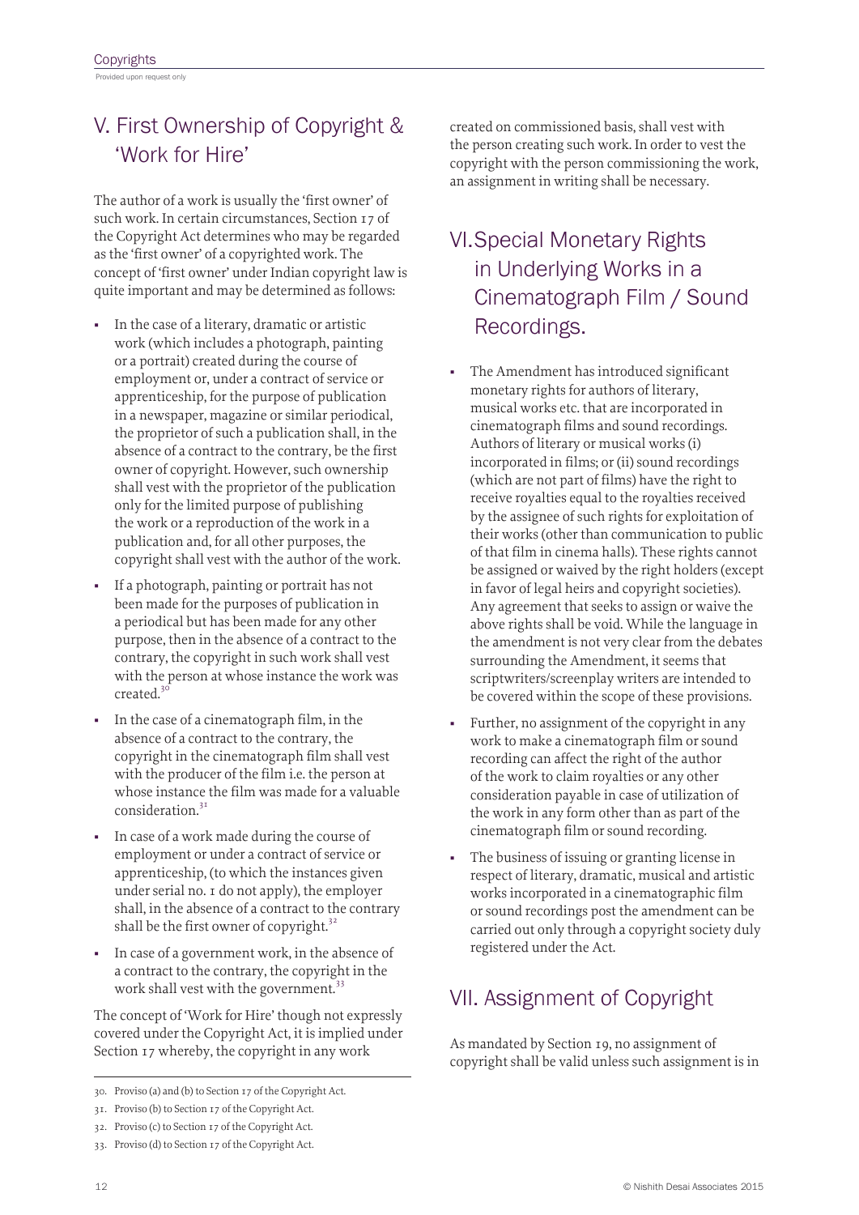## V. First Ownership of Copyright & 'Work for Hire'

The author of a work is usually the 'first owner' of such work. In certain circumstances, Section 17 of the Copyright Act determines who may be regarded as the 'first owner' of a copyrighted work. The concept of 'first owner' under Indian copyright law is quite important and may be determined as follows:

- In the case of a literary, dramatic or artistic work (which includes a photograph, painting or a portrait) created during the course of employment or, under a contract of service or apprenticeship, for the purpose of publication in a newspaper, magazine or similar periodical, the proprietor of such a publication shall, in the absence of a contract to the contrary, be the first owner of copyright. However, such ownership shall vest with the proprietor of the publication only for the limited purpose of publishing the work or a reproduction of the work in a publication and, for all other purposes, the copyright shall vest with the author of the work.
- If a photograph, painting or portrait has not been made for the purposes of publication in a periodical but has been made for any other purpose, then in the absence of a contract to the contrary, the copyright in such work shall vest with the person at whose instance the work was created.[30]
- In the case of a cinematograph film, in the absence of a contract to the contrary, the copyright in the cinematograph film shall vest with the producer of the film i.e. the person at whose instance the film was made for a valuable consideration.[31]
- In case of a work made during the course of employment or under a contract of service or apprenticeship, (to which the instances given under serial no. 1 do not apply), the employer shall, in the absence of a contract to the contrary shall be the first owner of copyright.[32]
- In case of a government work, in the absence of a contract to the contrary, the copyright in the work shall vest with the government.[33]

The concept of 'Work for Hire' though not expressly covered under the Copyright Act, it is implied under Section 17 whereby, the copyright in any work created on commissioned basis, shall vest with the person creating such work. In order to vest the copyright with the person commissioning the work, an assignment in writing shall be necessary.

## VI. Special Monetary Rights in Underlying Works in a Cinematograph Film / Sound Recordings.

- The Amendment has introduced significant monetary rights for authors of literary, musical works etc. that are incorporated in cinematograph films and sound recordings. Authors of literary or musical works (i) incorporated in films; or (ii) sound recordings (which are not part of films) have the right to receive royalties equal to the royalties received by the assignee of such rights for exploitation of their works (other than communication to public of that film in cinema halls). These rights cannot be assigned or waived by the right holders (except in favor of legal heirs and copyright societies). Any agreement that seeks to assign or waive the above rights shall be void. While the language in the amendment is not very clear from the debates surrounding the Amendment, it seems that scriptwriters/screenplay writers are intended to be covered within the scope of these provisions.
- Further, no assignment of the copyright in any work to make a cinematograph film or sound recording can affect the right of the author of the work to claim royalties or any other consideration payable in case of utilization of the work in any form other than as part of the cinematograph film or sound recording.
- The business of issuing or granting license in respect of literary, dramatic, musical and artistic works incorporated in a cinematographic film or sound recordings post the amendment can be carried out only through a copyright society duly registered under the Act.

## VII. Assignment of Copyright

As mandated by Section 19, no assignment of copyright shall be valid unless such assignment is in

---

30. Proviso (a) and (b) to Section 17 of the Copyright Act.
31. Proviso (b) to Section 17 of the Copyright Act.
32. Proviso (c) to Section 17 of the Copyright Act.
33. Proviso (d) to Section 17 of the Copyright Act.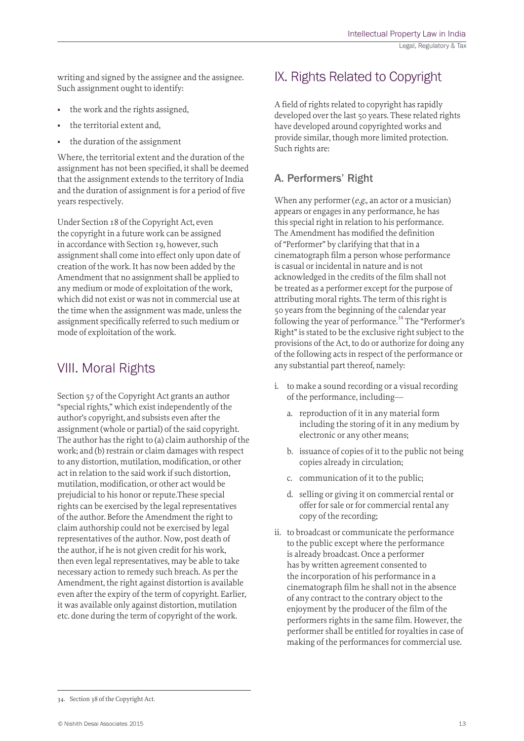writing and signed by the assignee and the assignee. Such assignment ought to identify:

- the work and the rights assigned,
- the territorial extent and,
- the duration of the assignment

Where, the territorial extent and the duration of the assignment has not been specified, it shall be deemed that the assignment extends to the territory of India and the duration of assignment is for a period of five years respectively.

Under Section 18 of the Copyright Act, even the copyright in a future work can be assigned in accordance with Section 19, however, such assignment shall come into effect only upon date of creation of the work. It has now been added by the Amendment that no assignment shall be applied to any medium or mode of exploitation of the work, which did not exist or was not in commercial use at the time when the assignment was made, unless the assignment specifically referred to such medium or mode of exploitation of the work.

## VIII. Moral Rights

Section 57 of the Copyright Act grants an author "special rights," which exist independently of the author's copyright, and subsists even after the assignment (whole or partial) of the said copyright. The author has the right to (a) claim authorship of the work; and (b) restrain or claim damages with respect to any distortion, mutilation, modification, or other act in relation to the said work if such distortion, mutilation, modification, or other act would be prejudicial to his honor or repute.These special rights can be exercised by the legal representatives of the author. Before the Amendment the right to claim authorship could not be exercised by legal representatives of the author. Now, post death of the author, if he is not given credit for his work, then even legal representatives, may be able to take necessary action to remedy such breach. As per the Amendment, the right against distortion is available even after the expiry of the term of copyright. Earlier, it was available only against distortion, mutilation etc. done during the term of copyright of the work.

## IX. Rights Related to Copyright

A field of rights related to copyright has rapidly developed over the last 50 years. These related rights have developed around copyrighted works and provide similar, though more limited protection. Such rights are:

### A. Performers' Right

When any performer (*e.g.,* an actor or a musician) appears or engages in any performance, he has this special right in relation to his performance. The Amendment has modified the definition of "Performer" by clarifying that that in a cinematograph film a person whose performance is casual or incidental in nature and is not acknowledged in the credits of the film shall not be treated as a performer except for the purpose of attributing moral rights. The term of this right is 50 years from the beginning of the calendar year following the year of performance.[34] The "Performer's Right" is stated to be the exclusive right subject to the provisions of the Act, to do or authorize for doing any of the following acts in respect of the performance or any substantial part thereof, namely:

i. to make a sound recording or a visual recording of the performance, including—
   a. reproduction of it in any material form including the storing of it in any medium by electronic or any other means;
   b. issuance of copies of it to the public not being copies already in circulation;
   c. communication of it to the public;
   d. selling or giving it on commercial rental or offer for sale or for commercial rental any copy of the recording;
ii. to broadcast or communicate the performance to the public except where the performance is already broadcast. Once a performer has by written agreement consented to the incorporation of his performance in a cinematograph film he shall not in the absence of any contract to the contrary object to the enjoyment by the producer of the film of the performers rights in the same film. However, the performer shall be entitled for royalties in case of making of the performances for commercial use.

---

34. Section 38 of the Copyright Act.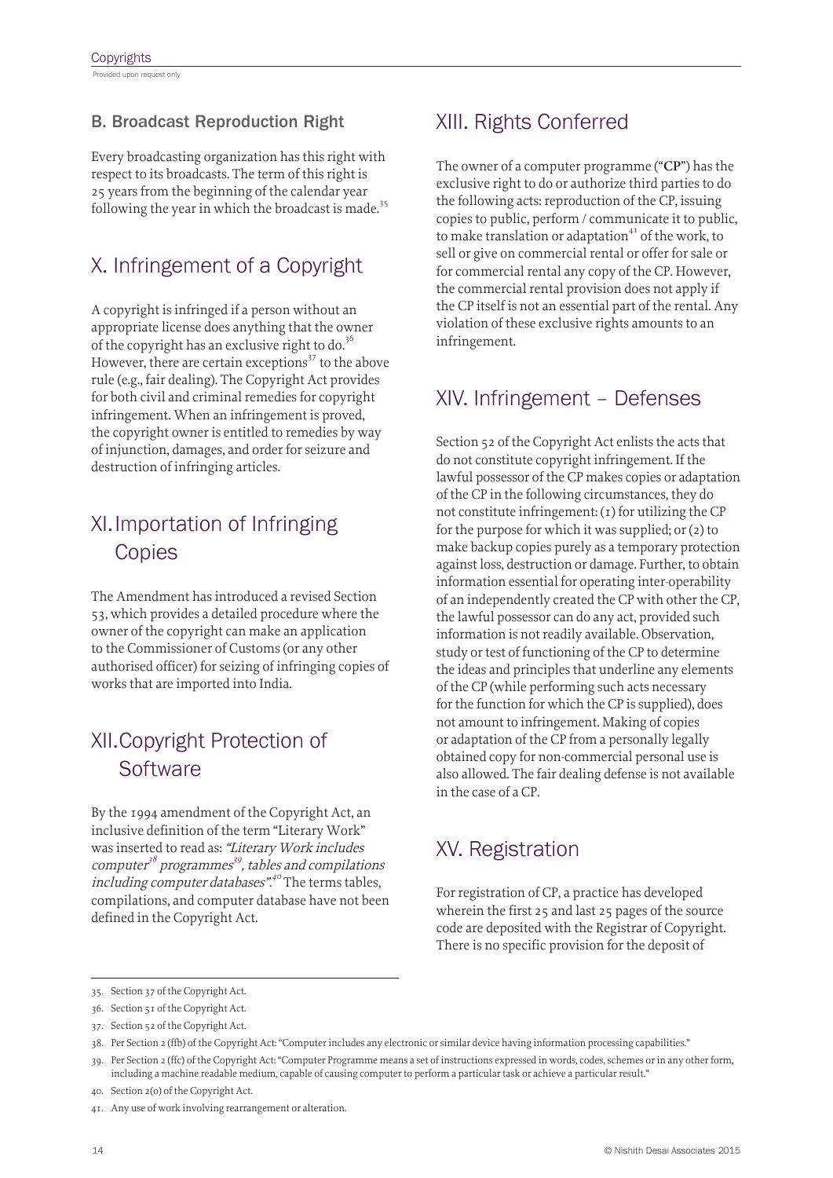### B. Broadcast Reproduction Right

Every broadcasting organization has this right with respect to its broadcasts. The term of this right is 25 years from the beginning of the calendar year following the year in which the broadcast is made.[35]

## X. Infringement of a Copyright

A copyright is infringed if a person without an appropriate license does anything that the owner of the copyright has an exclusive right to do.[36] However, there are certain exceptions[37] to the above rule (e.g., fair dealing). The Copyright Act provides for both civil and criminal remedies for copyright infringement. When an infringement is proved, the copyright owner is entitled to remedies by way of injunction, damages, and order for seizure and destruction of infringing articles.

## XI. Importation of Infringing Copies

The Amendment has introduced a revised Section 53, which provides a detailed procedure where the owner of the copyright can make an application to the Commissioner of Customs (or any other authorised officer) for seizing of infringing copies of works that are imported into India.

## XII. Copyright Protection of Software

By the 1994 amendment of the Copyright Act, an inclusive definition of the term "Literary Work" was inserted to read as: *"Literary Work includes computer[38] programmes[39], tables and compilations including computer databases".*[40] The terms tables, compilations, and computer database have not been defined in the Copyright Act.

## XIII. Rights Conferred

The owner of a computer programme ("**CP**") has the exclusive right to do or authorize third parties to do the following acts: reproduction of the CP, issuing copies to public, perform / communicate it to public, to make translation or adaptation[41] of the work, to sell or give on commercial rental or offer for sale or for commercial rental any copy of the CP. However, the commercial rental provision does not apply if the CP itself is not an essential part of the rental. Any violation of these exclusive rights amounts to an infringement.

## XIV. Infringement – Defenses

Section 52 of the Copyright Act enlists the acts that do not constitute copyright infringement. If the lawful possessor of the CP makes copies or adaptation of the CP in the following circumstances, they do not constitute infringement: (1) for utilizing the CP for the purpose for which it was supplied; or (2) to make backup copies purely as a temporary protection against loss, destruction or damage. Further, to obtain information essential for operating inter-operability of an independently created the CP with other the CP, the lawful possessor can do any act, provided such information is not readily available. Observation, study or test of functioning of the CP to determine the ideas and principles that underline any elements of the CP (while performing such acts necessary for the function for which the CP is supplied), does not amount to infringement. Making of copies or adaptation of the CP from a personally legally obtained copy for non-commercial personal use is also allowed. The fair dealing defense is not available in the case of a CP.

## XV. Registration

For registration of CP, a practice has developed wherein the first 25 and last 25 pages of the source code are deposited with the Registrar of Copyright. There is no specific provision for the deposit of

---

35. Section 37 of the Copyright Act.
36. Section 51 of the Copyright Act.
37. Section 52 of the Copyright Act.
38. Per Section 2 (ffb) of the Copyright Act: "Computer includes any electronic or similar device having information processing capabilities."
39. Per Section 2 (ffc) of the Copyright Act: "Computer Programme means a set of instructions expressed in words, codes, schemes or in any other form, including a machine readable medium, capable of causing computer to perform a particular task or achieve a particular result."
40. Section 2(o) of the Copyright Act.
41. Any use of work involving rearrangement or alteration.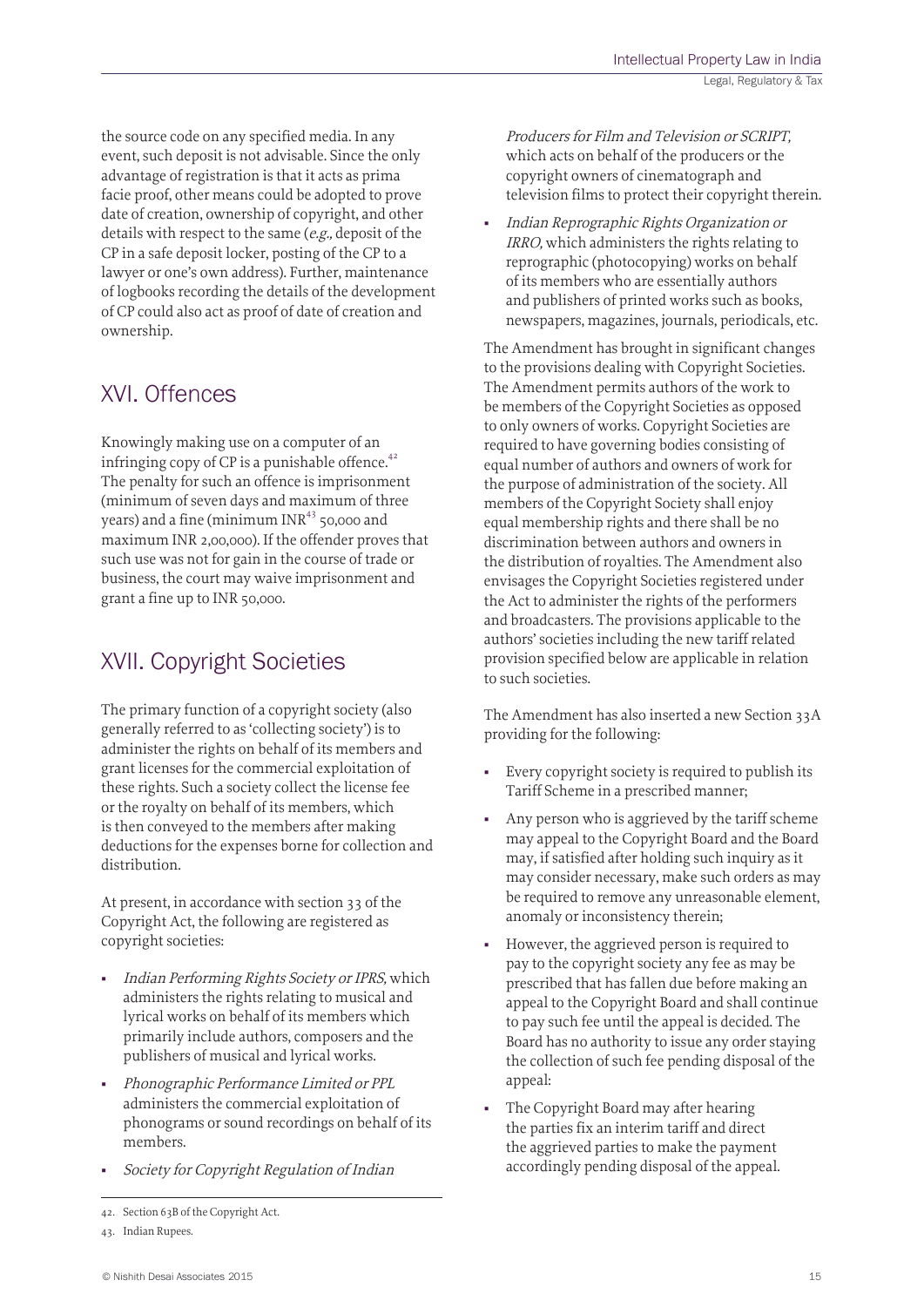the source code on any specified media. In any event, such deposit is not advisable. Since the only advantage of registration is that it acts as prima facie proof, other means could be adopted to prove date of creation, ownership of copyright, and other details with respect to the same (*e.g.,* deposit of the CP in a safe deposit locker, posting of the CP to a lawyer or one's own address). Further, maintenance of logbooks recording the details of the development of CP could also act as proof of date of creation and ownership.

## XVI. Offences

Knowingly making use on a computer of an infringing copy of CP is a punishable offence.[42] The penalty for such an offence is imprisonment (minimum of seven days and maximum of three years) and a fine (minimum INR[43] 50,000 and maximum INR 2,00,000). If the offender proves that such use was not for gain in the course of trade or business, the court may waive imprisonment and grant a fine up to INR 50,000.

## XVII. Copyright Societies

The primary function of a copyright society (also generally referred to as 'collecting society') is to administer the rights on behalf of its members and grant licenses for the commercial exploitation of these rights. Such a society collect the license fee or the royalty on behalf of its members, which is then conveyed to the members after making deductions for the expenses borne for collection and distribution.

At present, in accordance with section 33 of the Copyright Act, the following are registered as copyright societies:

- *Indian Performing Rights Society or IPRS,* which administers the rights relating to musical and lyrical works on behalf of its members which primarily include authors, composers and the publishers of musical and lyrical works.
- *Phonographic Performance Limited or PPL* administers the commercial exploitation of phonograms or sound recordings on behalf of its members.
- *Society for Copyright Regulation of Indian Producers for Film and Television or SCRIPT,* which acts on behalf of the producers or the copyright owners of cinematograph and television films to protect their copyright therein.
- *Indian Reprographic Rights Organization or IRRO,* which administers the rights relating to reprographic (photocopying) works on behalf of its members who are essentially authors and publishers of printed works such as books, newspapers, magazines, journals, periodicals, etc.

The Amendment has brought in significant changes to the provisions dealing with Copyright Societies. The Amendment permits authors of the work to be members of the Copyright Societies as opposed to only owners of works. Copyright Societies are required to have governing bodies consisting of equal number of authors and owners of work for the purpose of administration of the society. All members of the Copyright Society shall enjoy equal membership rights and there shall be no discrimination between authors and owners in the distribution of royalties. The Amendment also envisages the Copyright Societies registered under the Act to administer the rights of the performers and broadcasters. The provisions applicable to the authors' societies including the new tariff related provision specified below are applicable in relation to such societies.

The Amendment has also inserted a new Section 33A providing for the following:

- Every copyright society is required to publish its Tariff Scheme in a prescribed manner;
- Any person who is aggrieved by the tariff scheme may appeal to the Copyright Board and the Board may, if satisfied after holding such inquiry as it may consider necessary, make such orders as may be required to remove any unreasonable element, anomaly or inconsistency therein;
- However, the aggrieved person is required to pay to the copyright society any fee as may be prescribed that has fallen due before making an appeal to the Copyright Board and shall continue to pay such fee until the appeal is decided. The Board has no authority to issue any order staying the collection of such fee pending disposal of the appeal:
- The Copyright Board may after hearing the parties fix an interim tariff and direct the aggrieved parties to make the payment accordingly pending disposal of the appeal.

---

42. Section 63B of the Copyright Act.

43. Indian Rupees.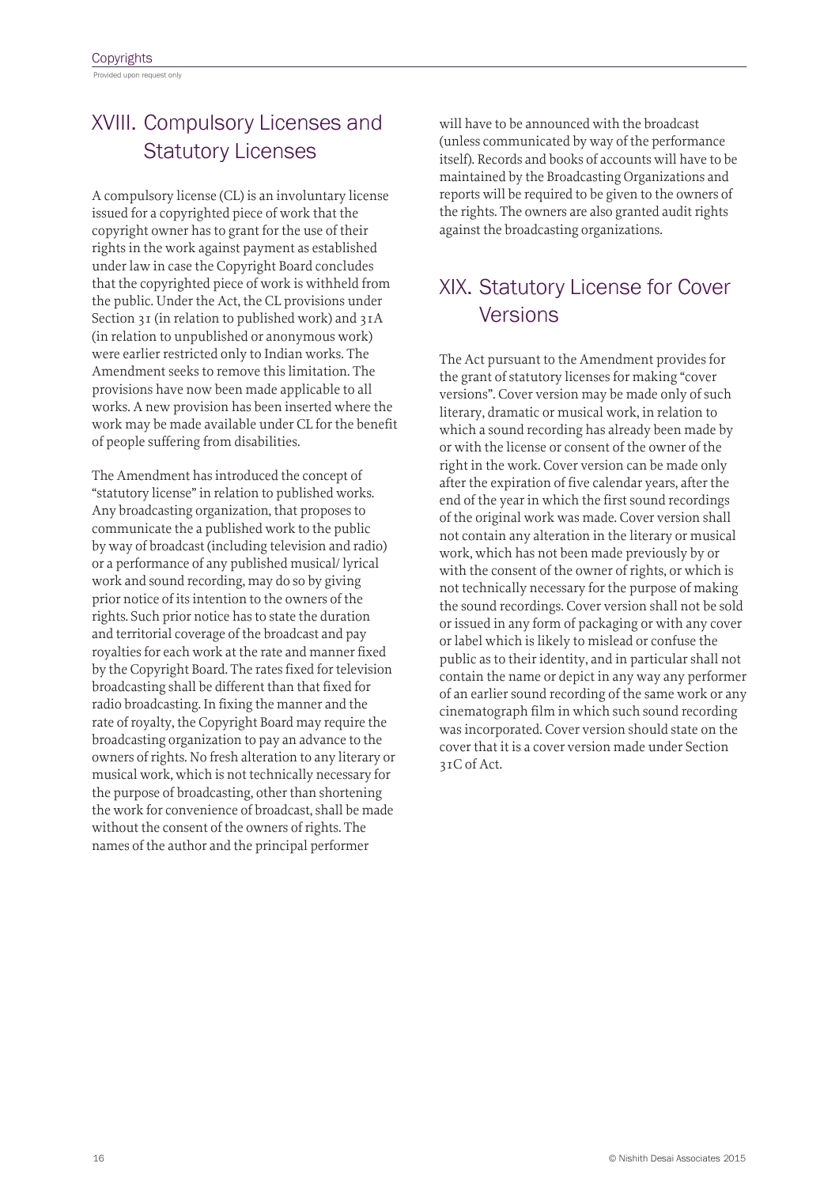## XVIII. Compulsory Licenses and Statutory Licenses

A compulsory license (CL) is an involuntary license issued for a copyrighted piece of work that the copyright owner has to grant for the use of their rights in the work against payment as established under law in case the Copyright Board concludes that the copyrighted piece of work is withheld from the public. Under the Act, the CL provisions under Section 31 (in relation to published work) and 31A (in relation to unpublished or anonymous work) were earlier restricted only to Indian works. The Amendment seeks to remove this limitation. The provisions have now been made applicable to all works. A new provision has been inserted where the work may be made available under CL for the benefit of people suffering from disabilities.

The Amendment has introduced the concept of "statutory license" in relation to published works. Any broadcasting organization, that proposes to communicate the a published work to the public by way of broadcast (including television and radio) or a performance of any published musical/ lyrical work and sound recording, may do so by giving prior notice of its intention to the owners of the rights. Such prior notice has to state the duration and territorial coverage of the broadcast and pay royalties for each work at the rate and manner fixed by the Copyright Board. The rates fixed for television broadcasting shall be different than that fixed for radio broadcasting. In fixing the manner and the rate of royalty, the Copyright Board may require the broadcasting organization to pay an advance to the owners of rights. No fresh alteration to any literary or musical work, which is not technically necessary for the purpose of broadcasting, other than shortening the work for convenience of broadcast, shall be made without the consent of the owners of rights. The names of the author and the principal performer will have to be announced with the broadcast (unless communicated by way of the performance itself). Records and books of accounts will have to be maintained by the Broadcasting Organizations and reports will be required to be given to the owners of the rights. The owners are also granted audit rights against the broadcasting organizations.

## XIX. Statutory License for Cover Versions

The Act pursuant to the Amendment provides for the grant of statutory licenses for making "cover versions". Cover version may be made only of such literary, dramatic or musical work, in relation to which a sound recording has already been made by or with the license or consent of the owner of the right in the work. Cover version can be made only after the expiration of five calendar years, after the end of the year in which the first sound recordings of the original work was made. Cover version shall not contain any alteration in the literary or musical work, which has not been made previously by or with the consent of the owner of rights, or which is not technically necessary for the purpose of making the sound recordings. Cover version shall not be sold or issued in any form of packaging or with any cover or label which is likely to mislead or confuse the public as to their identity, and in particular shall not contain the name or depict in any way any performer of an earlier sound recording of the same work or any cinematograph film in which such sound recording was incorporated. Cover version should state on the cover that it is a cover version made under Section 31C of Act.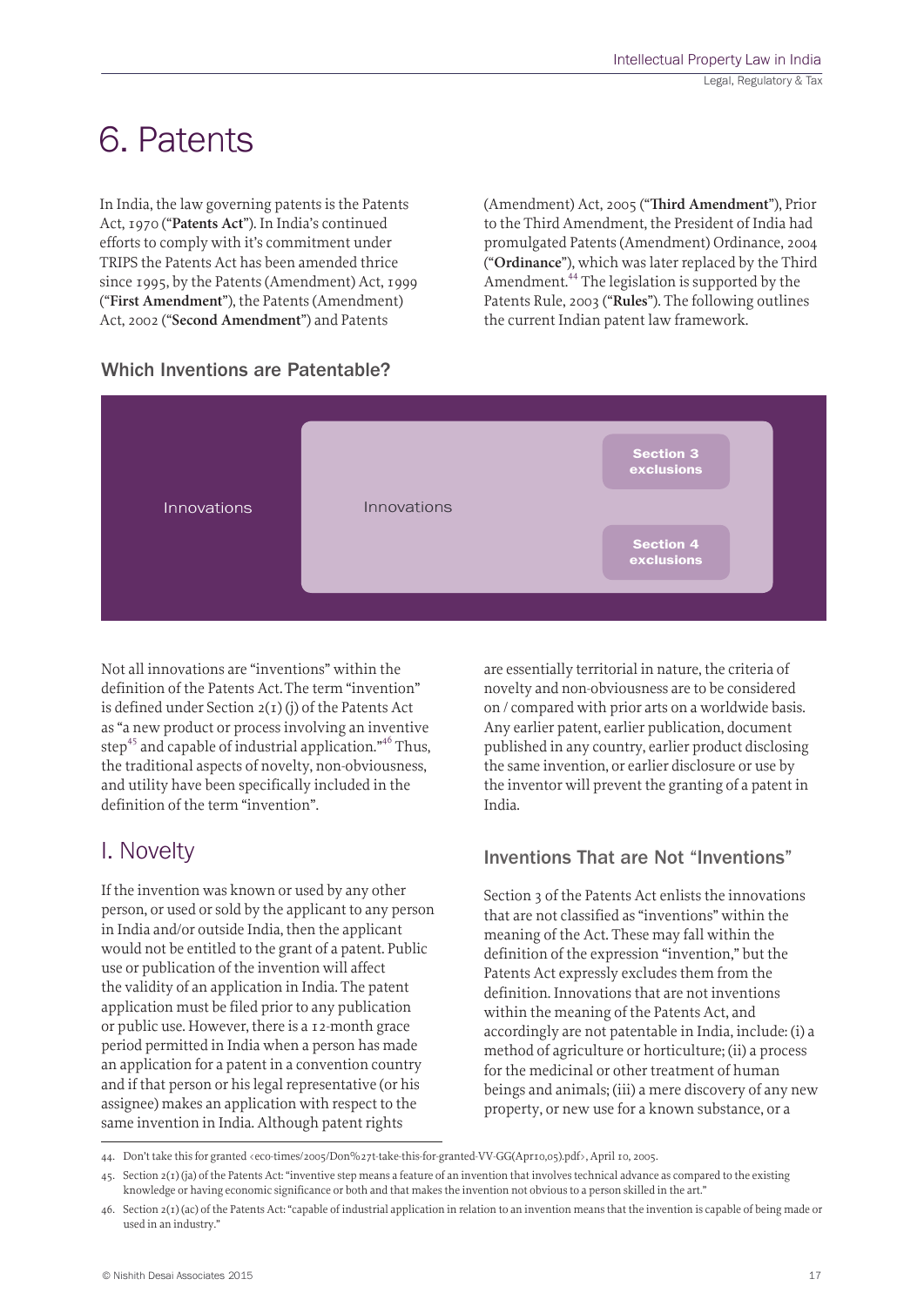# 6. Patents

In India, the law governing patents is the Patents Act, 1970 ("**Patents Act**"). In India's continued efforts to comply with it's commitment under TRIPS the Patents Act has been amended thrice since 1995, by the Patents (Amendment) Act, 1999 ("**First Amendment**"), the Patents (Amendment) Act, 2002 ("**Second Amendment**") and Patents (Amendment) Act, 2005 ("**Third Amendment**"), Prior to the Third Amendment, the President of India had promulgated Patents (Amendment) Ordinance, 2004 ("**Ordinance**"), which was later replaced by the Third Amendment.[44] The legislation is supported by the Patents Rule, 2003 ("**Rules**"). The following outlines the current Indian patent law framework.

### Which Inventions are Patentable?

Innovations

Innovations

Section 3 exclusions

Section 4 exclusions

Not all innovations are "inventions" within the definition of the Patents Act. The term "invention" is defined under Section 2(1) (j) of the Patents Act as "a new product or process involving an inventive step[45] and capable of industrial application."[46] Thus, the traditional aspects of novelty, non-obviousness, and utility have been specifically included in the definition of the term "invention".

## I. Novelty

If the invention was known or used by any other person, or used or sold by the applicant to any person in India and/or outside India, then the applicant would not be entitled to the grant of a patent. Public use or publication of the invention will affect the validity of an application in India. The patent application must be filed prior to any publication or public use. However, there is a 12-month grace period permitted in India when a person has made an application for a patent in a convention country and if that person or his legal representative (or his assignee) makes an application with respect to the same invention in India. Although patent rights are essentially territorial in nature, the criteria of novelty and non-obviousness are to be considered on / compared with prior arts on a worldwide basis. Any earlier patent, earlier publication, document published in any country, earlier product disclosing the same invention, or earlier disclosure or use by the inventor will prevent the granting of a patent in India.

### Inventions That are Not "Inventions"

Section 3 of the Patents Act enlists the innovations that are not classified as "invention" within the meaning of the Act. These may fall within the definition of the expression "invention," but the Patents Act expressly excludes them from the definition. Innovations that are not inventions within the meaning of the Patents Act, and accordingly are not patentable in India, include: (i) a method of agriculture or horticulture; (ii) a process for the medicinal or other treatment of human beings and animals; (iii) a mere discovery of any new property, or new use for a known substance, or a

---

44. Don't take this for granted <eco-times/2005/Don%27t-take-this-for-granted-VV-GG(Apr10,05).pdf>, April 10, 2005.

45. Section 2(1) (ja) of the Patents Act: "inventive step means a feature of an invention that involves technical advance as compared to the existing knowledge or having economic significance or both and that makes the invention not obvious to a person skilled in the art."

46. Section 2(1) (ac) of the Patents Act: "capable of industrial application in relation to an invention means that the invention is capable of being made or used in an industry."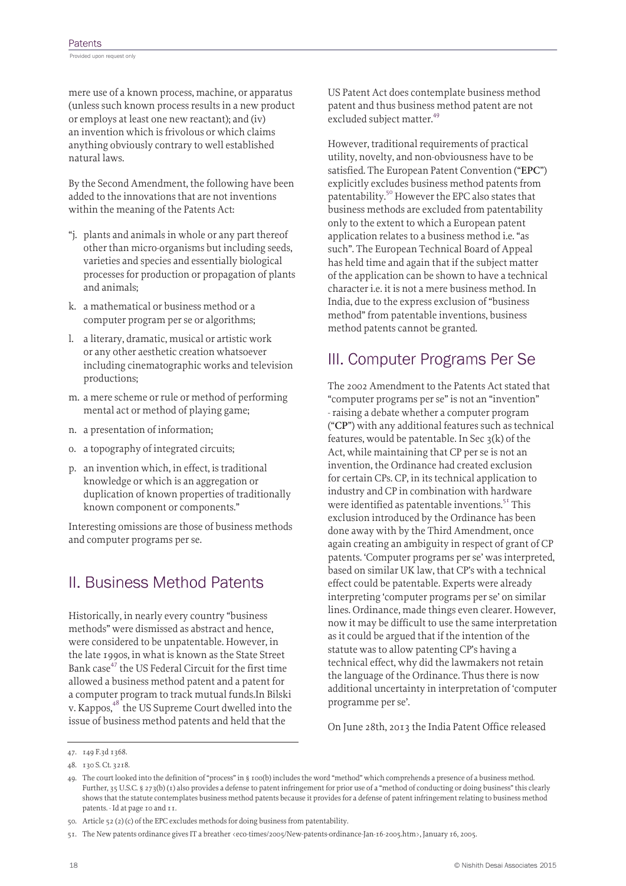mere use of a known process, machine, or apparatus (unless such known process results in a new product or employs at least one new reactant); and (iv) an invention which is frivolous or which claims anything obviously contrary to well established natural laws.

By the Second Amendment, the following have been added to the innovations that are not inventions within the meaning of the Patents Act:

"j. plants and animals in whole or any part thereof other than micro-organisms but including seeds, varieties and species and essentially biological processes for production or propagation of plants and animals;

k. a mathematical or business method or a computer program per se or algorithms;

l. a literary, dramatic, musical or artistic work or any other aesthetic creation whatsoever including cinematographic works and television productions;

m. a mere scheme or rule or method of performing mental act or method of playing game;

n. a presentation of information;

o. a topography of integrated circuits;

p. an invention which, in effect, is traditional knowledge or which is an aggregation or duplication of known properties of traditionally known component or components."

Interesting omissions are those of business methods and computer programs per se.

## II. Business Method Patents

Historically, in nearly every country "business methods" were dismissed as abstract and hence, were considered to be unpatentable. However, in the late 1990s, in what is known as the State Street Bank case[47] the US Federal Circuit for the first time allowed a business method patent and a patent for a computer program to track mutual funds.In Bilski v. Kappos,[48] the US Supreme Court dwelled into the issue of business method patents and held that the US Patent Act does contemplate business method patent and thus business method patent are not excluded subject matter.[49]

However, traditional requirements of practical utility, novelty, and non-obviousness have to be satisfied. The European Patent Convention ("**EPC**") explicitly excludes business method patents from patentability.[50] However the EPC also states that business methods are excluded from patentability only to the extent to which a European patent application relates to a business method i.e. "as such". The European Technical Board of Appeal has held time and again that if the subject matter of the application can be shown to have a technical character i.e. it is not a mere business method. In India, due to the express exclusion of "business method" from patentable inventions, business method patents cannot be granted.

## III. Computer Programs Per Se

The 2002 Amendment to the Patents Act stated that "computer programs per se" is not an "invention" - raising a debate whether a computer program ("**CP**") with any additional features such as technical features, would be patentable. In Sec 3(k) of the Act, while maintaining that CP per se is not an invention, the Ordinance had created exclusion for certain CPs. CP, in its technical application to industry and CP in combination with hardware were identified as patentable inventions.[51] This exclusion introduced by the Ordinance has been done away with by the Third Amendment, once again creating an ambiguity in respect of grant of CP patents. 'Computer programs per se' was interpreted, based on similar UK law, that CP's with a technical effect could be patentable. Experts were already interpreting 'computer programs per se' on similar lines. Ordinance, made things even clearer. However, now it may be difficult to use the same interpretation as it could be argued that if the intention of the statute was to allow patenting CP's having a technical effect, why did the lawmakers not retain the language of the Ordinance. Thus there is now additional uncertainty in interpretation of 'computer programme per se'.

On June 28th, 2013 the India Patent Office released

---

47. 149 F.3d 1368.

48. 130 S. Ct. 3218.

49. The court looked into the definition of "process" in § 100(b) includes the word "method" which comprehends a presence of a business method. Further, 35 U.S.C. § 273(b) (1) also provides a defense to patent infringement for prior use of a "method of conducting or doing business" this clearly shows that the statute contemplates business method patents because it provides for a defense of patent infringement relating to business method patents. - Id at page 10 and 11.

50. Article 52 (2) (c) of the EPC excludes methods for doing business from patentability.

51. The New patents ordinance gives IT a breather <eco-times/2005/New-patents-ordinance-Jan-16-2005.htm>, January 16, 2005.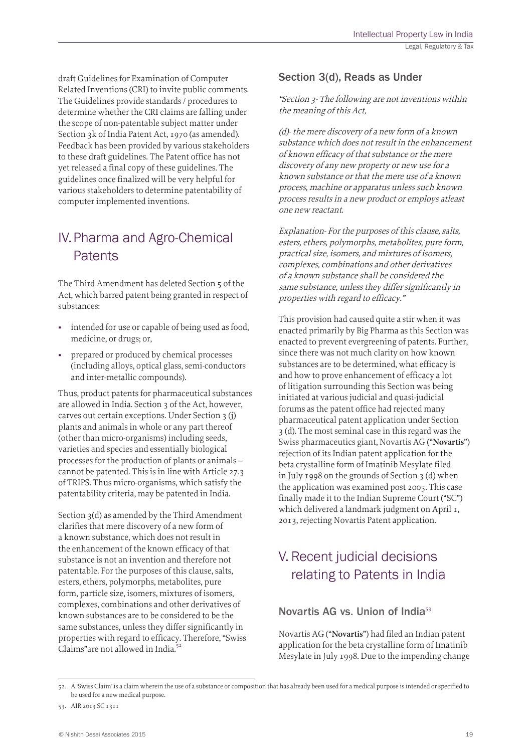draft Guidelines for Examination of Computer Related Inventions (CRI) to invite public comments. The Guidelines provide standards / procedures to determine whether the CRI claims are falling under the scope of non-patentable subject matter under Section 3k of India Patent Act, 1970 (as amended). Feedback has been provided by various stakeholders to these draft guidelines. The Patent office has not yet released a final copy of these guidelines. The guidelines once finalized will be very helpful for various stakeholders to determine patentability of computer implemented inventions.

## IV. Pharma and Agro-Chemical Patents

The Third Amendment has deleted Section 5 of the Act, which barred patent being granted in respect of substances:

- intended for use or capable of being used as food, medicine, or drugs; or,
- prepared or produced by chemical processes (including alloys, optical glass, semi-conductors and inter-metallic compounds).

Thus, product patents for pharmaceutical substances are allowed in India. Section 3 of the Act, however, carves out certain exceptions. Under Section 3 (j) plants and animals in whole or any part thereof (other than micro-organisms) including seeds, varieties and species and essentially biological processes for the production of plants or animals – cannot be patented. This is in line with Article 27.3 of TRIPS. Thus micro-organisms, which satisfy the patentability criteria, may be patented in India.

Section 3(d) as amended by the Third Amendment clarifies that mere discovery of a new form of a known substance, which does not result in the enhancement of the known efficacy of that substance is not an invention and therefore not patentable. For the purposes of this clause, salts, esters, ethers, polymorphs, metabolites, pure form, particle size, isomers, mixtures of isomers, complexes, combinations and other derivatives of known substances are to be considered to be the same substances, unless they differ significantly in properties with regard to efficacy. Therefore, "Swiss Claims"are not allowed in India.[52]

### Section 3(d), Reads as Under

*"Section 3- The following are not inventions within the meaning of this Act,*

*(d)- the mere discovery of a new form of a known substance which does not result in the enhancement of known efficacy of that substance or the mere discovery of any new property or new use for a known substance or that the mere use of a known process, machine or apparatus unless such known process results in a new product or employs atleast one new reactant.*

*Explanation- For the purposes of this clause, salts, esters, ethers, polymorphs, metabolites, pure form, practical size, isomers, and mixtures of isomers, complexes, combinations and other derivatives of a known substance shall be considered the same substance, unless they differ significantly in properties with regard to efficacy."*

This provision had caused quite a stir when it was enacted primarily by Big Pharma as this Section was enacted to prevent evergreening of patents. Further, since there was not much clarity on how known substances are to be determined, what efficacy is and how to prove enhancement of efficacy a lot of litigation surrounding this Section was being initiated at various judicial and quasi-judicial forums as the patent office had rejected many pharmaceutical patent application under Section 3 (d). The most seminal case in this regard was the Swiss pharmaceutics giant, Novartis AG ("**Novartis**") rejection of its Indian patent application for the beta crystalline form of Imatinib Mesylate filed in July 1998 on the grounds of Section 3 (d) when the application was examined post 2005. This case finally made it to the Indian Supreme Court ("SC") which delivered a landmark judgment on April 1, 2013, rejecting Novartis Patent application.

## V. Recent judicial decisions relating to Patents in India

### Novartis AG vs. Union of India[53]

Novartis AG ("**Novartis**") had filed an Indian patent application for the beta crystalline form of Imatinib Mesylate in July 1998. Due to the impending change

---

52. A 'Swiss Claim' is a claim wherein the use of a substance or composition that has already been used for a medical purpose is intended or specified to be used for a new medical purpose.

53. AIR 2013 SC 1311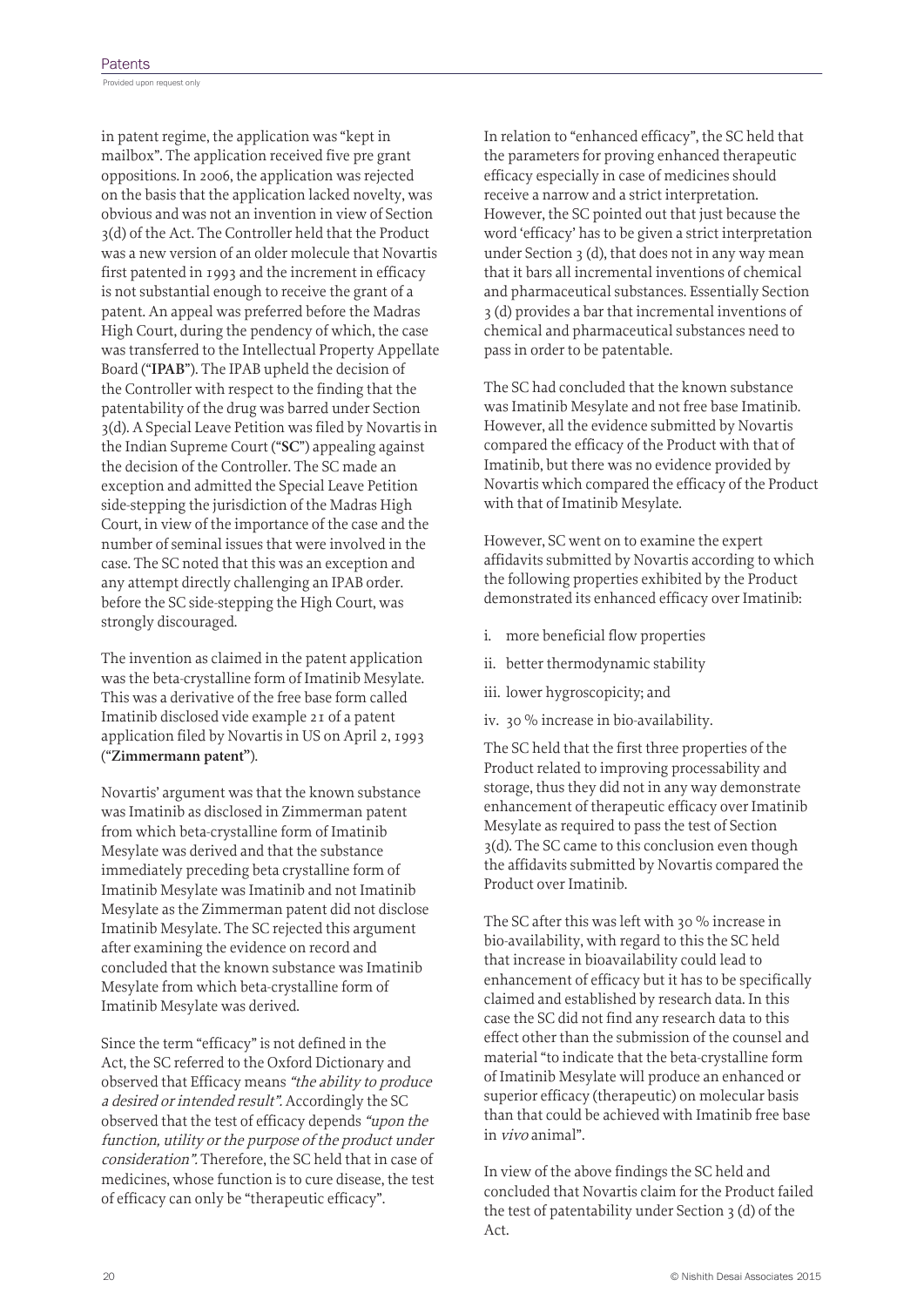in patent regime, the application was "kept in mailbox". The application received five pre grant oppositions. In 2006, the application was rejected on the basis that the application lacked novelty, was obvious and was not an invention in view of Section 3(d) of the Act. The Controller held that the Product was a new version of an older molecule that Novartis first patented in 1993 and the increment in efficacy is not substantial enough to receive the grant of a patent. An appeal was preferred before the Madras High Court, during the pendency of which, the case was transferred to the Intellectual Property Appellate Board ("**IPAB**"). The IPAB upheld the decision of the Controller with respect to the finding that the patentability of the drug was barred under Section 3(d). A Special Leave Petition was filed by Novartis in the Indian Supreme Court ("**SC**") appealing against the decision of the Controller. The SC made an exception and admitted the Special Leave Petition side-stepping the jurisdiction of the Madras High Court, in view of the importance of the case and the number of seminal issues that were involved in the case. The SC noted that this was an exception and any attempt directly challenging an IPAB order. before the SC side-stepping the High Court, was strongly discouraged.

The invention as claimed in the patent application was the beta-crystalline form of Imatinib Mesylate. This was a derivative of the free base form called Imatinib disclosed vide example 21 of a patent application filed by Novartis in US on April 2, 1993 ("**Zimmermann patent**").

Novartis' argument was that the known substance was Imatinib as disclosed in Zimmerman patent from which beta-crystalline form of Imatinib Mesylate was derived and that the substance immediately preceding beta crystalline form of Imatinib Mesylate was Imatinib and not Imatinib Mesylate as the Zimmerman patent did not disclose Imatinib Mesylate. The SC rejected this argument after examining the evidence on record and concluded that the known substance was Imatinib Mesylate from which beta-crystalline form of Imatinib Mesylate was derived.

Since the term "efficacy" is not defined in the Act, the SC referred to the Oxford Dictionary and observed that Efficacy means *"the ability to produce a desired or intended result"*. Accordingly the SC observed that the test of efficacy depends *"upon the function, utility or the purpose of the product under consideration"*. Therefore, the SC held that in case of medicines, whose function is to cure disease, the test of efficacy can only be "therapeutic efficacy".

In relation to "enhanced efficacy", the SC held that the parameters for proving enhanced therapeutic efficacy especially in case of medicines should receive a narrow and a strict interpretation. However, the SC pointed out that just because the word 'efficacy' has to be given a strict interpretation under Section 3 (d), that does not in any way mean that it bars all incremental inventions of chemical and pharmaceutical substances. Essentially Section 3 (d) provides a bar that incremental inventions of chemical and pharmaceutical substances need to pass in order to be patentable.

The SC had concluded that the known substance was Imatinib Mesylate and not free base Imatinib. However, all the evidence submitted by Novartis compared the efficacy of the Product with that of Imatinib, but there was no evidence provided by Novartis which compared the efficacy of the Product with that of Imatinib Mesylate.

However, SC went on to examine the expert affidavits submitted by Novartis according to which the following properties exhibited by the Product demonstrated its enhanced efficacy over Imatinib:

i. more beneficial flow properties
ii. better thermodynamic stability
iii. lower hygroscopicity; and
iv. 30 % increase in bio-availability.

The SC held that the first three properties of the Product related to improving processability and storage, thus they did not in any way demonstrate enhancement of therapeutic efficacy over Imatinib Mesylate as required to pass the test of Section 3(d). The SC came to this conclusion even though the affidavits submitted by Novartis compared the Product over Imatinib.

The SC after this was left with 30 % increase in bio-availability, with regard to this the SC held that increase in bioavailability could lead to enhancement of efficacy but it has to be specifically claimed and established by research data. In this case the SC did not find any research data to this effect other than the submission of the counsel and material "to indicate that the beta-crystalline form of Imatinib Mesylate will produce an enhanced or superior efficacy (therapeutic) on molecular basis than that could be achieved with Imatinib free base in *vivo* animal".

In view of the above findings the SC held and concluded that Novartis claim for the Product failed the test of patentability under Section 3 (d) of the Act.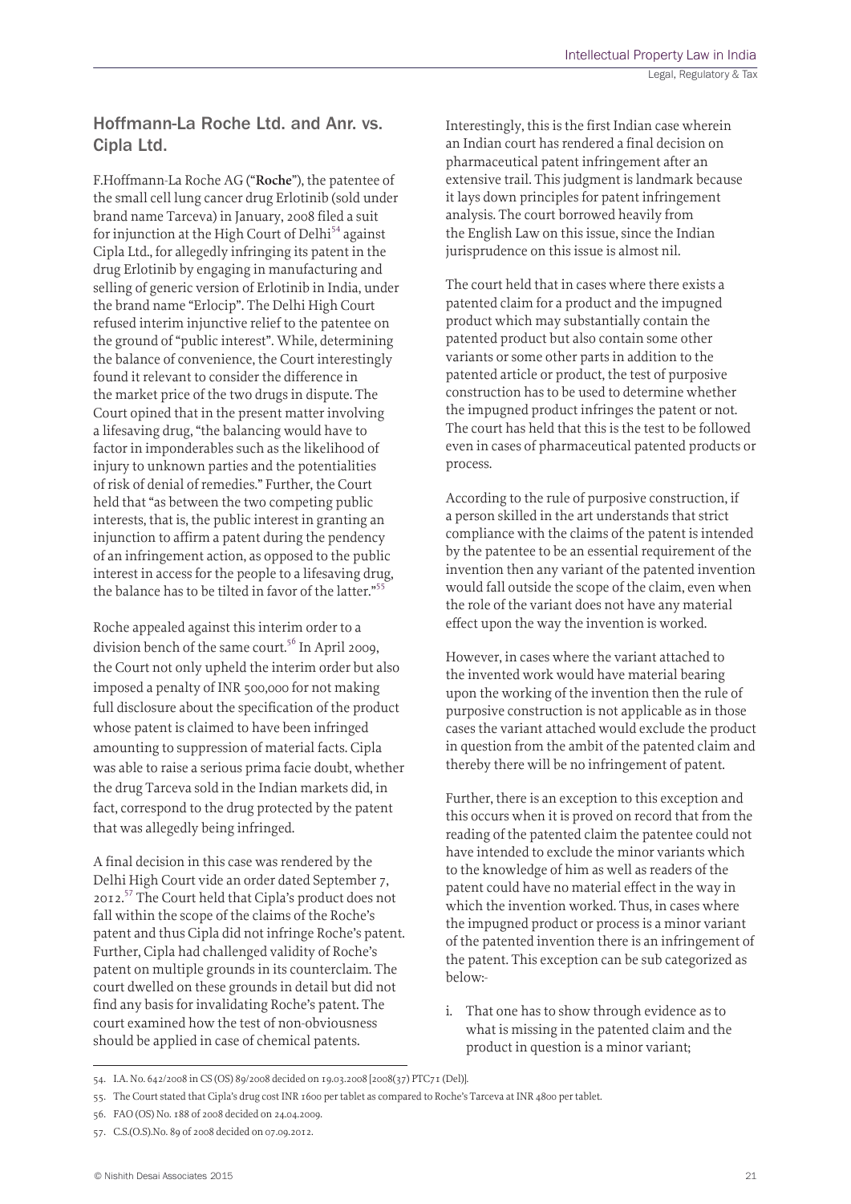## Hoffmann-La Roche Ltd. and Anr. vs. Cipla Ltd.

F.Hoffmann-La Roche AG ("**Roche**"), the patentee of the small cell lung cancer drug Erlotinib (sold under brand name Tarceva) in January, 2008 filed a suit for injunction at the High Court of Delhi[54] against Cipla Ltd., for allegedly infringing its patent in the drug Erlotinib by engaging in manufacturing and selling of generic version of Erlotinib in India, under the brand name "Erlocip". The Delhi High Court refused interim injunctive relief to the patentee on the ground of "public interest". While, determining the balance of convenience, the Court interestingly found it relevant to consider the difference in the market price of the two drugs in dispute. The Court opined that in the present matter involving a lifesaving drug, "the balancing would have to factor in imponderables such as the likelihood of injury to unknown parties and the potentialities of risk of denial of remedies." Further, the Court held that "as between the two competing public interests, that is, the public interest in granting an injunction to affirm a patent during the pendency of an infringement action, as opposed to the public interest in access for the people to a lifesaving drug, the balance has to be tilted in favor of the latter."[55]

Roche appealed against this interim order to a division bench of the same court.[56] In April 2009, the Court not only upheld the interim order but also imposed a penalty of INR 500,000 for not making full disclosure about the specification of the product whose patent is claimed to have been infringed amounting to suppression of material facts. Cipla was able to raise a serious prima facie doubt, whether the drug Tarceva sold in the Indian markets did, in fact, correspond to the drug protected by the patent that was allegedly being infringed.

A final decision in this case was rendered by the Delhi High Court vide an order dated September 7, 2012.[57] The Court held that Cipla's product does not fall within the scope of the claims of the Roche's patent and thus Cipla did not infringe Roche's patent. Further, Cipla had challenged validity of Roche's patent on multiple grounds in its counterclaim. The court dwelled on these grounds in detail but did not find any basis for invalidating Roche's patent. The court examined how the test of non-obviousness should be applied in case of chemical patents.

Interestingly, this is the first Indian case wherein an Indian court has rendered a final decision on pharmaceutical patent infringement after an extensive trail. This judgment is landmark because it lays down principles for patent infringement analysis. The court borrowed heavily from the English Law on this issue, since the Indian jurisprudence on this issue is almost nil.

The court held that in cases where there exists a patented claim for a product and the impugned product which may substantially contain the patented product but also contain some other variants or some other parts in addition to the patented article or product, the test of purposive construction has to be used to determine whether the impugned product infringes the patent or not. The court has held that this is the test to be followed even in cases of pharmaceutical patented products or process.

According to the rule of purposive construction, if a person skilled in the art understands that strict compliance with the claims of the patent is intended by the patentee to be an essential requirement of the invention then any variant of the patented invention would fall outside the scope of the claim, even when the role of the variant does not have any material effect upon the way the invention is worked.

However, in cases where the variant attached to the invented work would have material bearing upon the working of the invention then the rule of purposive construction is not applicable as in those cases the variant attached would exclude the product in question from the ambit of the patented claim and thereby there will be no infringement of patent.

Further, there is an exception to this exception and this occurs when it is proved on record that from the reading of the patented claim the patentee could not have intended to exclude the minor variants which to the knowledge of him as well as readers of the patent could have no material effect in the way in which the invention worked. Thus, in cases where the impugned product or process is a minor variant of the patented invention there is an infringement of the patent. This exception can be sub categorized as below:-

i. That one has to show through evidence as to what is missing in the patented claim and the product in question is a minor variant;

---

54. I.A. No. 642/2008 in CS (OS) 89/2008 decided on 19.03.2008 [2008(37) PTC71 (Del)].

55. The Court stated that Cipla's drug cost INR 1600 per tablet as compared to Roche's Tarceva at INR 4800 per tablet.

56. FAO (OS) No. 188 of 2008 decided on 24.04.2009.

57. C.S.(O.S).No. 89 of 2008 decided on 07.09.2012.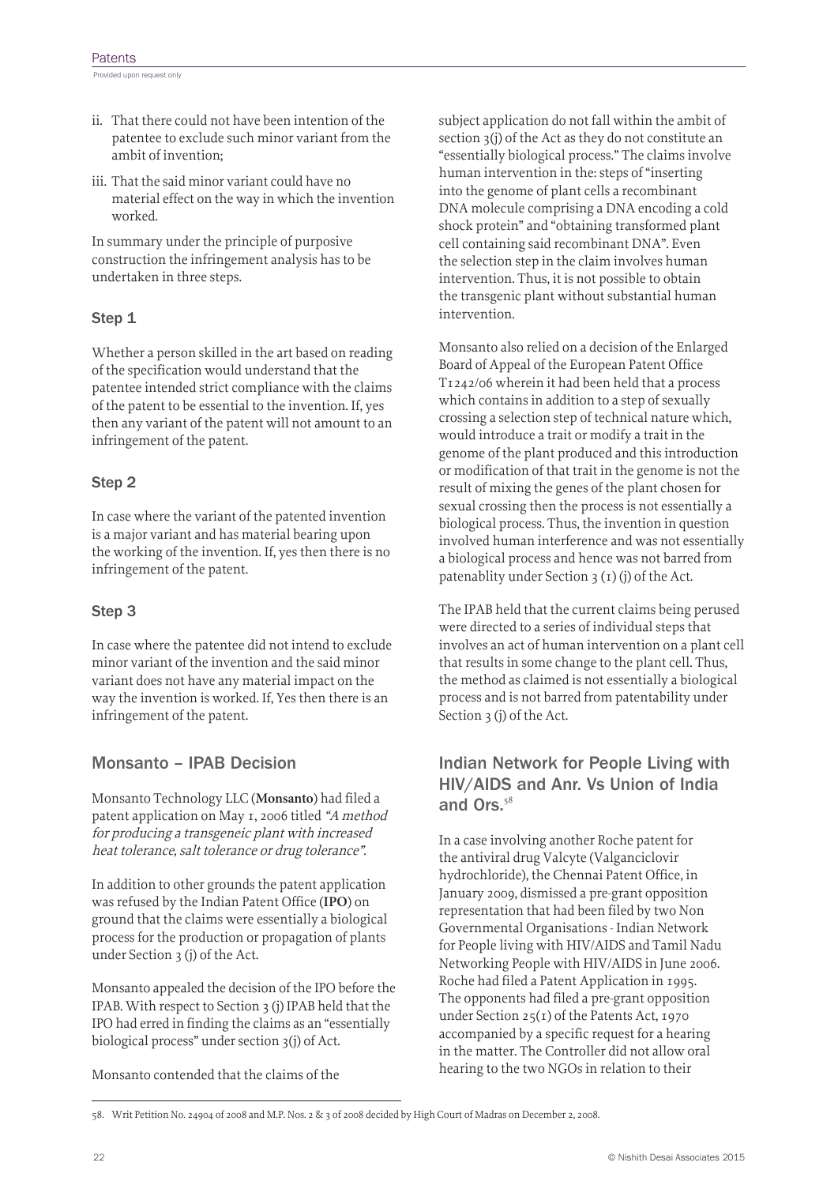ii. That there could not have been intention of the patentee to exclude such minor variant from the ambit of invention;

iii. That the said minor variant could have no material effect on the way in which the invention worked.

In summary under the principle of purposive construction the infringement analysis has to be undertaken in three steps.

### Step 1

Whether a person skilled in the art based on reading of the specification would understand that the patentee intended strict compliance with the claims of the patent to be essential to the invention. If, yes then any variant of the patent will not amount to an infringement of the patent.

### Step 2

In case where the variant of the patented invention is a major variant and has material bearing upon the working of the invention. If, yes then there is no infringement of the patent.

### Step 3

In case where the patentee did not intend to exclude minor variant of the invention and the said minor variant does not have any material impact on the way the invention is worked. If, Yes then there is an infringement of the patent.

## Monsanto – IPAB Decision

Monsanto Technology LLC (**Monsanto**) had filed a patent application on May 1, 2006 titled *"A method for producing a transgeneic plant with increased heat tolerance, salt tolerance or drug tolerance"*.

In addition to other grounds the patent application was refused by the Indian Patent Office (**IPO**) on ground that the claims were essentially a biological process for the production or propagation of plants under Section 3 (j) of the Act.

Monsanto appealed the decision of the IPO before the IPAB. With respect to Section 3 (j) IPAB held that the IPO had erred in finding the claims as an "essentially biological process" under section 3(j) of Act.

Monsanto contended that the claims of the subject application do not fall within the ambit of section 3(j) of the Act as they do not constitute an "essentially biological process." The claims involve human intervention in the: steps of "inserting into the genome of plant cells a recombinant DNA molecule comprising a DNA encoding a cold shock protein" and "obtaining transformed plant cell containing said recombinant DNA". Even the selection step in the claim involves human intervention. Thus, it is not possible to obtain the transgenic plant without substantial human intervention.

Monsanto also relied on a decision of the Enlarged Board of Appeal of the European Patent Office T1242/06 wherein it had been held that a process which contains in addition to a step of sexually crossing a selection step of technical nature which, would introduce a trait or modify a trait in the genome of the plant produced and this introduction or modification of that trait in the genome is not the result of mixing the genes of the plant chosen for sexual crossing then the process is not essentially a biological process. Thus, the invention in question involved human interference and was not essentially a biological process and hence was not barred from patenablity under Section 3 (1) (j) of the Act.

The IPAB held that the current claims being perused were directed to a series of individual steps that involves an act of human intervention on a plant cell that results in some change to the plant cell. Thus, the method as claimed is not essentially a biological process and is not barred from patentability under Section 3 (j) of the Act.

## Indian Network for People Living with HIV/AIDS and Anr. Vs Union of India and Ors.[58]

In a case involving another Roche patent for the antiviral drug Valcyte (Valganciclovir hydrochloride), the Chennai Patent Office, in January 2009, dismissed a pre-grant opposition representation that had been filed by two Non Governmental Organisations - Indian Network for People living with HIV/AIDS and Tamil Nadu Networking People with HIV/AIDS in June 2006. Roche had filed a Patent Application in 1995. The opponents had filed a pre-grant opposition under Section 25(1) of the Patents Act, 1970 accompanied by a specific request for a hearing in the matter. The Controller did not allow oral hearing to the two NGOs in relation to their

58. Writ Petition No. 24904 of 2008 and M.P. Nos. 2 & 3 of 2008 decided by High Court of Madras on December 2, 2008.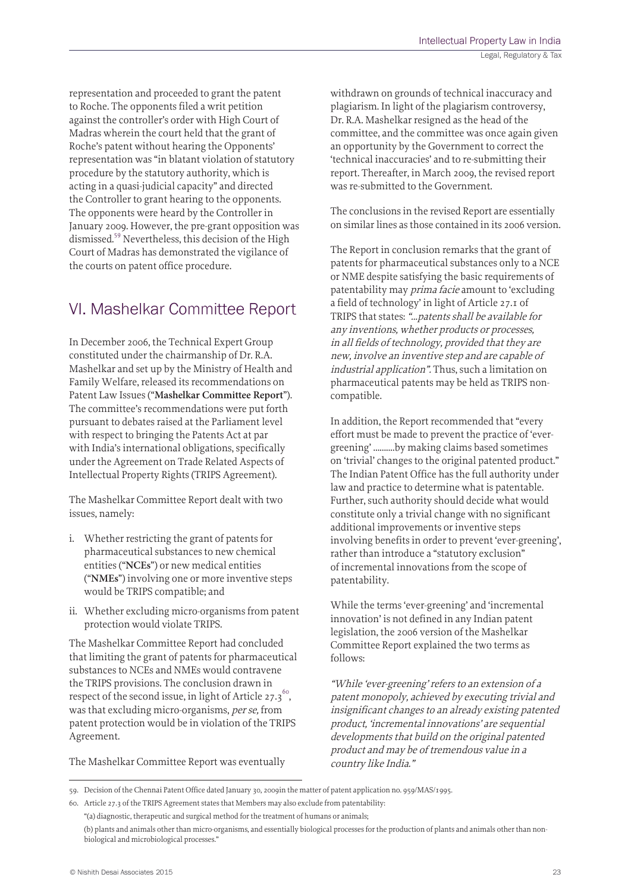representation and proceeded to grant the patent to Roche. The opponents filed a writ petition against the controller's order with High Court of Madras wherein the court held that the grant of Roche's patent without hearing the Opponents' representation was "in blatant violation of statutory procedure by the statutory authority, which is acting in a quasi-judicial capacity" and directed the Controller to grant hearing to the opponents. The opponents were heard by the Controller in January 2009. However, the pre-grant opposition was dismissed.[59] Nevertheless, this decision of the High Court of Madras has demonstrated the vigilance of the courts on patent office procedure.

## VI. Mashelkar Committee Report

In December 2006, the Technical Expert Group constituted under the chairmanship of Dr. R.A. Mashelkar and set up by the Ministry of Health and Family Welfare, released its recommendations on Patent Law Issues ("**Mashelkar Committee Report**"). The committee's recommendations were put forth pursuant to debates raised at the Parliament level with respect to bringing the Patents Act at par with India's international obligations, specifically under the Agreement on Trade Related Aspects of Intellectual Property Rights (TRIPS Agreement).

The Mashelkar Committee Report dealt with two issues, namely:

i. Whether restricting the grant of patents for pharmaceutical substances to new chemical entities ("**NCEs**") or new medical entities ("**NMEs**") involving one or more inventive steps would be TRIPS compatible; and

ii. Whether excluding micro-organisms from patent protection would violate TRIPS.

The Mashelkar Committee Report had concluded that limiting the grant of patents for pharmaceutical substances to NCEs and NMEs would contravene the TRIPS provisions. The conclusion drawn in respect of the second issue, in light of Article 27.3[60], was that excluding micro-organisms, *per se*, from patent protection would be in violation of the TRIPS Agreement.

The Mashelkar Committee Report was eventually withdrawn on grounds of technical inaccuracy and plagiarism. In light of the plagiarism controversy, Dr. R.A. Mashelkar resigned as the head of the committee, and the committee was once again given an opportunity by the Government to correct the 'technical inaccuracies' and to re-submitting their report. Thereafter, in March 2009, the revised report was re-submitted to the Government.

The conclusions in the revised Report are essentially on similar lines as those contained in its 2006 version.

The Report in conclusion remarks that the grant of patents for pharmaceutical substances only to a NCE or NME despite satisfying the basic requirements of patentability may *prima facie* amount to 'excluding a field of technology' in light of Article 27.1 of TRIPS that states: *"...patents shall be available for any inventions, whether products or processes, in all fields of technology, provided that they are new, involve an inventive step and are capable of industrial application".* Thus, such a limitation on pharmaceutical patents may be held as TRIPS non-compatible.

In addition, the Report recommended that "every effort must be made to prevent the practice of 'ever-greening' ..........by making claims based sometimes on 'trivial' changes to the original patented product." The Indian Patent Office has the full authority under law and practice to determine what is patentable. Further, such authority should decide what would constitute only a trivial change with no significant additional improvements or inventive steps involving benefits in order to prevent 'ever-greening', rather than introduce a "statutory exclusion" of incremental innovations from the scope of patentability.

While the terms 'ever-greening' and 'incremental innovation' is not defined in any Indian patent legislation, the 2006 version of the Mashelkar Committee Report explained the two terms as follows:

*"While 'ever-greening' refers to an extension of a patent monopoly, achieved by executing trivial and insignificant changes to an already existing patented product, 'incremental innovations' are sequential developments that build on the original patented product and may be of tremendous value in a country like India."*

---

59. Decision of the Chennai Patent Office dated January 30, 2009in the matter of patent application no. 959/MAS/1995.

60. Article 27.3 of the TRIPS Agreement states that Members may also exclude from patentability:

"(a) diagnostic, therapeutic and surgical method for the treatment of humans or animals;

(b) plants and animals other than micro-organisms, and essentially biological processes for the production of plants and animals other than non-biological and microbiological processes."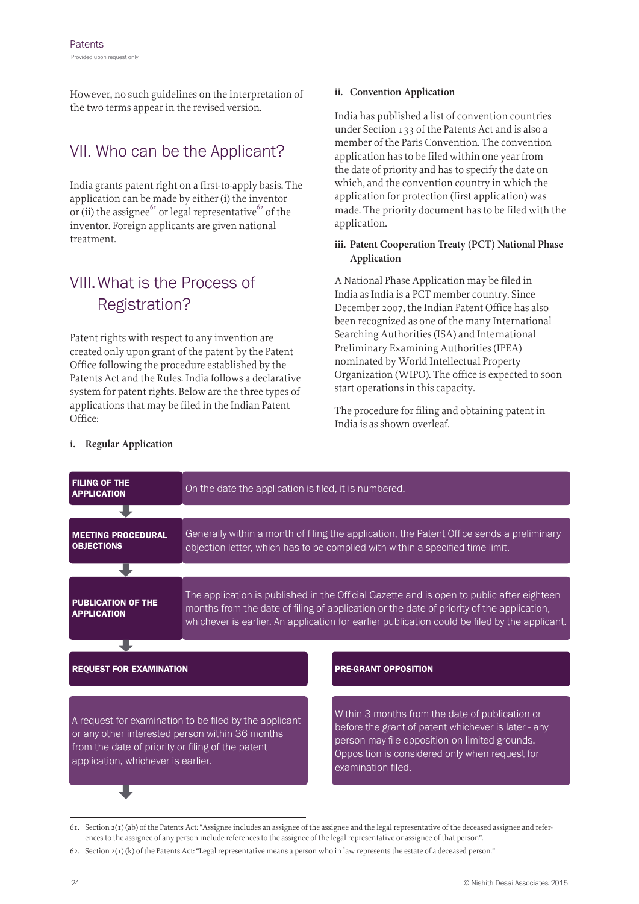However, no such guidelines on the interpretation of the two terms appear in the revised version.

## VII. Who can be the Applicant?

India grants patent right on a first-to-apply basis. The application can be made by either (i) the inventor or (ii) the assignee[61] or legal representative[62] of the inventor. Foreign applicants are given national treatment.

## VIII. What is the Process of Registration?

Patent rights with respect to any invention are created only upon grant of the patent by the Patent Office following the procedure established by the Patents Act and the Rules. India follows a declarative system for patent rights. Below are the three types of applications that may be filed in the Indian Patent Office:

**i. Regular Application**

**ii. Convention Application**

India has published a list of convention countries under Section 133 of the Patents Act and is also a member of the Paris Convention. The convention application has to be filed within one year from the date of priority and has to specify the date on which, and the convention country in which the application for protection (first application) was made. The priority document has to be filed with the application.

**iii. Patent Cooperation Treaty (PCT) National Phase Application**

A National Phase Application may be filed in India as India is a PCT member country. Since December 2007, the Indian Patent Office has also been recognized as one of the many International Searching Authorities (ISA) and International Preliminary Examining Authorities (IPEA) nominated by World Intellectual Property Organization (WIPO). The office is expected to soon start operations in this capacity.

The procedure for filing and obtaining patent in India is as shown overleaf.

**FILING OF THE APPLICATION**
On the date the application is filed, it is numbered.

↓

**MEETING PROCEDURAL OBJECTIONS**
Generally within a month of filing the application, the Patent Office sends a preliminary objection letter, which has to be complied with within a specified time limit.

↓

**PUBLICATION OF THE APPLICATION**
The application is published in the Official Gazette and is open to public after eighteen months from the date of filing of application or the date of priority of the application, whichever is earlier. An application for earlier publication could be filed by the applicant.

↓

**REQUEST FOR EXAMINATION**
A request for examination to be filed by the applicant or any other interested person within 36 months from the date of priority or filing of the patent application, whichever is earlier.

↓

**PRE-GRANT OPPOSITION**
Within 3 months from the date of publication or before the grant of patent whichever is later - any person may file opposition on limited grounds. Opposition is considered only when request for examination filed.

---

61. Section 2(1) (ab) of the Patents Act: "Assignee includes an assignee of the assignee and the legal representative of the deceased assignee and references to the assignee of any person include references to the assignee of the legal representative or assignee of that person".

62. Section 2(1) (k) of the Patents Act: "Legal representative means a person who in law represents the estate of a deceased person."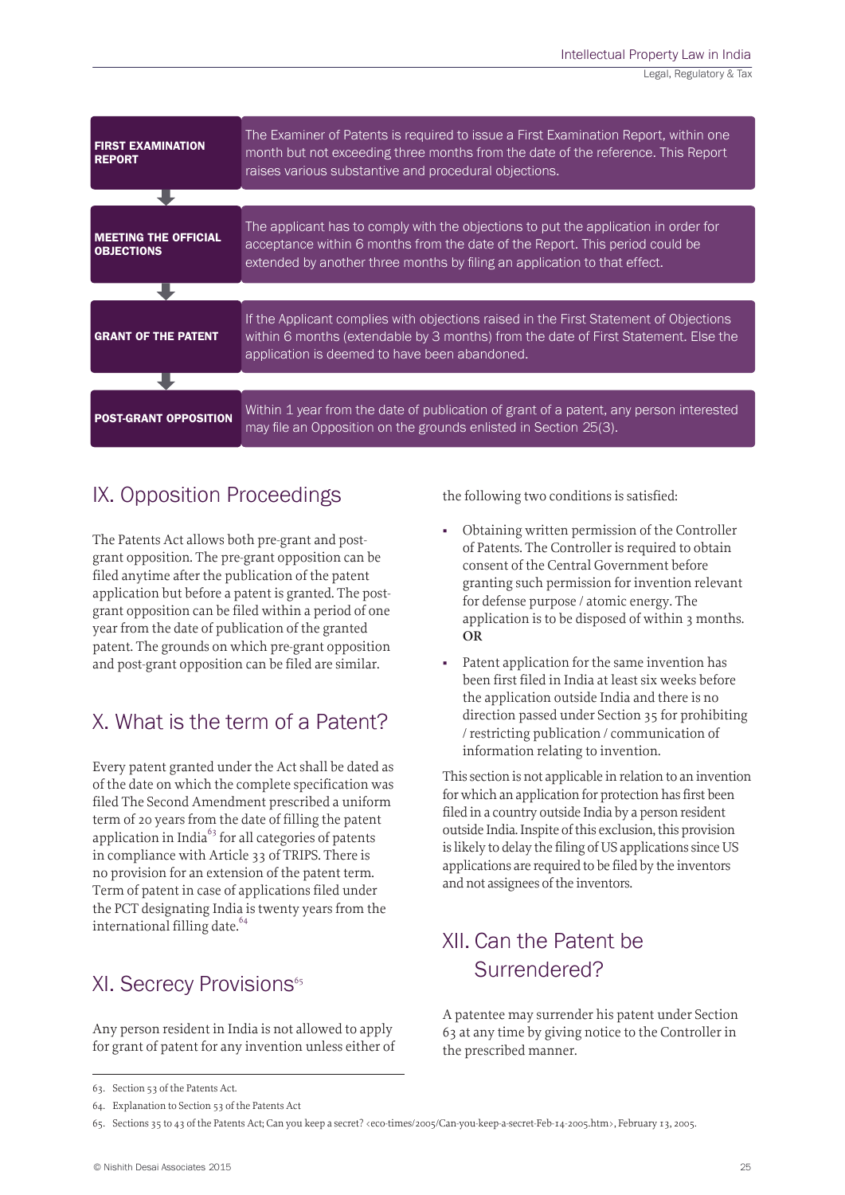| | |
|---|---|
| **FIRST EXAMINATION REPORT** | The Examiner of Patents is required to issue a First Examination Report, within one month but not exceeding three months from the date of the reference. This Report raises various substantive and procedural objections. |
| **MEETING THE OFFICIAL OBJECTIONS** | The applicant has to comply with the objections to put the application in order for acceptance within 6 months from the date of the Report. This period could be extended by another three months by filing an application to that effect. |
| **GRANT OF THE PATENT** | If the Applicant complies with objections raised in the First Statement of Objections within 6 months (extendable by 3 months) from the date of First Statement. Else the application is deemed to have been abandoned. |
| **POST-GRANT OPPOSITION** | Within 1 year from the date of publication of grant of a patent, any person interested may file an Opposition on the grounds enlisted in Section 25(3). |

## IX. Opposition Proceedings

The Patents Act allows both pre-grant and post-grant opposition. The pre-grant opposition can be filed anytime after the publication of the patent application but before a patent is granted. The post-grant opposition can be filed within a period of one year from the date of publication of the granted patent. The grounds on which pre-grant opposition and post-grant opposition can be filed are similar.

## X. What is the term of a Patent?

Every patent granted under the Act shall be dated as of the date on which the complete specification was filed The Second Amendment prescribed a uniform term of 20 years from the date of filling the patent application in India[63] for all categories of patents in compliance with Article 33 of TRIPS. There is no provision for an extension of the patent term. Term of patent in case of applications filed under the PCT designating India is twenty years from the international filling date.[64]

## XI. Secrecy Provisions[65]

Any person resident in India is not allowed to apply for grant of patent for any invention unless either of the following two conditions is satisfied:

- Obtaining written permission of the Controller of Patents. The Controller is required to obtain consent of the Central Government before granting such permission for invention relevant for defense purpose / atomic energy. The application is to be disposed of within 3 months. **OR**
- Patent application for the same invention has been first filed in India at least six weeks before the application outside India and there is no direction passed under Section 35 for prohibiting / restricting publication / communication of information relating to invention.

This section is not applicable in relation to an invention for which an application for protection has first been filed in a country outside India by a person resident outside India. Inspite of this exclusion, this provision is likely to delay the filing of US applications since US applications are required to be filed by the inventors and not assignees of the inventors.

## XII. Can the Patent be Surrendered?

A patentee may surrender his patent under Section 63 at any time by giving notice to the Controller in the prescribed manner.

---

63. Section 53 of the Patents Act.
64. Explanation to Section 53 of the Patents Act
65. Sections 35 to 43 of the Patents Act; Can you keep a secret? ‹eco-times/2005/Can-you-keep-a-secret-Feb-14-2005.htm›, February 13, 2005.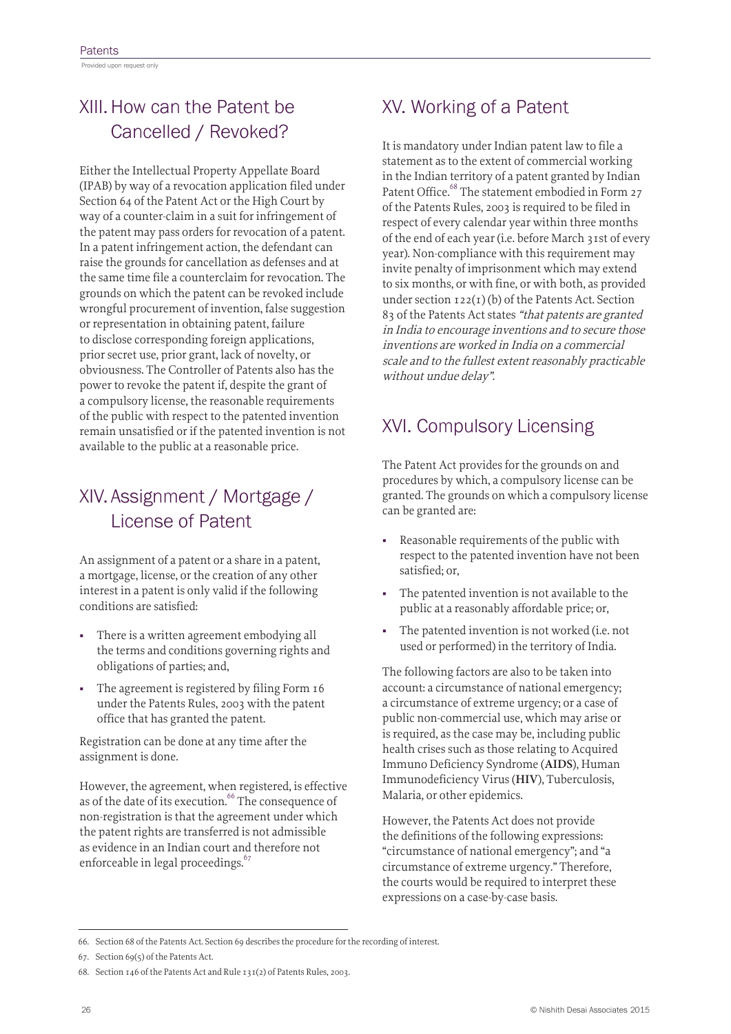## XIII. How can the Patent be Cancelled / Revoked?

Either the Intellectual Property Appellate Board (IPAB) by way of a revocation application filed under Section 64 of the Patent Act or the High Court by way of a counter-claim in a suit for infringement of the patent may pass orders for revocation of a patent. In a patent infringement action, the defendant can raise the grounds for cancellation as defenses and at the same time file a counterclaim for revocation. The grounds on which the patent can be revoked include wrongful procurement of invention, false suggestion or representation in obtaining patent, failure to disclose corresponding foreign applications, prior secret use, prior grant, lack of novelty, or obviousness. The Controller of Patents also has the power to revoke the patent if, despite the grant of a compulsory license, the reasonable requirements of the public with respect to the patented invention remain unsatisfied or if the patented invention is not available to the public at a reasonable price.

## XIV. Assignment / Mortgage / License of Patent

An assignment of a patent or a share in a patent, a mortgage, license, or the creation of any other interest in a patent is only valid if the following conditions are satisfied:

- There is a written agreement embodying all the terms and conditions governing rights and obligations of parties; and,
- The agreement is registered by filing Form 16 under the Patents Rules, 2003 with the patent office that has granted the patent.

Registration can be done at any time after the assignment is done.

However, the agreement, when registered, is effective as of the date of its execution.[66] The consequence of non-registration is that the agreement under which the patent rights are transferred is not admissible as evidence in an Indian court and therefore not enforceable in legal proceedings.[67]

## XV. Working of a Patent

It is mandatory under Indian patent law to file a statement as to the extent of commercial working in the Indian territory of a patent granted by Indian Patent Office.[68] The statement embodied in Form 27 of the Patents Rules, 2003 is required to be filed in respect of every calendar year within three months of the end of each year (i.e. before March 31st of every year). Non-compliance with this requirement may invite penalty of imprisonment which may extend to six months, or with fine, or with both, as provided under section 122(1) (b) of the Patents Act. Section 83 of the Patents Act states *"that patents are granted in India to encourage inventions and to secure those inventions are worked in India on a commercial scale and to the fullest extent reasonably practicable without undue delay".*

## XVI. Compulsory Licensing

The Patent Act provides for the grounds on and procedures by which, a compulsory license can be granted. The grounds on which a compulsory license can be granted are:

- Reasonable requirements of the public with respect to the patented invention have not been satisfied; or,
- The patented invention is not available to the public at a reasonably affordable price; or,
- The patented invention is not worked (i.e. not used or performed) in the territory of India.

The following factors are also to be taken into account: a circumstance of national emergency; a circumstance of extreme urgency; or a case of public non-commercial use, which may arise or is required, as the case may be, including public health crises such as those relating to Acquired Immuno Deficiency Syndrome (**AIDS**), Human Immunodeficiency Virus (**HIV**), Tuberculosis, Malaria, or other epidemics.

However, the Patents Act does not provide the definitions of the following expressions: "circumstance of national emergency"; and "a circumstance of extreme urgency." Therefore, the courts would be required to interpret these expressions on a case-by-case basis.

---

66. Section 68 of the Patents Act. Section 69 describes the procedure for the recording of interest.

67. Section 69(5) of the Patents Act.

68. Section 146 of the Patents Act and Rule 131(2) of Patents Rules, 2003.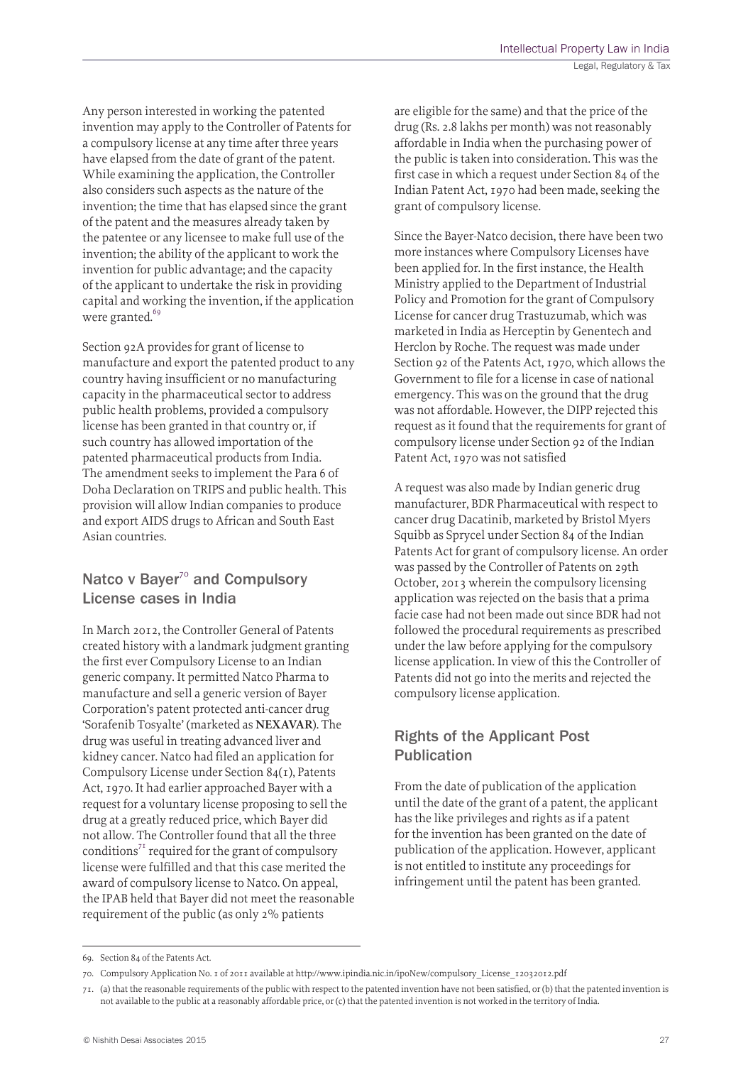Any person interested in working the patented invention may apply to the Controller of Patents for a compulsory license at any time after three years have elapsed from the date of grant of the patent. While examining the application, the Controller also considers such aspects as the nature of the invention; the time that has elapsed since the grant of the patent and the measures already taken by the patentee or any licensee to make full use of the invention; the ability of the applicant to work the invention for public advantage; and the capacity of the applicant to undertake the risk in providing capital and working the invention, if the application were granted.[69]

Section 92A provides for grant of license to manufacture and export the patented product to any country having insufficient or no manufacturing capacity in the pharmaceutical sector to address public health problems, provided a compulsory license has been granted in that country or, if such country has allowed importation of the patented pharmaceutical products from India. The amendment seeks to implement the Para 6 of Doha Declaration on TRIPS and public health. This provision will allow Indian companies to produce and export AIDS drugs to African and South East Asian countries.

## Natco v Bayer[70] and Compulsory License cases in India

In March 2012, the Controller General of Patents created history with a landmark judgment granting the first ever Compulsory License to an Indian generic company. It permitted Natco Pharma to manufacture and sell a generic version of Bayer Corporation's patent protected anti-cancer drug 'Sorafenib Tosyalte' (marketed as **NEXAVAR**). The drug was useful in treating advanced liver and kidney cancer. Natco had filed an application for Compulsory License under Section 84(1), Patents Act, 1970. It had earlier approached Bayer with a request for a voluntary license proposing to sell the drug at a greatly reduced price, which Bayer did not allow. The Controller found that all the three conditions[71] required for the grant of compulsory license were fulfilled and that this case merited the award of compulsory license to Natco. On appeal, the IPAB held that Bayer did not meet the reasonable requirement of the public (as only 2% patients are eligible for the same) and that the price of the drug (Rs. 2.8 lakhs per month) was not reasonably affordable in India when the purchasing power of the public is taken into consideration. This was the first case in which a request under Section 84 of the Indian Patent Act, 1970 had been made, seeking the grant of compulsory license.

Since the Bayer-Natco decision, there have been two more instances where Compulsory Licenses have been applied for. In the first instance, the Health Ministry applied to the Department of Industrial Policy and Promotion for the grant of Compulsory License for cancer drug Trastuzumab, which was marketed in India as Herceptin by Genentech and Herclon by Roche. The request was made under Section 92 of the Patents Act, 1970, which allows the Government to file for a license in case of national emergency. This was on the ground that the drug was not affordable. However, the DIPP rejected this request as it found that the requirements for grant of compulsory license under Section 92 of the Indian Patent Act, 1970 was not satisfied

A request was also made by Indian generic drug manufacturer, BDR Pharmaceutical with respect to cancer drug Dacatinib, marketed by Bristol Myers Squibb as Sprycel under Section 84 of the Indian Patents Act for grant of compulsory license. An order was passed by the Controller of Patents on 29th October, 2013 wherein the compulsory licensing application was rejected on the basis that a prima facie case had not been made out since BDR had not followed the procedural requirements as prescribed under the law before applying for the compulsory license application. In view of this the Controller of Patents did not go into the merits and rejected the compulsory license application.

## Rights of the Applicant Post Publication

From the date of publication of the application until the date of the grant of a patent, the applicant has the like privileges and rights as if a patent for the invention has been granted on the date of publication of the application. However, applicant is not entitled to institute any proceedings for infringement until the patent has been granted.

---

69. Section 84 of the Patents Act.

70. Compulsory Application No. 1 of 2011 available at http://www.ipindia.nic.in/ipoNew/compulsory_License_12032012.pdf

71. (a) that the reasonable requirements of the public with respect to the patented invention have not been satisfied, or (b) that the patented invention is not available to the public at a reasonably affordable price, or (c) that the patented invention is not worked in the territory of India.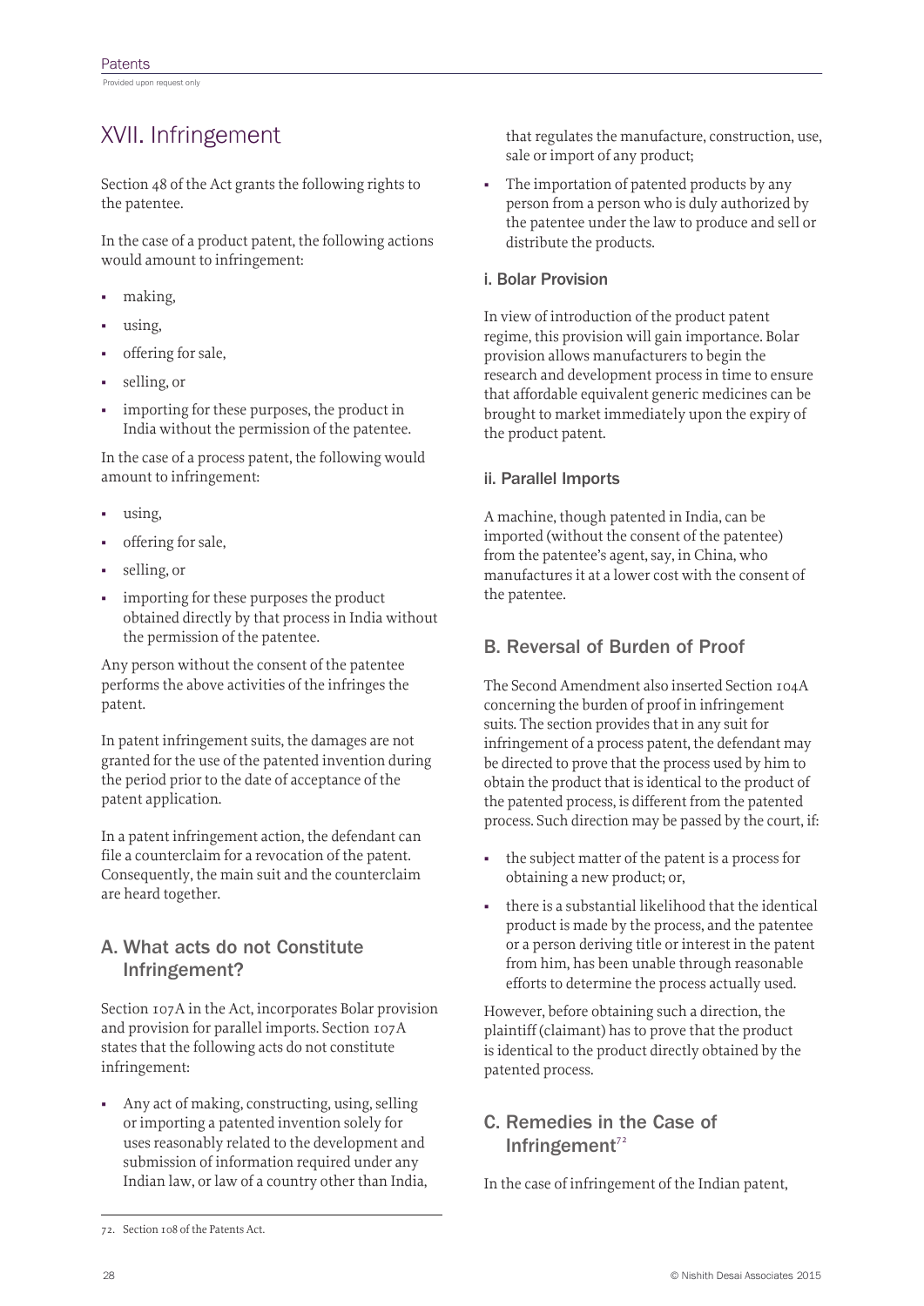# XVII. Infringement

Section 48 of the Act grants the following rights to the patentee.

In the case of a product patent, the following actions would amount to infringement:

- making,
- using,
- offering for sale,
- selling, or
- importing for these purposes, the product in India without the permission of the patentee.

In the case of a process patent, the following would amount to infringement:

- using,
- offering for sale,
- selling, or
- importing for these purposes the product obtained directly by that process in India without the permission of the patentee.

Any person without the consent of the patentee performs the above activities of the infringes the patent.

In patent infringement suits, the damages are not granted for the use of the patented invention during the period prior to the date of acceptance of the patent application.

In a patent infringement action, the defendant can file a counterclaim for a revocation of the patent. Consequently, the main suit and the counterclaim are heard together.

## A. What acts do not Constitute Infringement?

Section 107A in the Act, incorporates Bolar provision and provision for parallel imports. Section 107A states that the following acts do not constitute infringement:

- Any act of making, constructing, using, selling or importing a patented invention solely for uses reasonably related to the development and submission of information required under any Indian law, or law of a country other than India, that regulates the manufacture, construction, use, sale or import of any product;
- The importation of patented products by any person from a person who is duly authorized by the patentee under the law to produce and sell or distribute the products.

### i. Bolar Provision

In view of introduction of the product patent regime, this provision will gain importance. Bolar provision allows manufacturers to begin the research and development process in time to ensure that affordable equivalent generic medicines can be brought to market immediately upon the expiry of the product patent.

### ii. Parallel Imports

A machine, though patented in India, can be imported (without the consent of the patentee) from the patentee's agent, say, in China, who manufactures it at a lower cost with the consent of the patentee.

## B. Reversal of Burden of Proof

The Second Amendment also inserted Section 104A concerning the burden of proof in infringement suits. The section provides that in any suit for infringement of a process patent, the defendant may be directed to prove that the process used by him to obtain the product that is identical to the product of the patented process, is different from the patented process. Such direction may be passed by the court, if:

- the subject matter of the patent is a process for obtaining a new product; or,
- there is a substantial likelihood that the identical product is made by the process, and the patentee or a person deriving title or interest in the patent from him, has been unable through reasonable efforts to determine the process actually used.

However, before obtaining such a direction, the plaintiff (claimant) has to prove that the product is identical to the product directly obtained by the patented process.

## C. Remedies in the Case of Infringement[72]

In the case of infringement of the Indian patent,

72. Section 108 of the Patents Act.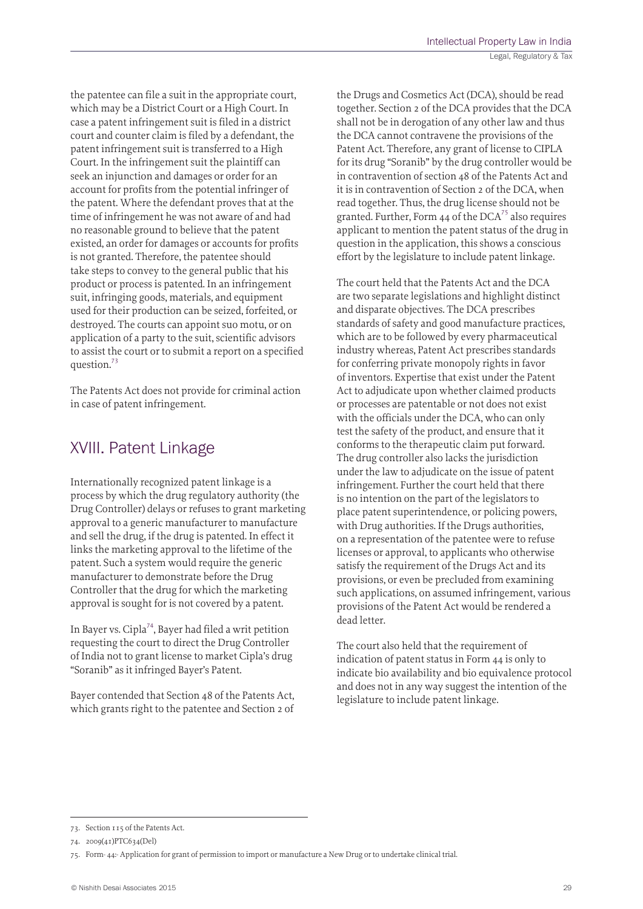the patentee can file a suit in the appropriate court, which may be a District Court or a High Court. In case a patent infringement suit is filed in a district court and counter claim is filed by a defendant, the patent infringement suit is transferred to a High Court. In the infringement suit the plaintiff can seek an injunction and damages or order for an account for profits from the potential infringer of the patent. Where the defendant proves that at the time of infringement he was not aware of and had no reasonable ground to believe that the patent existed, an order for damages or accounts for profits is not granted. Therefore, the patentee should take steps to convey to the general public that his product or process is patented. In an infringement suit, infringing goods, materials, and equipment used for their production can be seized, forfeited, or destroyed. The courts can appoint suo motu, or on application of a party to the suit, scientific advisors to assist the court or to submit a report on a specified question.[73]

The Patents Act does not provide for criminal action in case of patent infringement.

## XVIII. Patent Linkage

Internationally recognized patent linkage is a process by which the drug regulatory authority (the Drug Controller) delays or refuses to grant marketing approval to a generic manufacturer to manufacture and sell the drug, if the drug is patented. In effect it links the marketing approval to the lifetime of the patent. Such a system would require the generic manufacturer to demonstrate before the Drug Controller that the drug for which the marketing approval is sought for is not covered by a patent.

In Bayer vs. Cipla[74], Bayer had filed a writ petition requesting the court to direct the Drug Controller of India not to grant license to market Cipla's drug "Soranib" as it infringed Bayer's Patent.

Bayer contended that Section 48 of the Patents Act, which grants right to the patentee and Section 2 of the Drugs and Cosmetics Act (DCA), should be read together. Section 2 of the DCA provides that the DCA shall not be in derogation of any other law and thus the DCA cannot contravene the provisions of the Patent Act. Therefore, any grant of license to CIPLA for its drug "Soranib" by the drug controller would be in contravention of section 48 of the Patents Act and it is in contravention of Section 2 of the DCA, when read together. Thus, the drug license should not be granted. Further, Form 44 of the DCA[75] also requires applicant to mention the patent status of the drug in question in the application, this shows a conscious effort by the legislature to include patent linkage.

The court held that the Patents Act and the DCA are two separate legislations and highlight distinct and disparate objectives. The DCA prescribes standards of safety and good manufacture practices, which are to be followed by every pharmaceutical industry whereas, Patent Act prescribes standards for conferring private monopoly rights in favor of inventors. Expertise that exist under the Patent Act to adjudicate upon whether claimed products or processes are patentable or not does not exist with the officials under the DCA, who can only test the safety of the product, and ensure that it conforms to the therapeutic claim put forward. The drug controller also lacks the jurisdiction under the law to adjudicate on the issue of patent infringement. Further the court held that there is no intention on the part of the legislators to place patent superintendence, or policing powers, with Drug authorities. If the Drugs authorities, on a representation of the patentee were to refuse licenses or approval, to applicants who otherwise satisfy the requirement of the Drugs Act and its provisions, or even be precluded from examining such applications, on assumed infringement, various provisions of the Patent Act would be rendered a dead letter.

The court also held that the requirement of indication of patent status in Form 44 is only to indicate bio availability and bio equivalence protocol and does not in any way suggest the intention of the legislature to include patent linkage.

---

73. Section 115 of the Patents Act.

74. 2009(41)PTC634(Del)

75. Form- 44:- Application for grant of permission to import or manufacture a New Drug or to undertake clinical trial.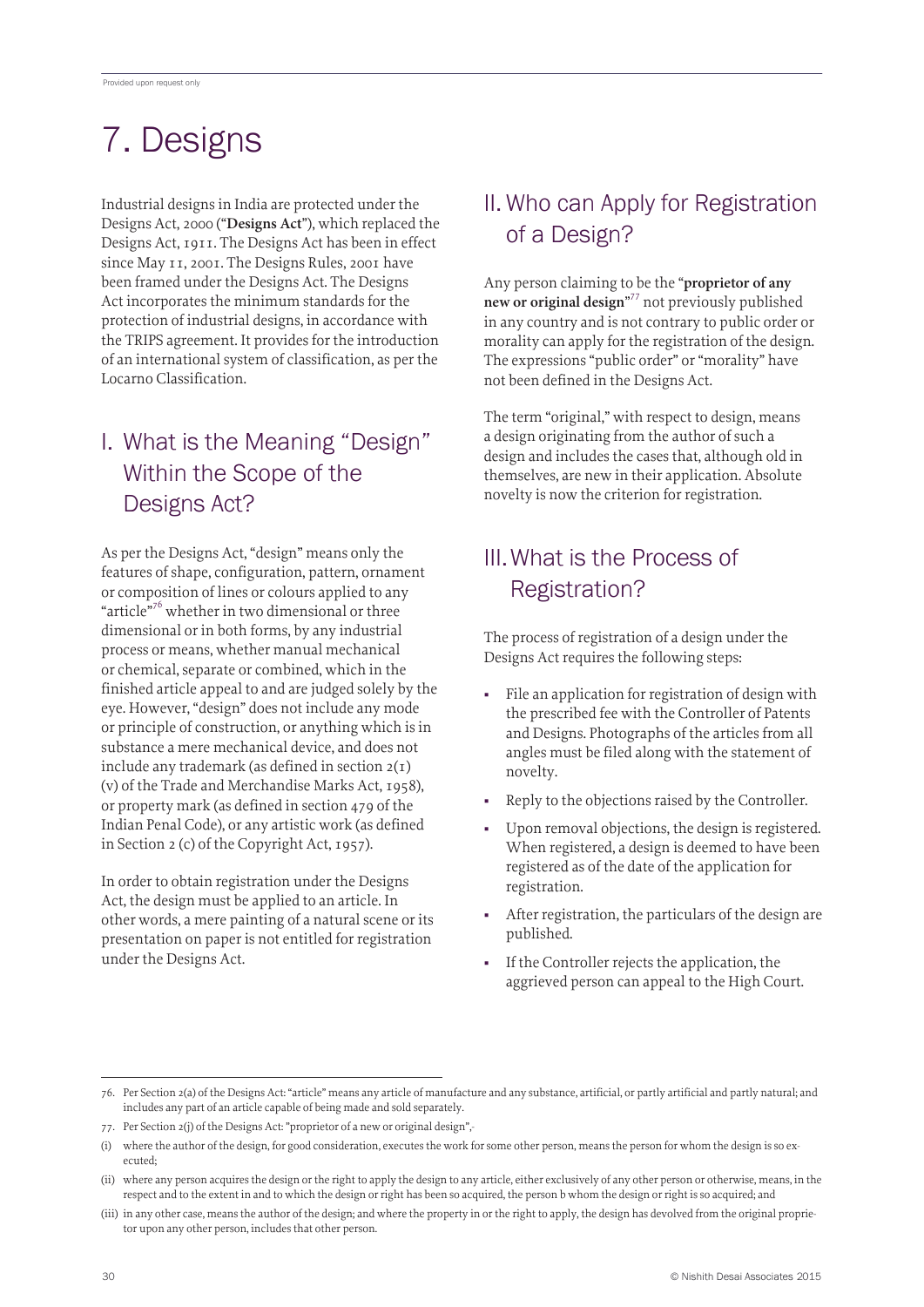# 7. Designs

Industrial designs in India are protected under the Designs Act, 2000 ("**Designs Act**"), which replaced the Designs Act, 1911. The Designs Act has been in effect since May 11, 2001. The Designs Rules, 2001 have been framed under the Designs Act. The Designs Act incorporates the minimum standards for the protection of industrial designs, in accordance with the TRIPS agreement. It provides for the introduction of an international system of classification, as per the Locarno Classification.

## I. What is the Meaning "Design" Within the Scope of the Designs Act?

As per the Designs Act, "design" means only the features of shape, configuration, pattern, ornament or composition of lines or colours applied to any "article"[76] whether in two dimensional or three dimensional or in both forms, by any industrial process or means, whether manual mechanical or chemical, separate or combined, which in the finished article appeal to and are judged solely by the eye. However, "design" does not include any mode or principle of construction, or anything which is in substance a mere mechanical device, and does not include any trademark (as defined in section 2(1) (v) of the Trade and Merchandise Marks Act, 1958), or property mark (as defined in section 479 of the Indian Penal Code), or any artistic work (as defined in Section 2 (c) of the Copyright Act, 1957).

In order to obtain registration under the Designs Act, the design must be applied to an article. In other words, a mere painting of a natural scene or its presentation on paper is not entitled for registration under the Designs Act.

## II. Who can Apply for Registration of a Design?

Any person claiming to be the "**proprietor of any new or original design**"[77] not previously published in any country and is not contrary to public order or morality can apply for the registration of the design. The expressions "public order" or "morality" have not been defined in the Designs Act.

The term "original," with respect to design, means a design originating from the author of such a design and includes the cases that, although old in themselves, are new in their application. Absolute novelty is now the criterion for registration.

## III. What is the Process of Registration?

The process of registration of a design under the Designs Act requires the following steps:

- File an application for registration of design with the prescribed fee with the Controller of Patents and Designs. Photographs of the articles from all angles must be filed along with the statement of novelty.
- Reply to the objections raised by the Controller.
- Upon removal objections, the design is registered. When registered, a design is deemed to have been registered as of the date of the application for registration.
- After registration, the particulars of the design are published.
- If the Controller rejects the application, the aggrieved person can appeal to the High Court.

---

76. Per Section 2(a) of the Designs Act: "article" means any article of manufacture and any substance, artificial, or partly artificial and partly natural; and includes any part of an article capable of being made and sold separately.

77. Per Section 2(j) of the Designs Act: "proprietor of a new or original design",-

(i) where the author of the design, for good consideration, executes the work for some other person, means the person for whom the design is so executed;

(ii) where any person acquires the design or the right to apply the design to any article, either exclusively of any other person or otherwise, means, in the respect and to the extent in and to which the design or right has been so acquired, the person b whom the design or right is so acquired; and

(iii) in any other case, means the author of the design; and where the property in or the right to apply, the design has devolved from the original proprietor upon any other person, includes that other person.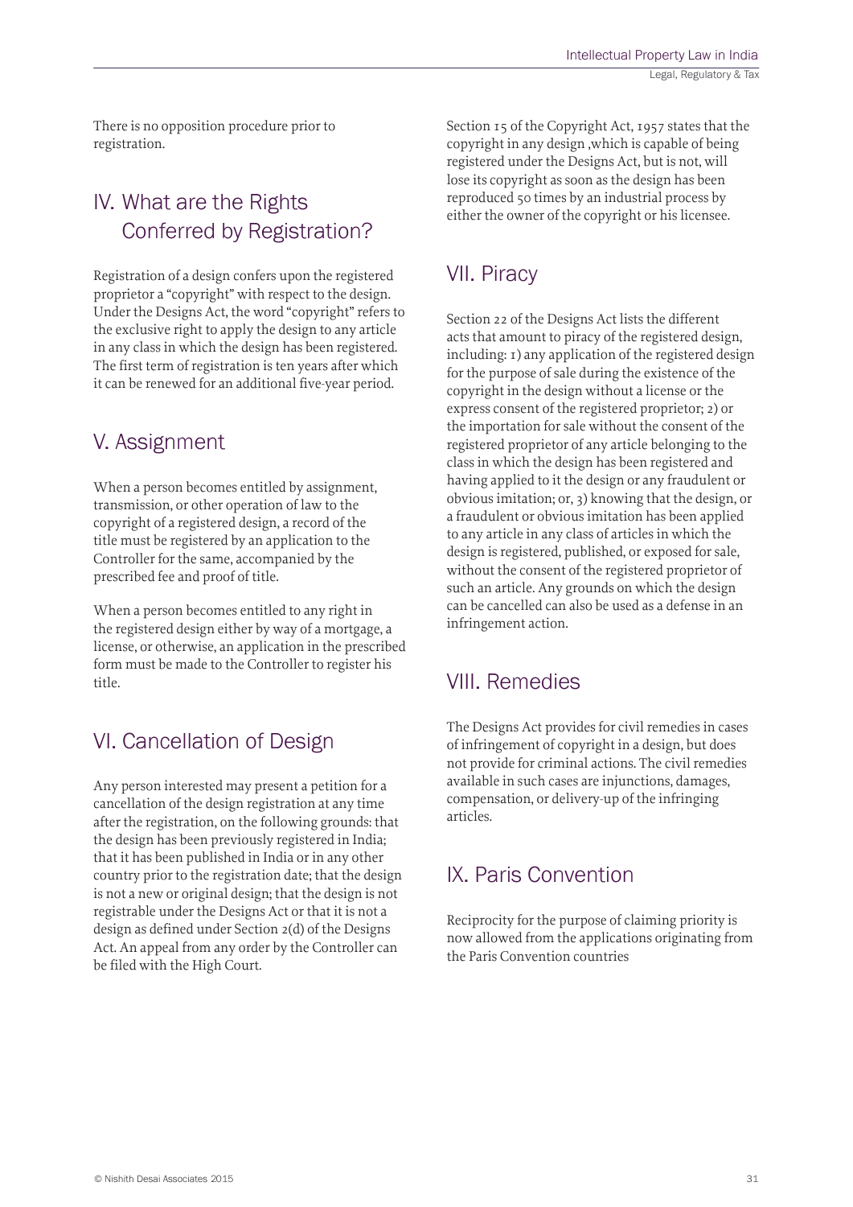There is no opposition procedure prior to registration.

## IV. What are the Rights Conferred by Registration?

Registration of a design confers upon the registered proprietor a "copyright" with respect to the design. Under the Designs Act, the word "copyright" refers to the exclusive right to apply the design to any article in any class in which the design has been registered. The first term of registration is ten years after which it can be renewed for an additional five-year period.

## V. Assignment

When a person becomes entitled by assignment, transmission, or other operation of law to the copyright of a registered design, a record of the title must be registered by an application to the Controller for the same, accompanied by the prescribed fee and proof of title.

When a person becomes entitled to any right in the registered design either by way of a mortgage, a license, or otherwise, an application in the prescribed form must be made to the Controller to register his title.

## VI. Cancellation of Design

Any person interested may present a petition for a cancellation of the design registration at any time after the registration, on the following grounds: that the design has been previously registered in India; that it has been published in India or in any other country prior to the registration date; that the design is not a new or original design; that the design is not registrable under the Designs Act or that it is not a design as defined under Section 2(d) of the Designs Act. An appeal from any order by the Controller can be filed with the High Court.

Section 15 of the Copyright Act, 1957 states that the copyright in any design ,which is capable of being registered under the Designs Act, but is not, will lose its copyright as soon as the design has been reproduced 50 times by an industrial process by either the owner of the copyright or his licensee.

## VII. Piracy

Section 22 of the Designs Act lists the different acts that amount to piracy of the registered design, including: 1) any application of the registered design for the purpose of sale during the existence of the copyright in the design without a license or the express consent of the registered proprietor; 2) or the importation for sale without the consent of the registered proprietor of any article belonging to the class in which the design has been registered and having applied to it the design or any fraudulent or obvious imitation; or, 3) knowing that the design, or a fraudulent or obvious imitation has been applied to any article in any class of articles in which the design is registered, published, or exposed for sale, without the consent of the registered proprietor of such an article. Any grounds on which the design can be cancelled can also be used as a defense in an infringement action.

## VIII. Remedies

The Designs Act provides for civil remedies in cases of infringement of copyright in a design, but does not provide for criminal actions. The civil remedies available in such cases are injunctions, damages, compensation, or delivery-up of the infringing articles.

## IX. Paris Convention

Reciprocity for the purpose of claiming priority is now allowed from the applications originating from the Paris Convention countries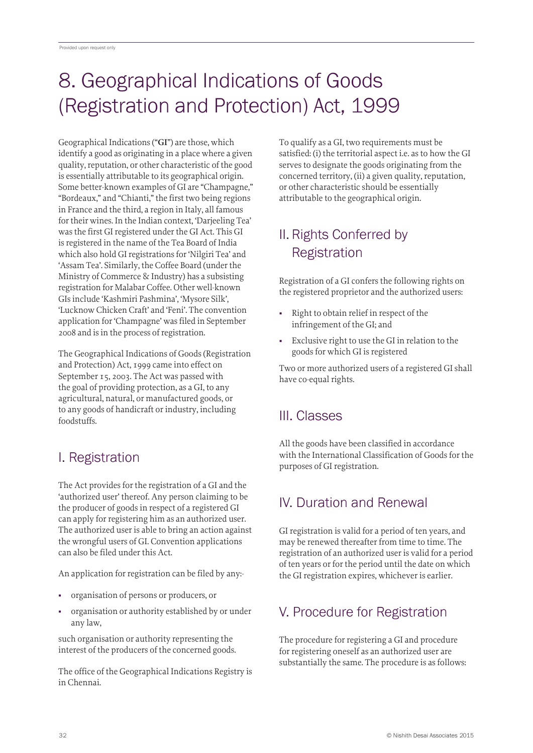# 8. Geographical Indications of Goods (Registration and Protection) Act, 1999

Geographical Indications ("**GI**") are those, which identify a good as originating in a place where a given quality, reputation, or other characteristic of the good is essentially attributable to its geographical origin. Some better-known examples of GI are "Champagne," "Bordeaux," and "Chianti," the first two being regions in France and the third, a region in Italy, all famous for their wines. In the Indian context, 'Darjeeling Tea' was the first GI registered under the GI Act. This GI is registered in the name of the Tea Board of India which also hold GI registrations for 'Nilgiri Tea' and 'Assam Tea'. Similarly, the Coffee Board (under the Ministry of Commerce & Industry) has a subsisting registration for Malabar Coffee. Other well-known GIs include 'Kashmiri Pashmina', 'Mysore Silk', 'Lucknow Chicken Craft' and 'Feni'. The convention application for 'Champagne' was filed in September 2008 and is in the process of registration.

The Geographical Indications of Goods (Registration and Protection) Act, 1999 came into effect on September 15, 2003. The Act was passed with the goal of providing protection, as a GI, to any agricultural, natural, or manufactured goods, or to any goods of handicraft or industry, including foodstuffs.

## I. Registration

The Act provides for the registration of a GI and the 'authorized user' thereof. Any person claiming to be the producer of goods in respect of a registered GI can apply for registering him as an authorized user. The authorized user is able to bring an action against the wrongful users of GI. Convention applications can also be filed under this Act.

An application for registration can be filed by any:-

- organisation of persons or producers, or
- organisation or authority established by or under any law,

such organisation or authority representing the interest of the producers of the concerned goods.

The office of the Geographical Indications Registry is in Chennai.

To qualify as a GI, two requirements must be satisfied: (i) the territorial aspect i.e. as to how the GI serves to designate the goods originating from the concerned territory, (ii) a given quality, reputation, or other characteristic should be essentially attributable to the geographical origin.

## II. Rights Conferred by Registration

Registration of a GI confers the following rights on the registered proprietor and the authorized users:

- Right to obtain relief in respect of the infringement of the GI; and
- Exclusive right to use the GI in relation to the goods for which GI is registered

Two or more authorized users of a registered GI shall have co-equal rights.

## III. Classes

All the goods have been classified in accordance with the International Classification of Goods for the purposes of GI registration.

## IV. Duration and Renewal

GI registration is valid for a period of ten years, and may be renewed thereafter from time to time. The registration of an authorized user is valid for a period of ten years or for the period until the date on which the GI registration expires, whichever is earlier.

## V. Procedure for Registration

The procedure for registering a GI and procedure for registering oneself as an authorized user are substantially the same. The procedure is as follows: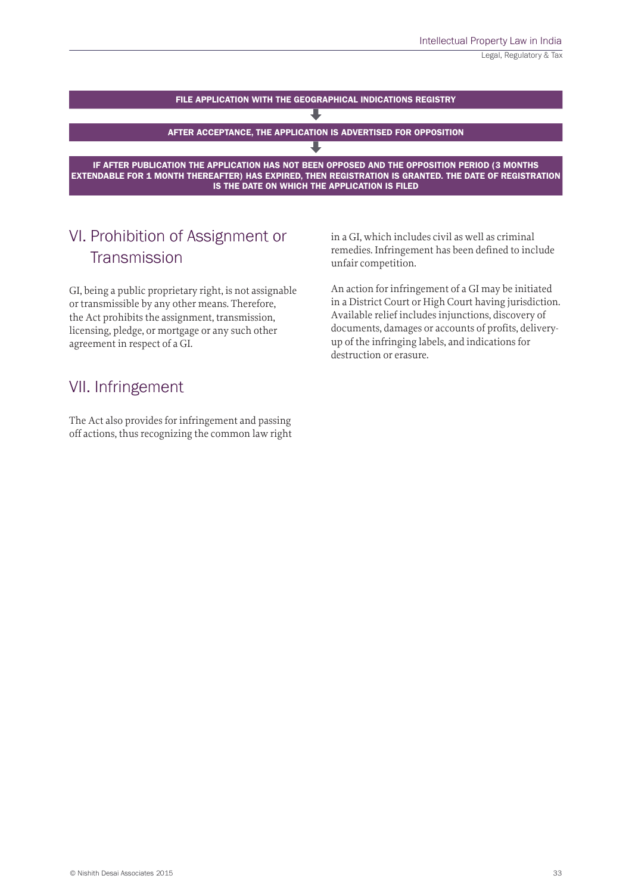**FILE APPLICATION WITH THE GEOGRAPHICAL INDICATIONS REGISTRY**

↓

**AFTER ACCEPTANCE, THE APPLICATION IS ADVERTISED FOR OPPOSITION**

↓

**IF AFTER PUBLICATION THE APPLICATION HAS NOT BEEN OPPOSED AND THE OPPOSITION PERIOD (3 MONTHS EXTENDABLE FOR 1 MONTH THEREAFTER) HAS EXPIRED, THEN REGISTRATION IS GRANTED. THE DATE OF REGISTRATION IS THE DATE ON WHICH THE APPLICATION IS FILED**

## VI. Prohibition of Assignment or Transmission

GI, being a public proprietary right, is not assignable or transmissible by any other means. Therefore, the Act prohibits the assignment, transmission, licensing, pledge, or mortgage or any such other agreement in respect of a GI.

## VII. Infringement

The Act also provides for infringement and passing off actions, thus recognizing the common law right in a GI, which includes civil as well as criminal remedies. Infringement has been defined to include unfair competition.

An action for infringement of a GI may be initiated in a District Court or High Court having jurisdiction. Available relief includes injunctions, discovery of documents, damages or accounts of profits, delivery-up of the infringing labels, and indications for destruction or erasure.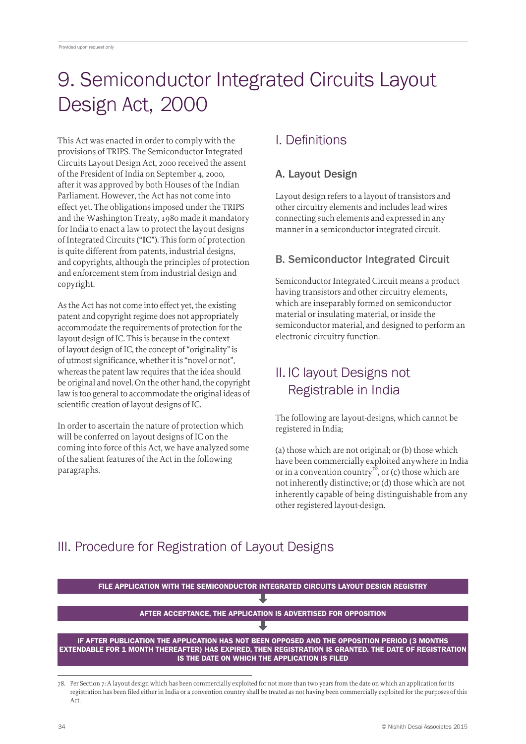# 9. Semiconductor Integrated Circuits Layout Design Act, 2000

This Act was enacted in order to comply with the provisions of TRIPS. The Semiconductor Integrated Circuits Layout Design Act, 2000 received the assent of the President of India on September 4, 2000, after it was approved by both Houses of the Indian Parliament. However, the Act has not come into effect yet. The obligations imposed under the TRIPS and the Washington Treaty, 1980 made it mandatory for India to enact a law to protect the layout designs of Integrated Circuits ("**IC**"). This form of protection is quite different from patents, industrial designs, and copyrights, although the principles of protection and enforcement stem from industrial design and copyright.

As the Act has not come into effect yet, the existing patent and copyright regime does not appropriately accommodate the requirements of protection for the layout design of IC. This is because in the context of layout design of IC, the concept of "originality" is of utmost significance, whether it is "novel or not", whereas the patent law requires that the idea should be original and novel. On the other hand, the copyright law is too general to accommodate the original ideas of scientific creation of layout designs of IC.

In order to ascertain the nature of protection which will be conferred on layout designs of IC on the coming into force of this Act, we have analyzed some of the salient features of the Act in the following paragraphs.

## I. Definitions

### A. Layout Design

Layout design refers to a layout of transistors and other circuitry elements and includes lead wires connecting such elements and expressed in any manner in a semiconductor integrated circuit.

### B. Semiconductor Integrated Circuit

Semiconductor Integrated Circuit means a product having transistors and other circuitry elements, which are inseparably formed on semiconductor material or insulating material, or inside the semiconductor material, and designed to perform an electronic circuitry function.

## II. IC layout Designs not Registrable in India

The following are layout-designs, which cannot be registered in India;

(a) those which are not original; or (b) those which have been commercially exploited anywhere in India or in a convention country[78], or (c) those which are not inherently distinctive; or (d) those which are not inherently capable of being distinguishable from any other registered layout-design.

## III. Procedure for Registration of Layout Designs

**FILE APPLICATION WITH THE SEMICONDUCTOR INTEGRATED CIRCUITS LAYOUT DESIGN REGISTRY**

↓

**AFTER ACCEPTANCE, THE APPLICATION IS ADVERTISED FOR OPPOSITION**

↓

**IF AFTER PUBLICATION THE APPLICATION HAS NOT BEEN OPPOSED AND THE OPPOSITION PERIOD (3 MONTHS EXTENDABLE FOR 1 MONTH THEREAFTER) HAS EXPIRED, THEN REGISTRATION IS GRANTED. THE DATE OF REGISTRATION IS THE DATE ON WHICH THE APPLICATION IS FILED**

---

78. Per Section 7: A layout design which has been commercially exploited for not more than two years from the date on which an application for its registration has been filed either in India or a convention country shall be treated as not having been commercially exploited for the purposes of this Act.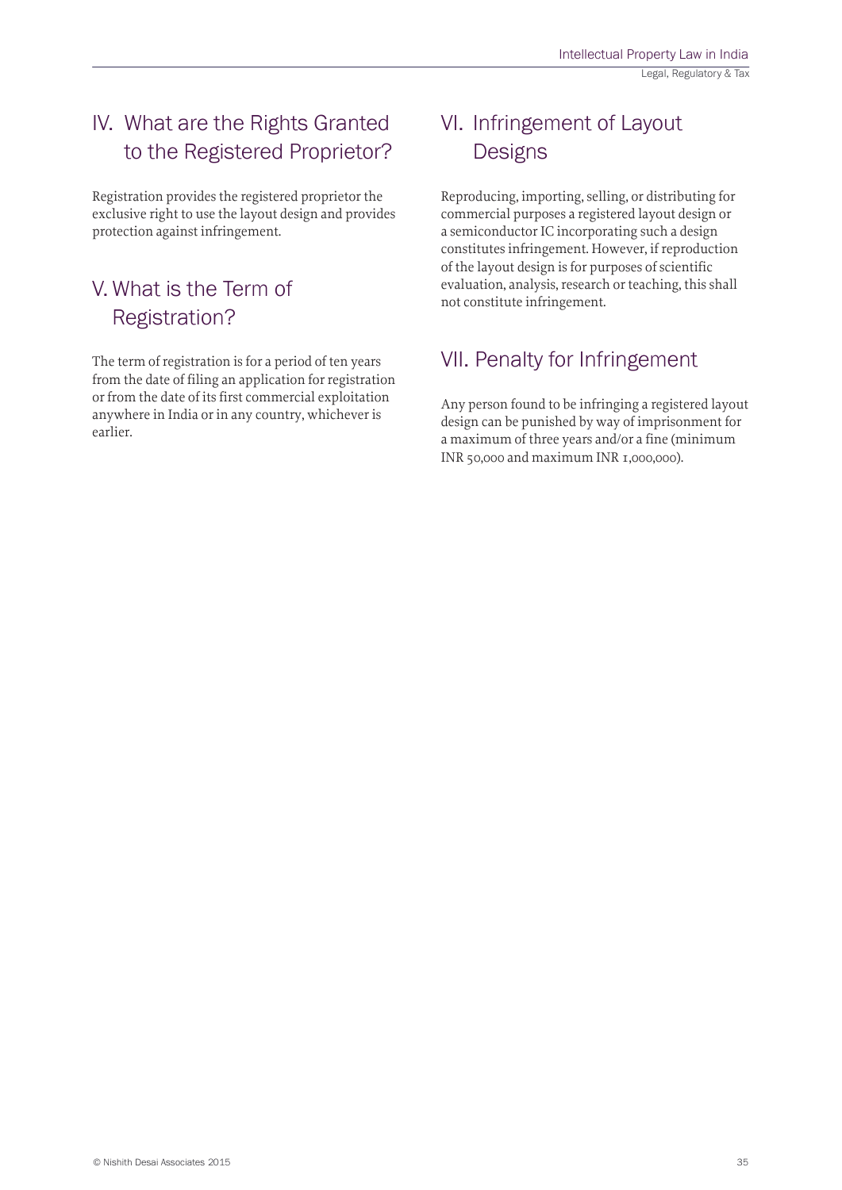## IV. What are the Rights Granted to the Registered Proprietor?

Registration provides the registered proprietor the exclusive right to use the layout design and provides protection against infringement.

## V. What is the Term of Registration?

The term of registration is for a period of ten years from the date of filing an application for registration or from the date of its first commercial exploitation anywhere in India or in any country, whichever is earlier.

## VI. Infringement of Layout Designs

Reproducing, importing, selling, or distributing for commercial purposes a registered layout design or a semiconductor IC incorporating such a design constitutes infringement. However, if reproduction of the layout design is for purposes of scientific evaluation, analysis, research or teaching, this shall not constitute infringement.

## VII. Penalty for Infringement

Any person found to be infringing a registered layout design can be punished by way of imprisonment for a maximum of three years and/or a fine (minimum INR 50,000 and maximum INR 1,000,000).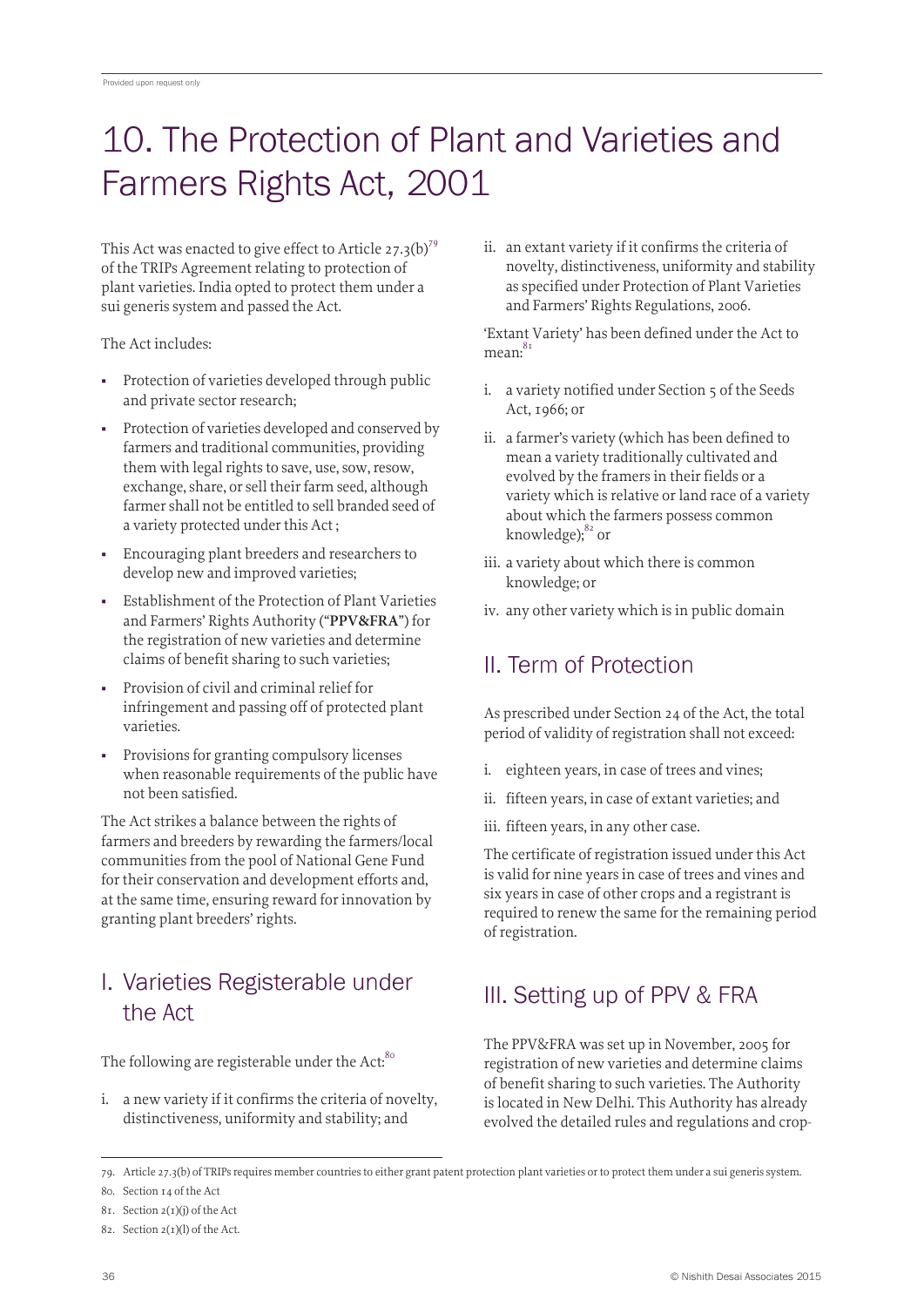# 10. The Protection of Plant and Varieties and Farmers Rights Act, 2001

This Act was enacted to give effect to Article 27.3(b)[79] of the TRIPs Agreement relating to protection of plant varieties. India opted to protect them under a sui generis system and passed the Act.

The Act includes:

- Protection of varieties developed through public and private sector research;
- Protection of varieties developed and conserved by farmers and traditional communities, providing them with legal rights to save, use, sow, resow, exchange, share, or sell their farm seed, although farmer shall not be entitled to sell branded seed of a variety protected under this Act ;
- Encouraging plant breeders and researchers to develop new and improved varieties;
- Establishment of the Protection of Plant Varieties and Farmers' Rights Authority ("**PPV&FRA**") for the registration of new varieties and determine claims of benefit sharing to such varieties;
- Provision of civil and criminal relief for infringement and passing off of protected plant varieties.
- Provisions for granting compulsory licenses when reasonable requirements of the public have not been satisfied.

The Act strikes a balance between the rights of farmers and breeders by rewarding the farmers/local communities from the pool of National Gene Fund for their conservation and development efforts and, at the same time, ensuring reward for innovation by granting plant breeders' rights.

## I. Varieties Registerable under the Act

The following are registerable under the Act:[80]

i. a new variety if it confirms the criteria of novelty, distinctiveness, uniformity and stability; and

ii. an extant variety if it confirms the criteria of novelty, distinctiveness, uniformity and stability as specified under Protection of Plant Varieties and Farmers' Rights Regulations, 2006.

'Extant Variety' has been defined under the Act to mean:[81]

i. a variety notified under Section 5 of the Seeds Act, 1966; or

ii. a farmer's variety (which has been defined to mean a variety traditionally cultivated and evolved by the framers in their fields or a variety which is relative or land race of a variety about which the farmers possess common knowledge);[82] or

iii. a variety about which there is common knowledge; or

iv. any other variety which is in public domain

## II. Term of Protection

As prescribed under Section 24 of the Act, the total period of validity of registration shall not exceed:

i. eighteen years, in case of trees and vines;

ii. fifteen years, in case of extant varieties; and

iii. fifteen years, in any other case.

The certificate of registration issued under this Act is valid for nine years in case of trees and vines and six years in case of other crops and a registrant is required to renew the same for the remaining period of registration.

## III. Setting up of PPV & FRA

The PPV&FRA was set up in November, 2005 for registration of new varieties and determine claims of benefit sharing to such varieties. The Authority is located in New Delhi. This Authority has already evolved the detailed rules and regulations and crop-

---

79. Article 27.3(b) of TRIPS requires member countries to either grant patent protection plant varieties or to protect them under a sui generis system.

80. Section 14 of the Act

81. Section 2(1)(j) of the Act

82. Section 2(1)(l) of the Act.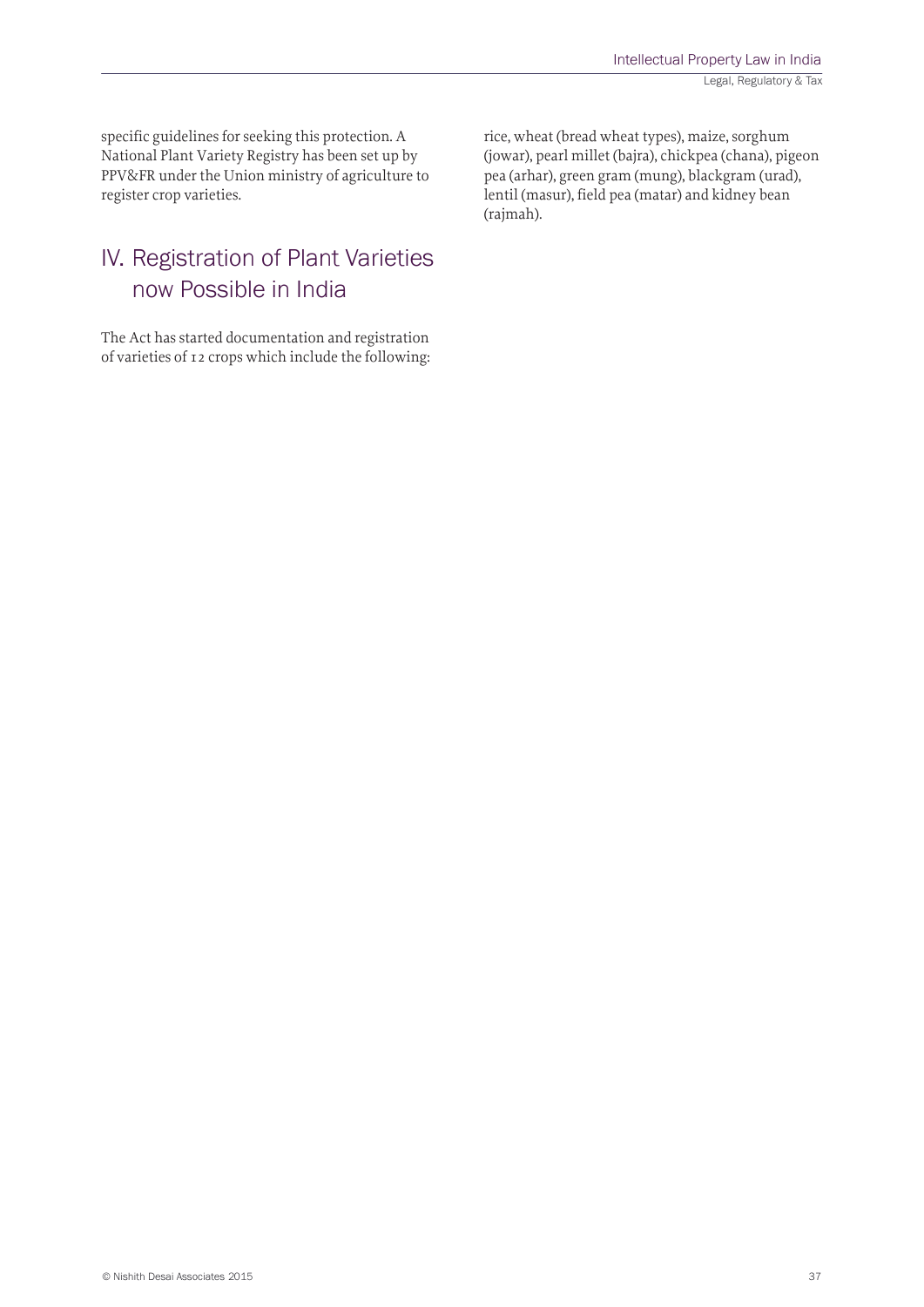specific guidelines for seeking this protection. A National Plant Variety Registry has been set up by PPV&FR under the Union ministry of agriculture to register crop varieties.

## IV. Registration of Plant Varieties now Possible in India

The Act has started documentation and registration of varieties of 12 crops which include the following: rice, wheat (bread wheat types), maize, sorghum (jowar), pearl millet (bajra), chickpea (chana), pigeon pea (arhar), green gram (mung), blackgram (urad), lentil (masur), field pea (matar) and kidney bean (rajmah).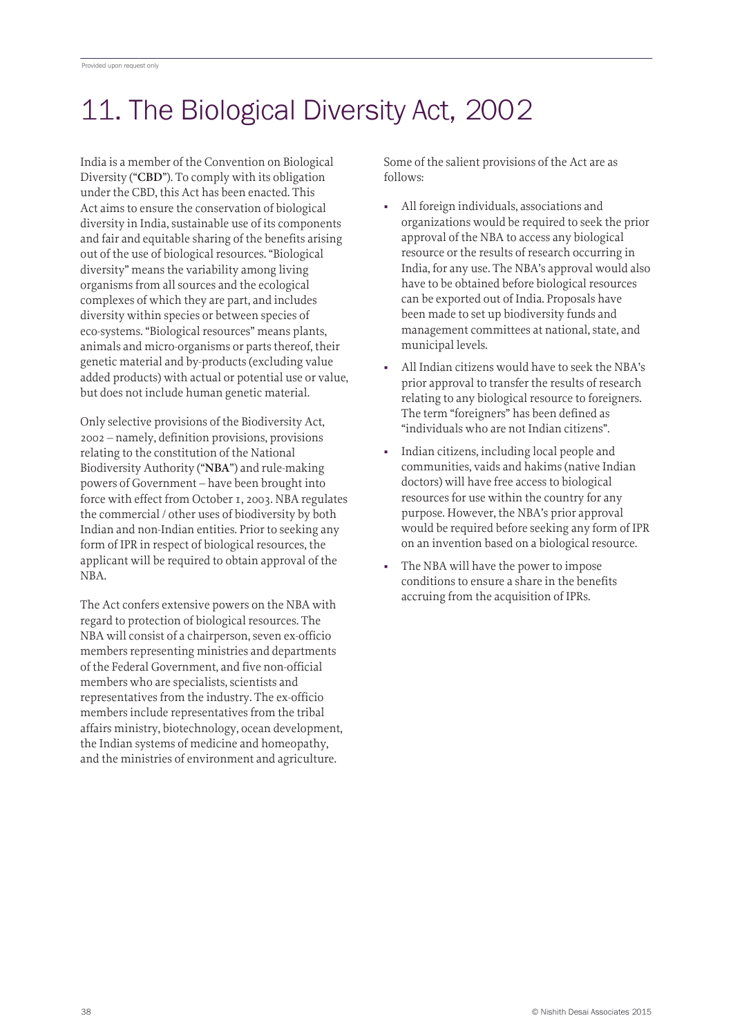# 11. The Biological Diversity Act, 2002

India is a member of the Convention on Biological Diversity ("**CBD**"). To comply with its obligation under the CBD, this Act has been enacted. This Act aims to ensure the conservation of biological diversity in India, sustainable use of its components and fair and equitable sharing of the benefits arising out of the use of biological resources. "Biological diversity" means the variability among living organisms from all sources and the ecological complexes of which they are part, and includes diversity within species or between species of eco-systems. "Biological resources" means plants, animals and micro-organisms or parts thereof, their genetic material and by-products (excluding value added products) with actual or potential use or value, but does not include human genetic material.

Only selective provisions of the Biodiversity Act, 2002 – namely, definition provisions, provisions relating to the constitution of the National Biodiversity Authority ("**NBA**") and rule-making powers of Government – have been brought into force with effect from October 1, 2003. NBA regulates the commercial / other uses of biodiversity by both Indian and non-Indian entities. Prior to seeking any form of IPR in respect of biological resources, the applicant will be required to obtain approval of the NBA.

The Act confers extensive powers on the NBA with regard to protection of biological resources. The NBA will consist of a chairperson, seven ex-officio members representing ministries and departments of the Federal Government, and five non-official members who are specialists, scientists and representatives from the industry. The ex-officio members include representatives from the tribal affairs ministry, biotechnology, ocean development, the Indian systems of medicine and homeopathy, and the ministries of environment and agriculture.

Some of the salient provisions of the Act are as follows:

- All foreign individuals, associations and organizations would be required to seek the prior approval of the NBA to access any biological resource or the results of research occurring in India, for any use. The NBA's approval would also have to be obtained before biological resources can be exported out of India. Proposals have been made to set up biodiversity funds and management committees at national, state, and municipal levels.
- All Indian citizens would have to seek the NBA's prior approval to transfer the results of research relating to any biological resource to foreigners. The term "foreigners" has been defined as "individuals who are not Indian citizens".
- Indian citizens, including local people and communities, vaids and hakims (native Indian doctors) will have free access to biological resources for use within the country for any purpose. However, the NBA's prior approval would be required before seeking any form of IPR on an invention based on a biological resource.
- The NBA will have the power to impose conditions to ensure a share in the benefits accruing from the acquisition of IPRs.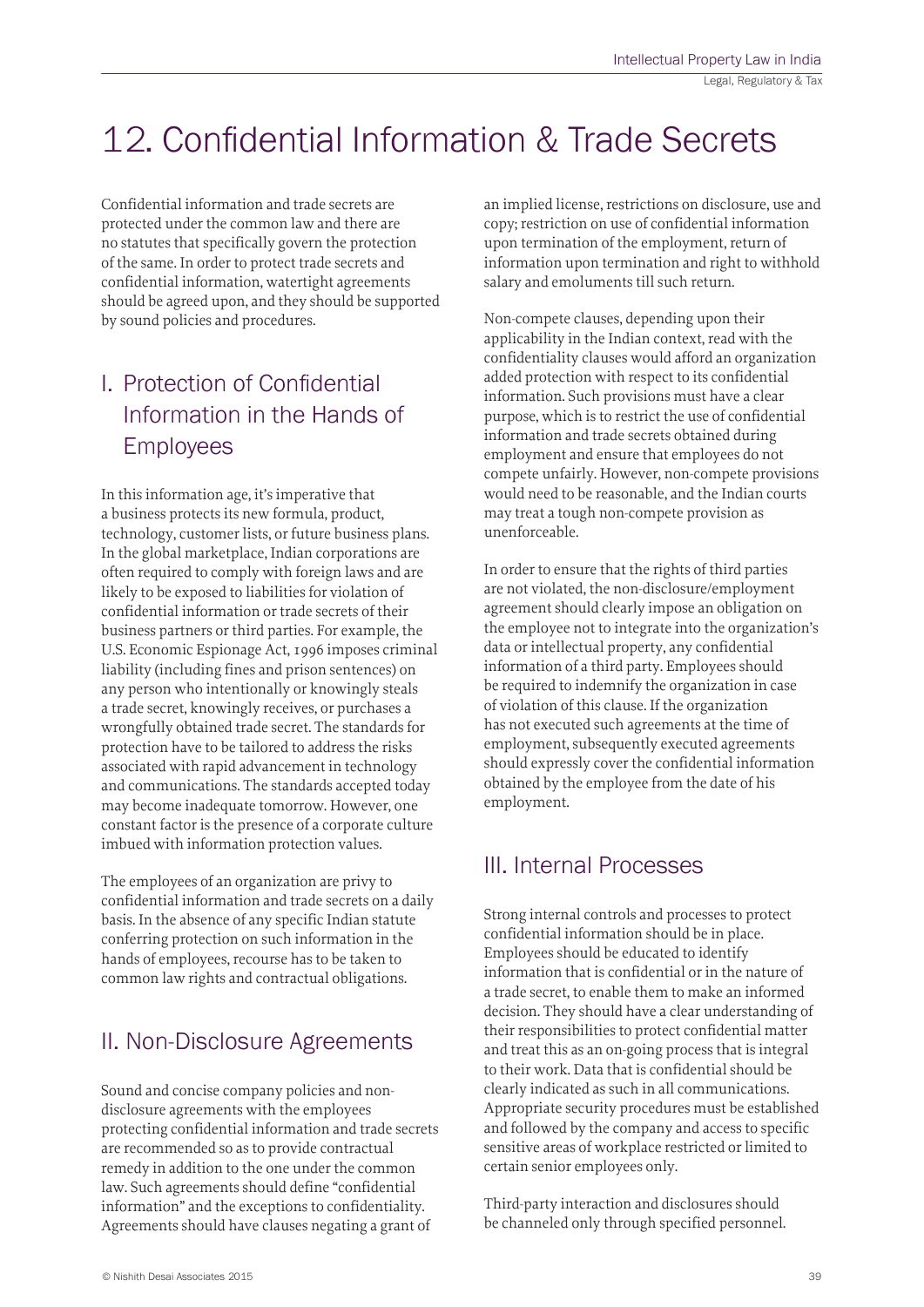# 12. Confidential Information & Trade Secrets

Confidential information and trade secrets are protected under the common law and there are no statutes that specifically govern the protection of the same. In order to protect trade secrets and confidential information, watertight agreements should be agreed upon, and they should be supported by sound policies and procedures.

## I. Protection of Confidential Information in the Hands of Employees

In this information age, it's imperative that a business protects its new formula, product, technology, customer lists, or future business plans. In the global marketplace, Indian corporations are often required to comply with foreign laws and are likely to be exposed to liabilities for violation of confidential information or trade secrets of their business partners or third parties. For example, the U.S. Economic Espionage Act, 1996 imposes criminal liability (including fines and prison sentences) on any person who intentionally or knowingly steals a trade secret, knowingly receives, or purchases a wrongfully obtained trade secret. The standards for protection have to be tailored to address the risks associated with rapid advancement in technology and communications. The standards accepted today may become inadequate tomorrow. However, one constant factor is the presence of a corporate culture imbued with information protection values.

The employees of an organization are privy to confidential information and trade secrets on a daily basis. In the absence of any specific Indian statute conferring protection on such information in the hands of employees, recourse has to be taken to common law rights and contractual obligations.

## II. Non-Disclosure Agreements

Sound and concise company policies and non-disclosure agreements with the employees protecting confidential information and trade secrets are recommended so as to provide contractual remedy in addition to the one under the common law. Such agreements should define "confidential information" and the exceptions to confidentiality. Agreements should have clauses negating a grant of an implied license, restrictions on disclosure, use and copy; restriction on use of confidential information upon termination of the employment, return of information upon termination and right to withhold salary and emoluments till such return.

Non-compete clauses, depending upon their applicability in the Indian context, read with the confidentiality clauses would afford an organization added protection with respect to its confidential information. Such provisions must have a clear purpose, which is to restrict the use of confidential information and trade secrets obtained during employment and ensure that employees do not compete unfairly. However, non-compete provisions would need to be reasonable, and the Indian courts may treat a tough non-compete provision as unenforceable.

In order to ensure that the rights of third parties are not violated, the non-disclosure/employment agreement should clearly impose an obligation on the employee not to integrate into the organization's data or intellectual property, any confidential information of a third party. Employees should be required to indemnify the organization in case of violation of this clause. If the organization has not executed such agreements at the time of employment, subsequently executed agreements should expressly cover the confidential information obtained by the employee from the date of his employment.

## III. Internal Processes

Strong internal controls and processes to protect confidential information should be in place. Employees should be educated to identify information that is confidential or in the nature of a trade secret, to enable them to make an informed decision. They should have a clear understanding of their responsibilities to protect confidential matter and treat this as an on-going process that is integral to their work. Data that is confidential should be clearly indicated as such in all communications. Appropriate security procedures must be established and followed by the company and access to specific sensitive areas of workplace restricted or limited to certain senior employees only.

Third-party interaction and disclosures should be channeled only through specified personnel.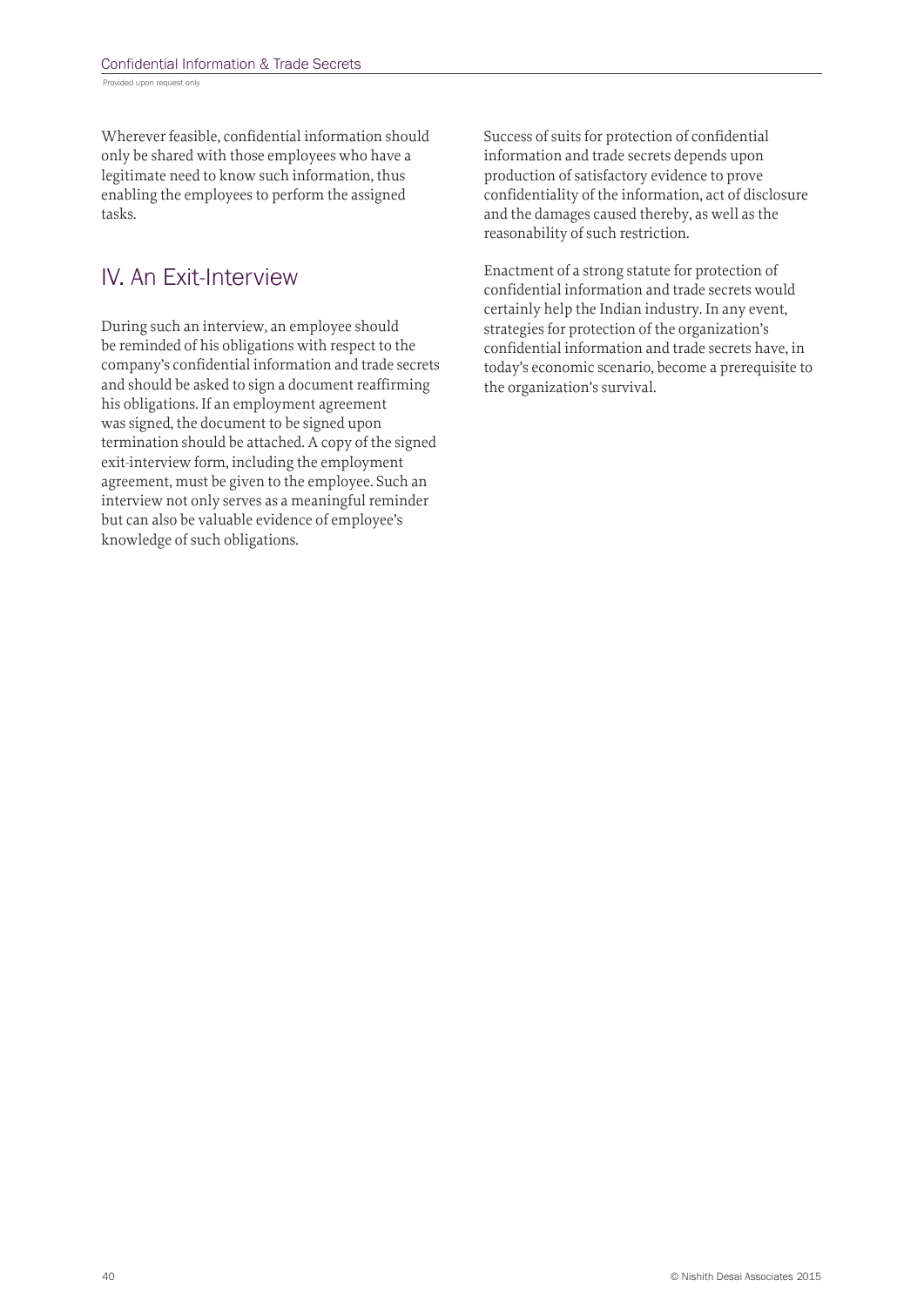Wherever feasible, confidential information should only be shared with those employees who have a legitimate need to know such information, thus enabling the employees to perform the assigned tasks.

## IV. An Exit-Interview

During such an interview, an employee should be reminded of his obligations with respect to the company's confidential information and trade secrets and should be asked to sign a document reaffirming his obligations. If an employment agreement was signed, the document to be signed upon termination should be attached. A copy of the signed exit-interview form, including the employment agreement, must be given to the employee. Such an interview not only serves as a meaningful reminder but can also be valuable evidence of employee's knowledge of such obligations.

Success of suits for protection of confidential information and trade secrets depends upon production of satisfactory evidence to prove confidentiality of the information, act of disclosure and the damages caused thereby, as well as the reasonability of such restriction.

Enactment of a strong statute for protection of confidential information and trade secrets would certainly help the Indian industry. In any event, strategies for protection of the organization's confidential information and trade secrets have, in today's economic scenario, become a prerequisite to the organization's survival.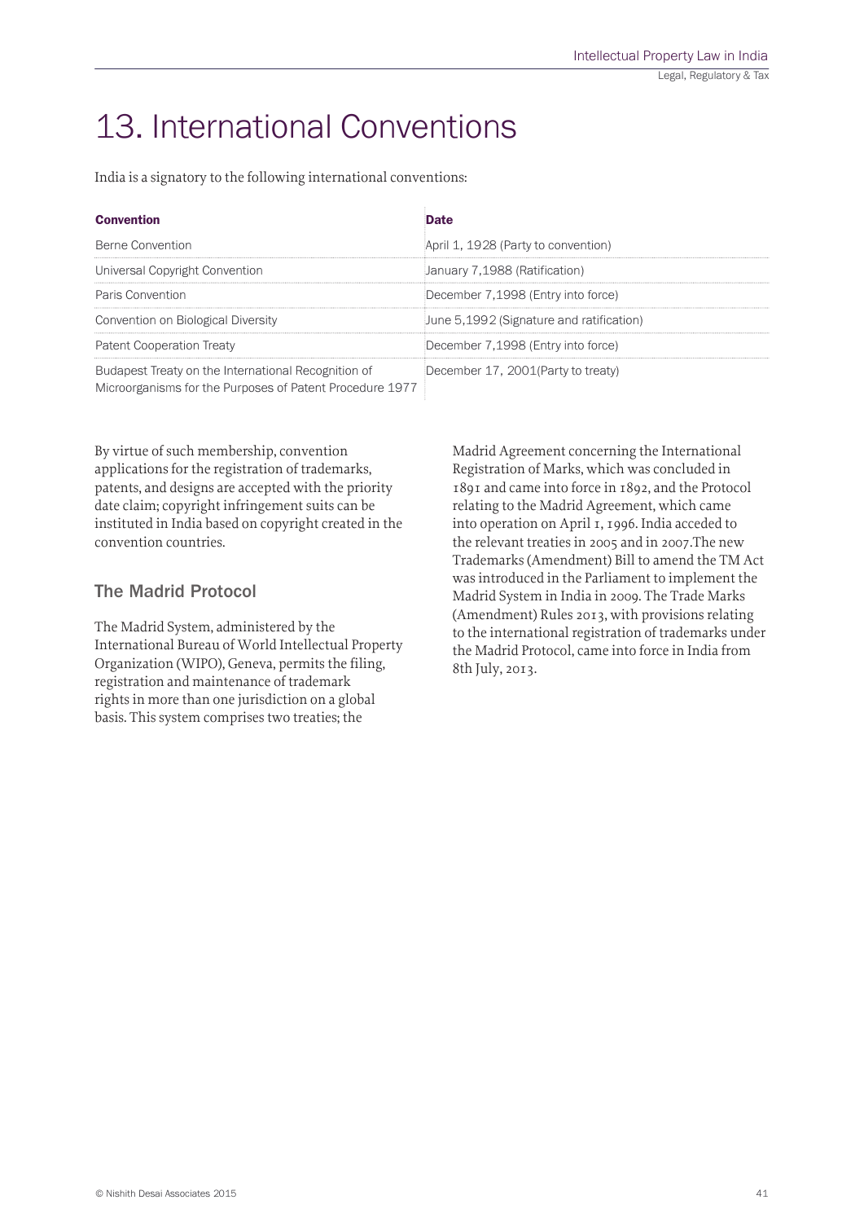# 13. International Conventions

India is a signatory to the following international conventions:

| Convention | Date |
|---|---|
| Berne Convention | April 1, 1928 (Party to convention) |
| Universal Copyright Convention | January 7,1988 (Ratification) |
| Paris Convention | December 7,1998 (Entry into force) |
| Convention on Biological Diversity | June 5,1992 (Signature and ratification) |
| Patent Cooperation Treaty | December 7,1998 (Entry into force) |
| Budapest Treaty on the International Recognition of Microorganisms for the Purposes of Patent Procedure 1977 | December 17, 2001(Party to treaty) |

By virtue of such membership, convention applications for the registration of trademarks, patents, and designs are accepted with the priority date claim; copyright infringement suits can be instituted in India based on copyright created in the convention countries.

## The Madrid Protocol

The Madrid System, administered by the International Bureau of World Intellectual Property Organization (WIPO), Geneva, permits the filing, registration and maintenance of trademark rights in more than one jurisdiction on a global basis. This system comprises two treaties; the Madrid Agreement concerning the International Registration of Marks, which was concluded in 1891 and came into force in 1892, and the Protocol relating to the Madrid Agreement, which came into operation on April 1, 1996. India acceded to the relevant treaties in 2005 and in 2007.The new Trademarks (Amendment) Bill to amend the TM Act was introduced in the Parliament to implement the Madrid System in India in 2009. The Trade Marks (Amendment) Rules 2013, with provisions relating to the international registration of trademarks under the Madrid Protocol, came into force in India from 8th July, 2013.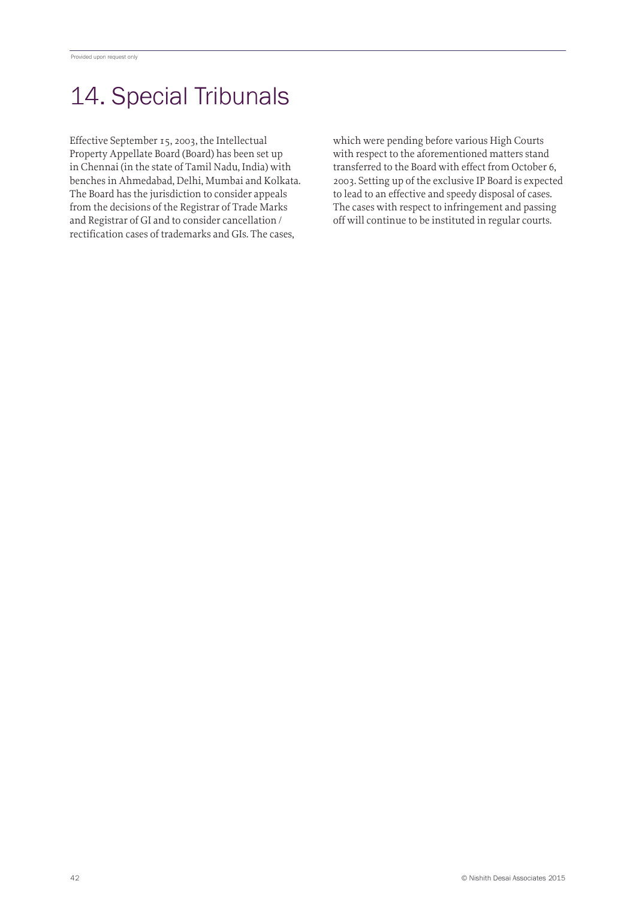# 14. Special Tribunals

Effective September 15, 2003, the Intellectual Property Appellate Board (Board) has been set up in Chennai (in the state of Tamil Nadu, India) with benches in Ahmedabad, Delhi, Mumbai and Kolkata. The Board has the jurisdiction to consider appeals from the decisions of the Registrar of Trade Marks and Registrar of GI and to consider cancellation / rectification cases of trademarks and GIs. The cases, which were pending before various High Courts with respect to the aforementioned matters stand transferred to the Board with effect from October 6, 2003. Setting up of the exclusive IP Board is expected to lead to an effective and speedy disposal of cases. The cases with respect to infringement and passing off will continue to be instituted in regular courts.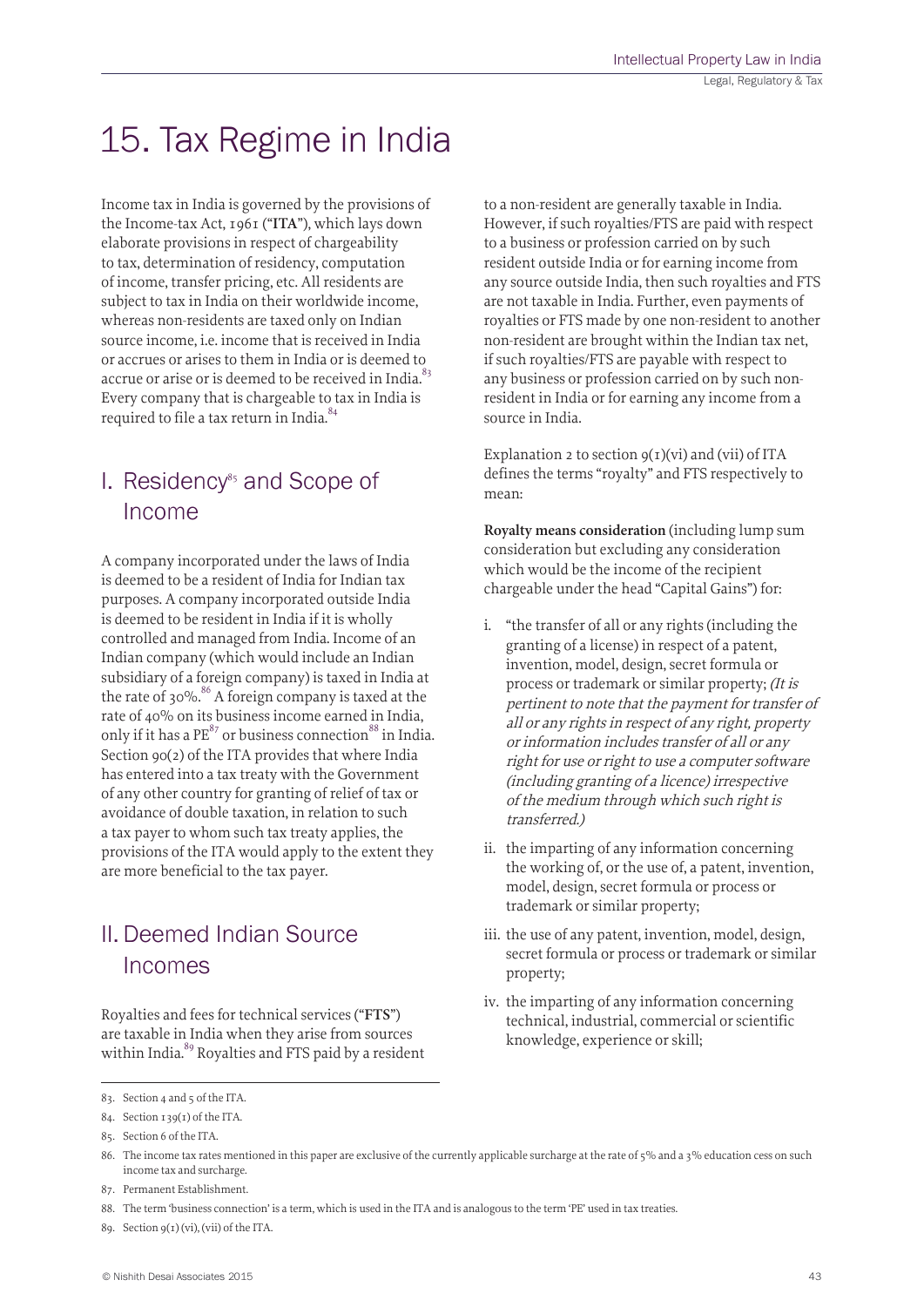# 15. Tax Regime in India

Income tax in India is governed by the provisions of the Income-tax Act, 1961 ("**ITA**"), which lays down elaborate provisions in respect of chargeability to tax, determination of residency, computation of income, transfer pricing, etc. All residents are subject to tax in India on their worldwide income, whereas non-residents are taxed only on Indian source income, i.e. income that is received in India or accrues or arises to them in India or is deemed to accrue or arise or is deemed to be received in India.[83] Every company that is chargeable to tax in India is required to file a tax return in India.[84]

## I. Residency[85] and Scope of Income

A company incorporated under the laws of India is deemed to be a resident of India for Indian tax purposes. A company incorporated outside India is deemed to be resident in India if it is wholly controlled and managed from India. Income of an Indian company (which would include an Indian subsidiary of a foreign company) is taxed in India at the rate of 30%.[86] A foreign company is taxed at the rate of 40% on its business income earned in India, only if it has a PE[87] or business connection[88] in India. Section 90(2) of the ITA provides that where India has entered into a tax treaty with the Government of any other country for granting of relief of tax or avoidance of double taxation, in relation to such a tax payer to whom such tax treaty applies, the provisions of the ITA would apply to the extent they are more beneficial to the tax payer.

## II. Deemed Indian Source Incomes

Royalties and fees for technical services ("**FTS**") are taxable in India when they arise from sources within India.[89] Royalties and FTS paid by a resident to a non-resident are generally taxable in India. However, if such royalties/FTS are paid with respect to a business or profession carried on by such resident outside India or for earning income from any source outside India, then such royalties and FTS are not taxable in India. Further, even payments of royalties or FTS made by one non-resident to another non-resident are brought within the Indian tax net, if such royalties/FTS are payable with respect to any business or profession carried on by such non-resident in India or for earning any income from a source in India.

Explanation 2 to section 9(1)(vi) and (vii) of ITA defines the terms "royalty" and FTS respectively to mean:

**Royalty means consideration** (including lump sum consideration but excluding any consideration which would be the income of the recipient chargeable under the head "Capital Gains") for:

i. "the transfer of all or any rights (including the granting of a license) in respect of a patent, invention, model, design, secret formula or process or trademark or similar property; *(It is pertinent to note that the payment for transfer of all or any rights in respect of any right, property or information includes transfer of all or any right for use or right to use a computer software (including granting of a licence) irrespective of the medium through which such right is transferred.)*

ii. the imparting of any information concerning the working of, or the use of, a patent, invention, model, design, secret formula or process or trademark or similar property;

iii. the use of any patent, invention, model, design, secret formula or process or trademark or similar property;

iv. the imparting of any information concerning technical, industrial, commercial or scientific knowledge, experience or skill;

---

83. Section 4 and 5 of the ITA.

84. Section 139(1) of the ITA.

85. Section 6 of the ITA.

86. The income tax rates mentioned in this paper are exclusive of the currently applicable surcharge at the rate of 5% and a 3% education cess on such income tax and surcharge.

87. Permanent Establishment.

88. The term 'business connection' is a term, which is used in the ITA and is analogous to the term 'PE' used in tax treaties.

89. Section 9(1) (vi), (vii) of the ITA.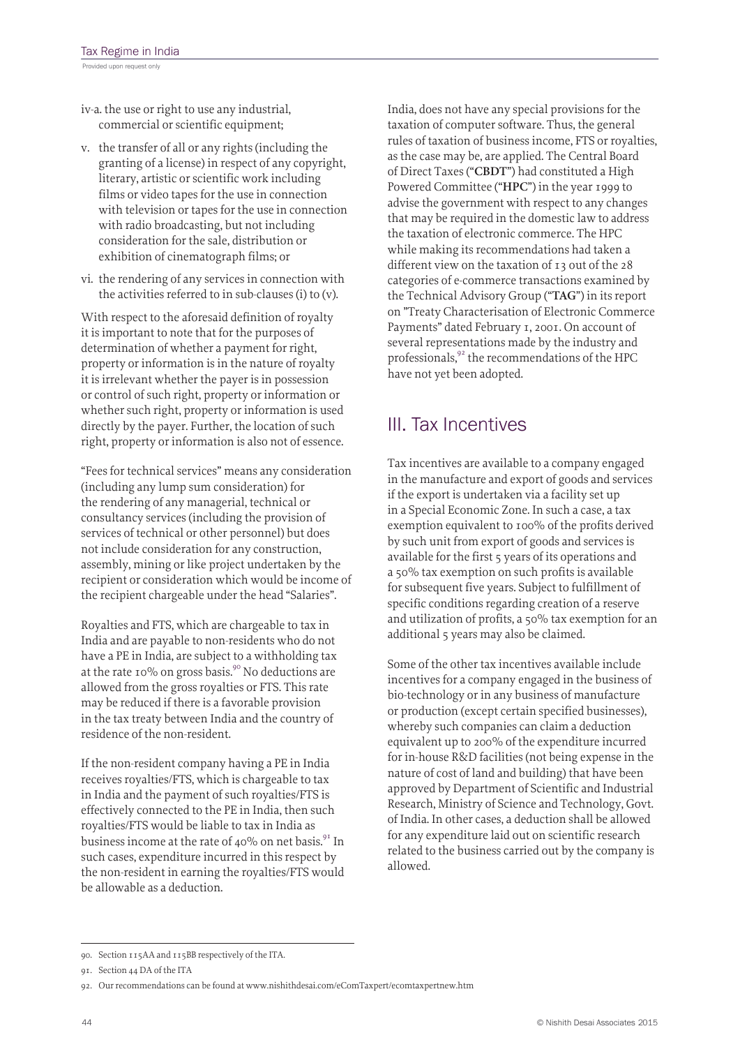- iv-a. the use or right to use any industrial, commercial or scientific equipment;
- v. the transfer of all or any rights (including the granting of a license) in respect of any copyright, literary, artistic or scientific work including films or video tapes for the use in connection with television or tapes for the use in connection with radio broadcasting, but not including consideration for the sale, distribution or exhibition of cinematograph films; or
- vi. the rendering of any services in connection with the activities referred to in sub-clauses (i) to (v).

With respect to the aforesaid definition of royalty it is important to note that for the purposes of determination of whether a payment for right, property or information is in the nature of royalty it is irrelevant whether the payer is in possession or control of such right, property or information or whether such right, property or information is used directly by the payer. Further, the location of such right, property or information is also not of essence.

"Fees for technical services" means any consideration (including any lump sum consideration) for the rendering of any managerial, technical or consultancy services (including the provision of services of technical or other personnel) but does not include consideration for any construction, assembly, mining or like project undertaken by the recipient or consideration which would be income of the recipient chargeable under the head "Salaries".

Royalties and FTS, which are chargeable to tax in India and are payable to non-residents who do not have a PE in India, are subject to a withholding tax at the rate 10% on gross basis.[90] No deductions are allowed from the gross royalties or FTS. This rate may be reduced if there is a favorable provision in the tax treaty between India and the country of residence of the non-resident.

If the non-resident company having a PE in India receives royalties/FTS, which is chargeable to tax in India and the payment of such royalties/FTS is effectively connected to the PE in India, then such royalties/FTS would be liable to tax in India as business income at the rate of 40% on net basis.[91] In such cases, expenditure incurred in this respect by the non-resident in earning the royalties/FTS would be allowable as a deduction.

India, does not have any special provisions for the taxation of computer software. Thus, the general rules of taxation of business income, FTS or royalties, as the case may be, are applied. The Central Board of Direct Taxes ("**CBDT**") had constituted a High Powered Committee ("**HPC**") in the year 1999 to advise the government with respect to any changes that may be required in the domestic law to address the taxation of electronic commerce. The HPC while making its recommendations had taken a different view on the taxation of 13 out of the 28 categories of e-commerce transactions examined by the Technical Advisory Group ("**TAG**") in its report on "Treaty Characterisation of Electronic Commerce Payments" dated February 1, 2001. On account of several representations made by the industry and professionals,[92] the recommendations of the HPC have not yet been adopted.

## III. Tax Incentives

Tax incentives are available to a company engaged in the manufacture and export of goods and services if the export is undertaken via a facility set up in a Special Economic Zone. In such a case, a tax exemption equivalent to 100% of the profits derived by such unit from export of goods and services is available for the first 5 years of its operations and a 50% tax exemption on such profits is available for subsequent five years. Subject to fulfillment of specific conditions regarding creation of a reserve and utilization of profits, a 50% tax exemption for an additional 5 years may also be claimed.

Some of the other tax incentives available include incentives for a company engaged in the business of bio-technology or in any business of manufacture or production (except certain specified businesses), whereby such companies can claim a deduction equivalent up to 200% of the expenditure incurred for in-house R&D facilities (not being expense in the nature of cost of land and building) that have been approved by Department of Scientific and Industrial Research, Ministry of Science and Technology, Govt. of India. In other cases, a deduction shall be allowed for any expenditure laid out on scientific research related to the business carried out by the company is allowed.

---

90. Section 115AA and 115BB respectively of the ITA.

91. Section 44 DA of the ITA

92. Our recommendations can be found at www.nishithdesai.com/eComTaxpert/ecomtaxpertnew.htm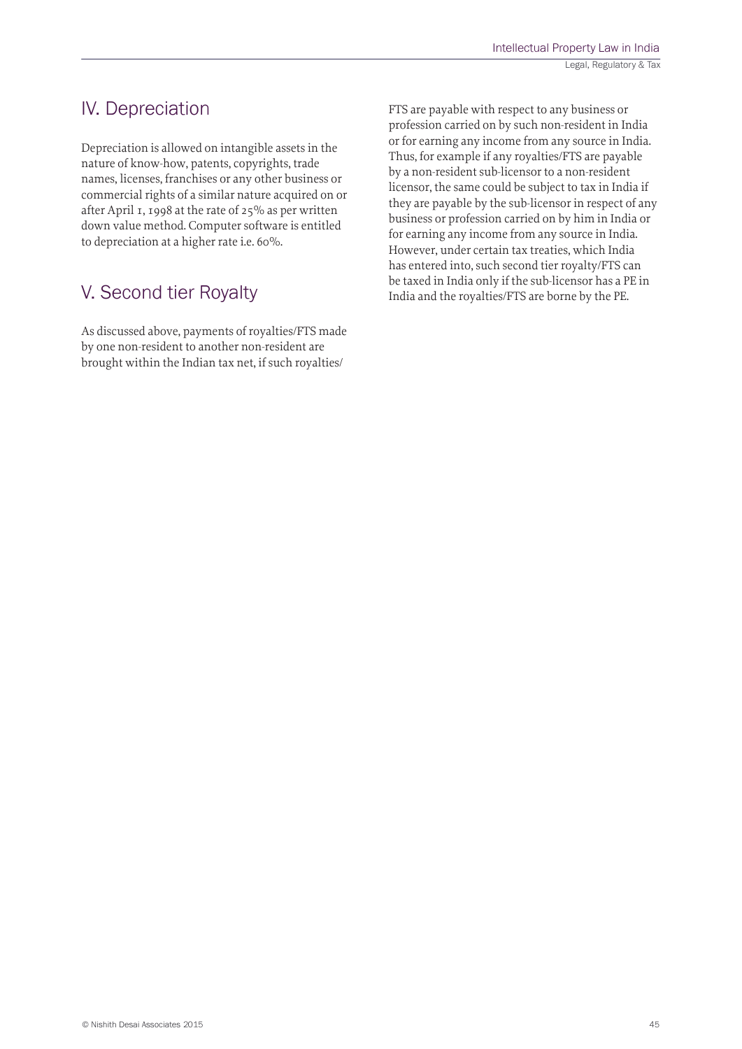## IV. Depreciation

Depreciation is allowed on intangible assets in the nature of know-how, patents, copyrights, trade names, licenses, franchises or any other business or commercial rights of a similar nature acquired on or after April 1, 1998 at the rate of 25% as per written down value method. Computer software is entitled to depreciation at a higher rate i.e. 60%.

## V. Second tier Royalty

As discussed above, payments of royalties/FTS made by one non-resident to another non-resident are brought within the Indian tax net, if such royalties/FTS are payable with respect to any business or profession carried on by such non-resident in India or for earning any income from any source in India. Thus, for example if any royalties/FTS are payable by a non-resident sub-licensor to a non-resident licensor, the same could be subject to tax in India if they are payable by the sub-licensor in respect of any business or profession carried on by him in India or for earning any income from any source in India. However, under certain tax treaties, which India has entered into, such second tier royalty/FTS can be taxed in India only if the sub-licensor has a PE in India and the royalties/FTS are borne by the PE.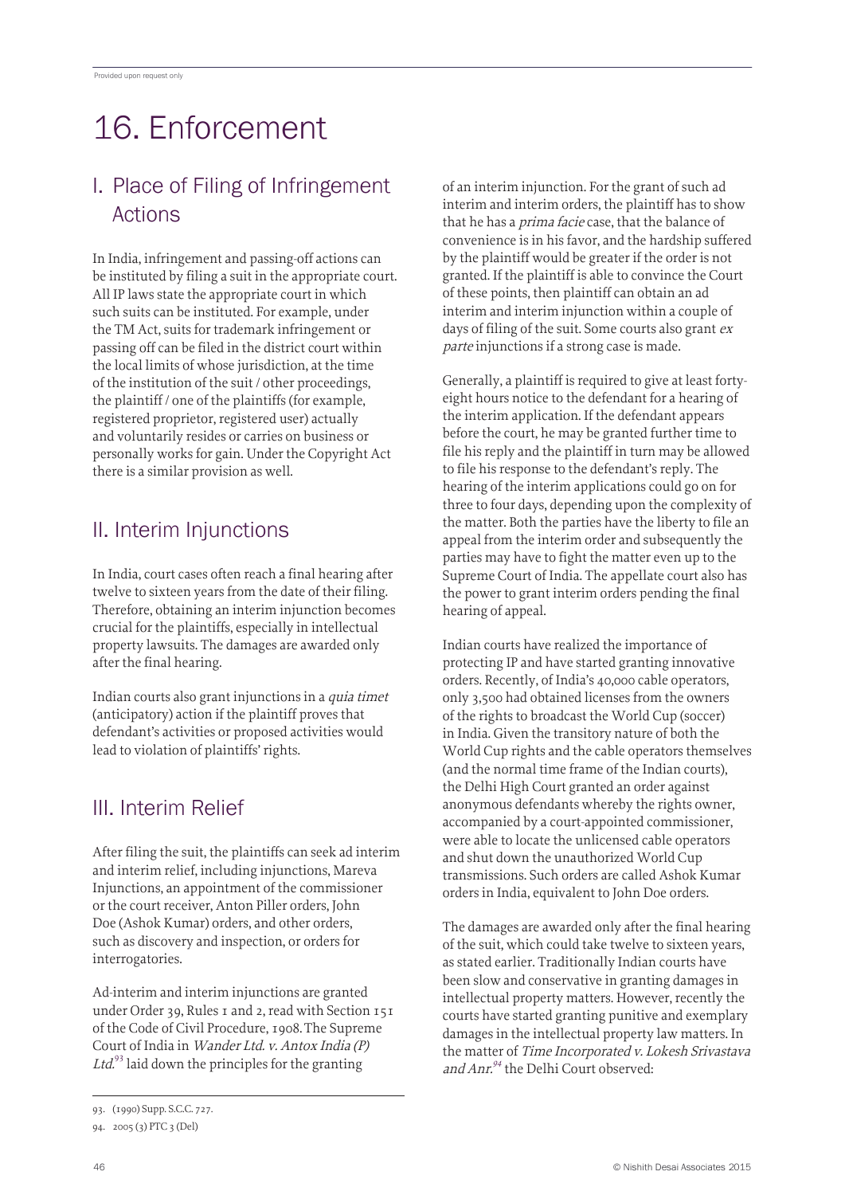# 16. Enforcement

## I. Place of Filing of Infringement Actions

In India, infringement and passing-off actions can be instituted by filing a suit in the appropriate court. All IP laws state the appropriate court in which such suits can be instituted. For example, under the TM Act, suits for trademark infringement or passing off can be filed in the district court within the local limits of whose jurisdiction, at the time of the institution of the suit / other proceedings, the plaintiff / one of the plaintiffs (for example, registered proprietor, registered user) actually and voluntarily resides or carries on business or personally works for gain. Under the Copyright Act there is a similar provision as well.

## II. Interim Injunctions

In India, court cases often reach a final hearing after twelve to sixteen years from the date of their filing. Therefore, obtaining an interim injunction becomes crucial for the plaintiffs, especially in intellectual property lawsuits. The damages are awarded only after the final hearing.

Indian courts also grant injunctions in a *quia timet* (anticipatory) action if the plaintiff proves that defendant's activities or proposed activities would lead to violation of plaintiffs' rights.

## III. Interim Relief

After filing the suit, the plaintiffs can seek ad interim and interim relief, including injunctions, Mareva Injunctions, an appointment of the commissioner or the court receiver, Anton Piller orders, John Doe (Ashok Kumar) orders, and other orders, such as discovery and inspection, or orders for interrogatories.

Ad-interim and interim injunctions are granted under Order 39, Rules 1 and 2, read with Section 151 of the Code of Civil Procedure, 1908. The Supreme Court of India in *Wander Ltd. v. Antox India (P) Ltd.*[93] laid down the principles for the granting of an interim injunction. For the grant of such ad interim and interim orders, the plaintiff has to show that he has a *prima facie* case, that the balance of convenience is in his favor, and the hardship suffered by the plaintiff would be greater if the order is not granted. If the plaintiff is able to convince the Court of these points, then plaintiff can obtain an ad interim and interim injunction within a couple of days of filing of the suit. Some courts also grant *ex parte* injunctions if a strong case is made.

Generally, a plaintiff is required to give at least forty-eight hours notice to the defendant for a hearing of the interim application. If the defendant appears before the court, he may be granted further time to file his reply and the plaintiff in turn may be allowed to file his response to the defendant's reply. The hearing of the interim applications could go on for three to four days, depending upon the complexity of the matter. Both the parties have the liberty to file an appeal from the interim order and subsequently the parties may have to fight the matter even up to the Supreme Court of India. The appellate court also has the power to grant interim orders pending the final hearing of appeal.

Indian courts have realized the importance of protecting IP and have started granting innovative orders. Recently, of India's 40,000 cable operators, only 3,500 had obtained licenses from the owners of the rights to broadcast the World Cup (soccer) in India. Given the transitory nature of both the World Cup rights and the cable operators themselves (and the normal time frame of the Indian courts), the Delhi High Court granted an order against anonymous defendants whereby the rights owner, accompanied by a court-appointed commissioner, were able to locate the unlicensed cable operators and shut down the unauthorized World Cup transmissions. Such orders are called Ashok Kumar orders in India, equivalent to John Doe orders.

The damages are awarded only after the final hearing of the suit, which could take twelve to sixteen years, as stated earlier. Traditionally Indian courts have been slow and conservative in granting damages in intellectual property matters. However, recently the courts have started granting punitive and exemplary damages in the intellectual property law matters. In the matter of *Time Incorporated v. Lokesh Srivastava and Anr.*[94] the Delhi Court observed:

---

93. (1990) Supp. S.C.C. 727.

94. 2005 (3) PTC 3 (Del)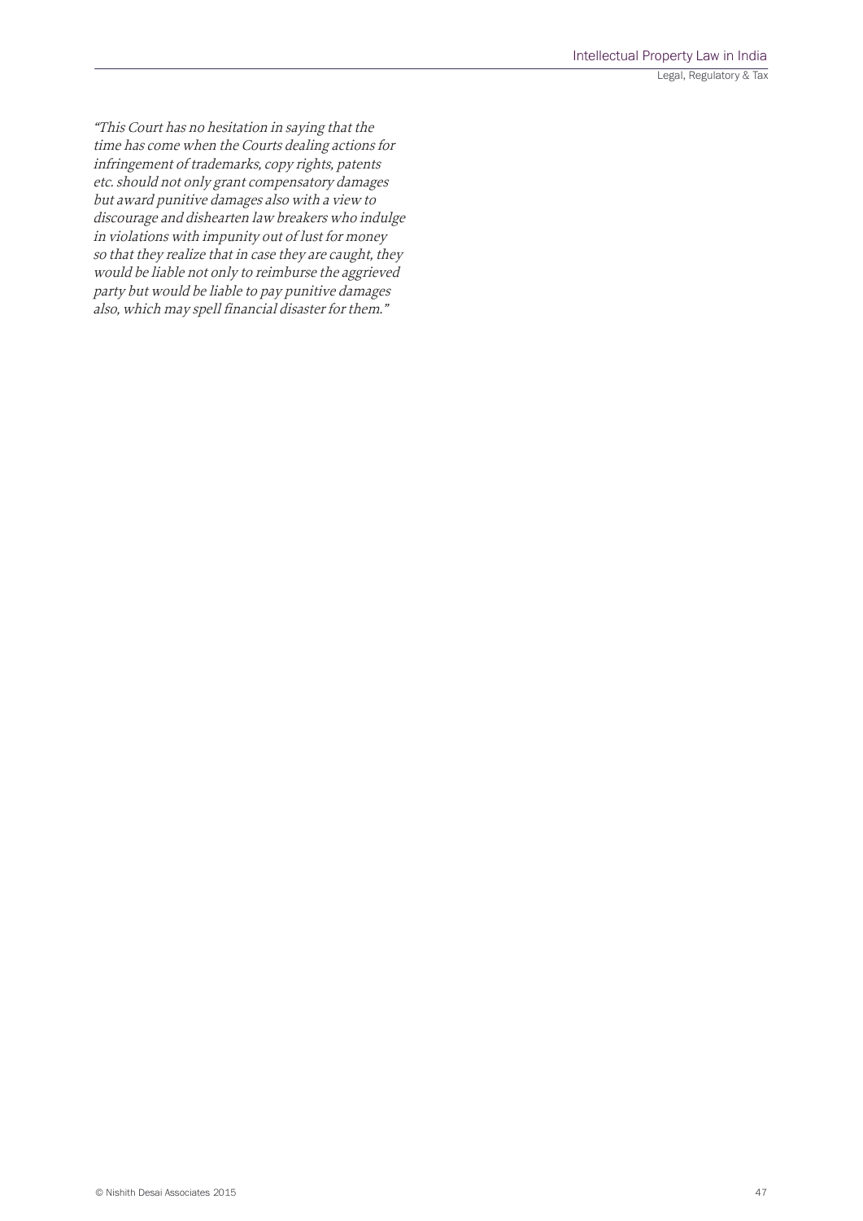*"This Court has no hesitation in saying that the time has come when the Courts dealing actions for infringement of trademarks, copy rights, patents etc. should not only grant compensatory damages but award punitive damages also with a view to discourage and dishearten law breakers who indulge in violations with impunity out of lust for money so that they realize that in case they are caught, they would be liable not only to reimburse the aggrieved party but would be liable to pay punitive damages also, which may spell financial disaster for them."*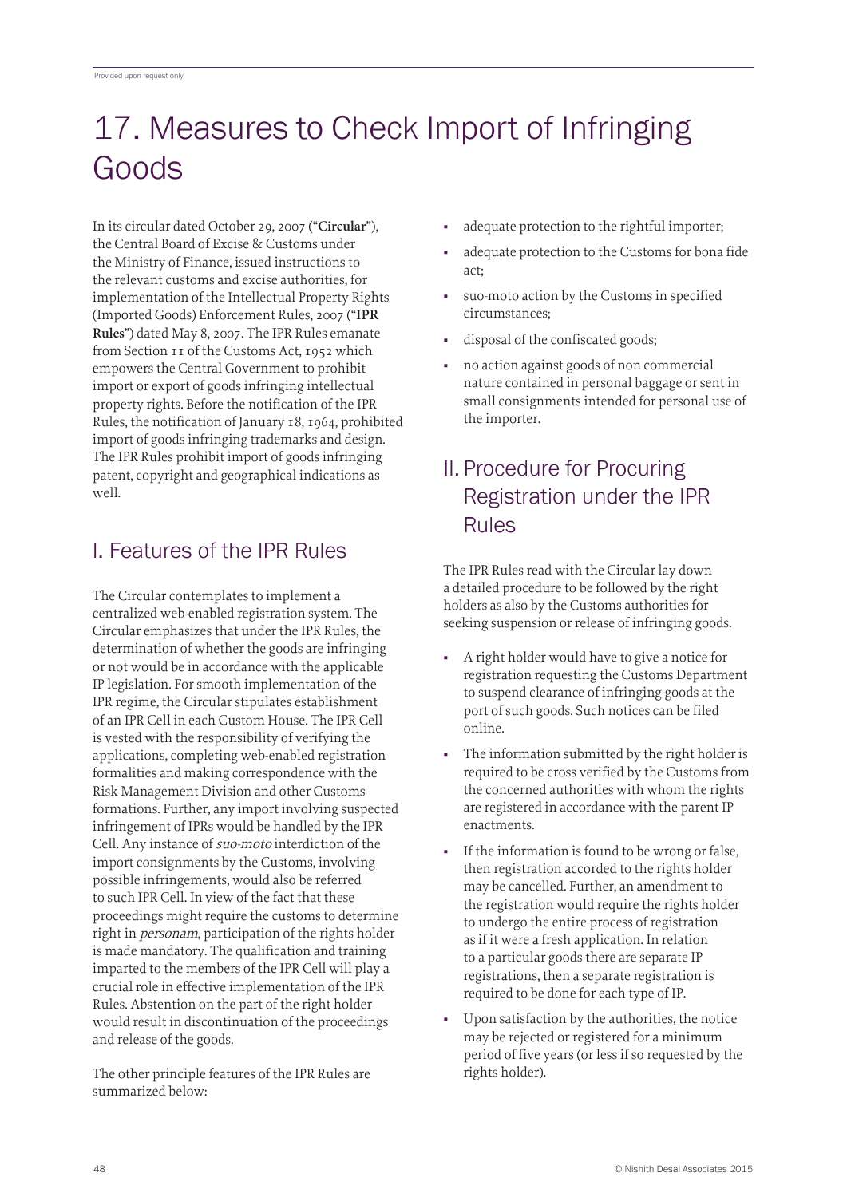# 17. Measures to Check Import of Infringing Goods

In its circular dated October 29, 2007 ("**Circular**"), the Central Board of Excise & Customs under the Ministry of Finance, issued instructions to the relevant customs and excise authorities, for implementation of the Intellectual Property Rights (Imported Goods) Enforcement Rules, 2007 ("**IPR Rules**") dated May 8, 2007. The IPR Rules emanate from Section 11 of the Customs Act, 1952 which empowers the Central Government to prohibit import or export of goods infringing intellectual property rights. Before the notification of the IPR Rules, the notification of January 18, 1964, prohibited import of goods infringing trademarks and design. The IPR Rules prohibit import of goods infringing patent, copyright and geographical indications as well.

## I. Features of the IPR Rules

The Circular contemplates to implement a centralized web-enabled registration system. The Circular emphasizes that under the IPR Rules, the determination of whether the goods are infringing or not would be in accordance with the applicable IP legislation. For smooth implementation of the IPR regime, the Circular stipulates establishment of an IPR Cell in each Custom House. The IPR Cell is vested with the responsibility of verifying the applications, completing web-enabled registration formalities and making correspondence with the Risk Management Division and other Customs formations. Further, any import involving suspected infringement of IPRs would be handled by the IPR Cell. Any instance of *suo-moto* interdiction of the import consignments by the Customs, involving possible infringements, would also be referred to such IPR Cell. In view of the fact that these proceedings might require the customs to determine right in *personam*, participation of the rights holder is made mandatory. The qualification and training imparted to the members of the IPR Cell will play a crucial role in effective implementation of the IPR Rules. Abstention on the part of the right holder would result in discontinuation of the proceedings and release of the goods.

The other principle features of the IPR Rules are summarized below:

- adequate protection to the rightful importer;
- adequate protection to the Customs for bona fide act;
- suo-moto action by the Customs in specified circumstances;
- disposal of the confiscated goods;
- no action against goods of non commercial nature contained in personal baggage or sent in small consignments intended for personal use of the importer.

## II. Procedure for Procuring Registration under the IPR Rules

The IPR Rules read with the Circular lay down a detailed procedure to be followed by the right holders as also by the Customs authorities for seeking suspension or release of infringing goods.

- A right holder would have to give a notice for registration requesting the Customs Department to suspend clearance of infringing goods at the port of such goods. Such notices can be filed online.
- The information submitted by the right holder is required to be cross verified by the Customs from the concerned authorities with whom the rights are registered in accordance with the parent IP enactments.
- If the information is found to be wrong or false, then registration accorded to the rights holder may be cancelled. Further, an amendment to the registration would require the rights holder to undergo the entire process of registration as if it were a fresh application. In relation to a particular goods there are separate IP registrations, then a separate registration is required to be done for each type of IP.
- Upon satisfaction by the authorities, the notice may be rejected or registered for a minimum period of five years (or less if so requested by the rights holder).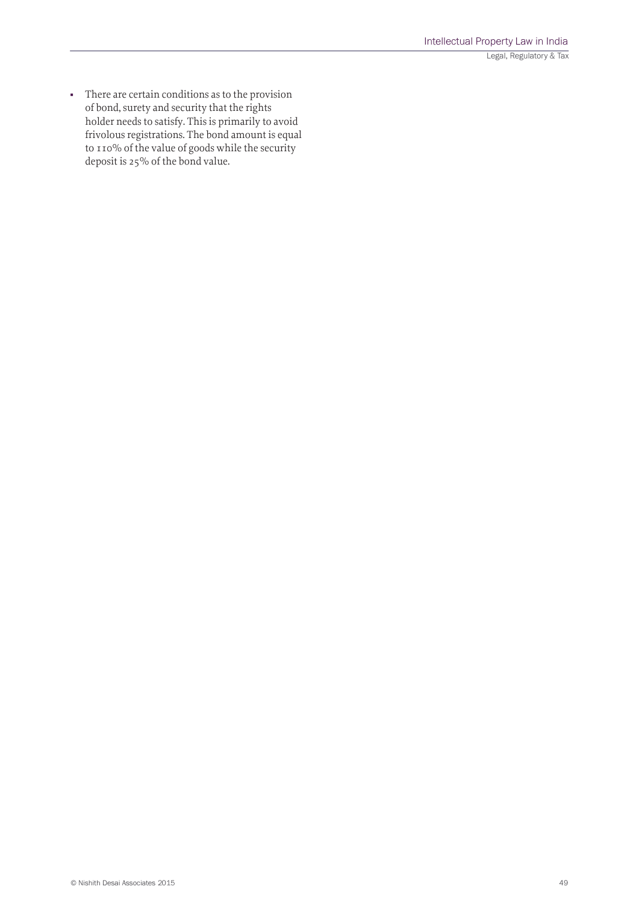- There are certain conditions as to the provision of bond, surety and security that the rights holder needs to satisfy. This is primarily to avoid frivolous registrations. The bond amount is equal to 110% of the value of goods while the security deposit is 25% of the bond value.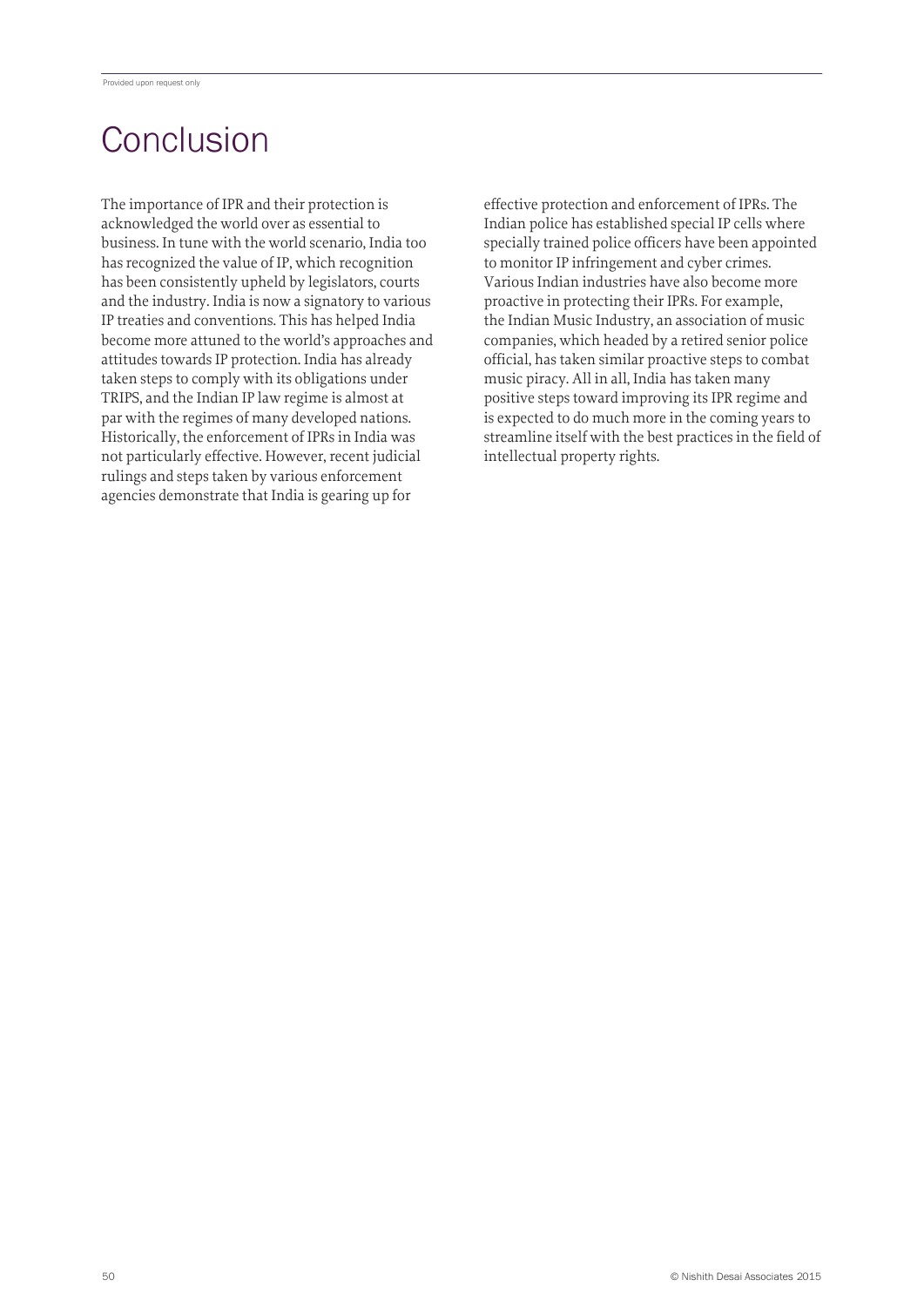# Conclusion

The importance of IPR and their protection is acknowledged the world over as essential to business. In tune with the world scenario, India too has recognized the value of IP, which recognition has been consistently upheld by legislators, courts and the industry. India is now a signatory to various IP treaties and conventions. This has helped India become more attuned to the world's approaches and attitudes towards IP protection. India has already taken steps to comply with its obligations under TRIPS, and the Indian IP law regime is almost at par with the regimes of many developed nations. Historically, the enforcement of IPRs in India was not particularly effective. However, recent judicial rulings and steps taken by various enforcement agencies demonstrate that India is gearing up for effective protection and enforcement of IPRs. The Indian police has established special IP cells where specially trained police officers have been appointed to monitor IP infringement and cyber crimes. Various Indian industries have also become more proactive in protecting their IPRs. For example, the Indian Music Industry, an association of music companies, which headed by a retired senior police official, has taken similar proactive steps to combat music piracy. All in all, India has taken many positive steps toward improving its IPR regime and is expected to do much more in the coming years to streamline itself with the best practices in the field of intellectual property rights.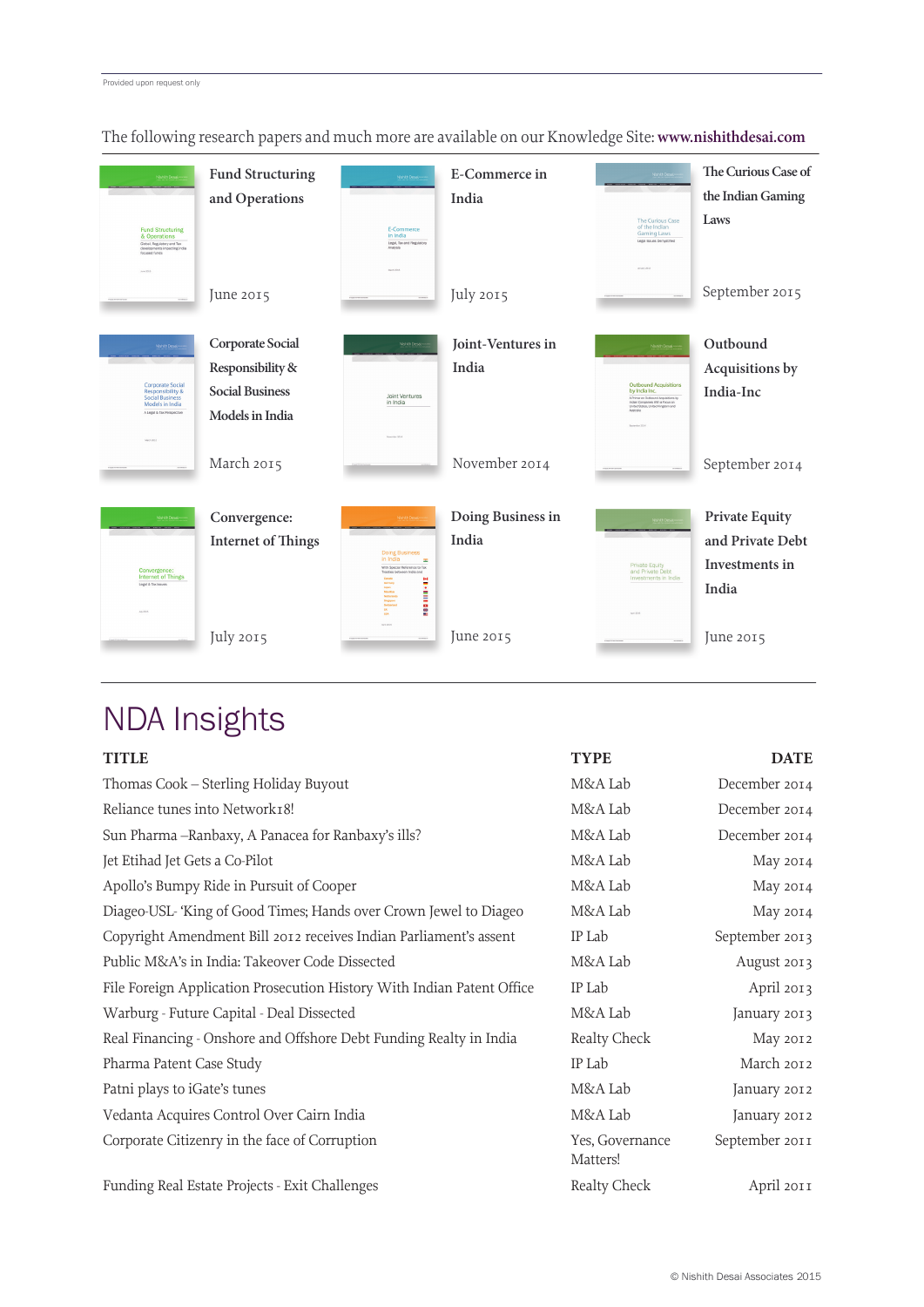Provided upon request only

The following research papers and much more are available on our Knowledge Site: **www.nishithdesai.com**

| Title | Date |
|---|---|
| Fund Structuring and Operations | June 2015 |
| E-Commerce in India | July 2015 |
| The Curious Case of the Indian Gaming Laws | September 2015 |
| Corporate Social Responsibility & Social Business Models in India | March 2015 |
| Joint-Ventures in India | November 2014 |
| Outbound Acquisitions by India-Inc | September 2014 |
| Convergence: Internet of Things | July 2015 |
| Doing Business in India | June 2015 |
| Private Equity and Private Debt Investments in India | June 2015 |

# NDA Insights

| TITLE | TYPE | DATE |
|---|---|---|
| Thomas Cook – Sterling Holiday Buyout | M&A Lab | December 2014 |
| Reliance tunes into Network18! | M&A Lab | December 2014 |
| Sun Pharma –Ranbaxy, A Panacea for Ranbaxy's ills? | M&A Lab | December 2014 |
| Jet Etihad Jet Gets a Co-Pilot | M&A Lab | May 2014 |
| Apollo's Bumpy Ride in Pursuit of Cooper | M&A Lab | May 2014 |
| Diageo-USL- 'King of Good Times; Hands over Crown Jewel to Diageo | M&A Lab | May 2014 |
| Copyright Amendment Bill 2012 receives Indian Parliament's assent | IP Lab | September 2013 |
| Public M&A's in India: Takeover Code Dissected | M&A Lab | August 2013 |
| File Foreign Application Prosecution History With Indian Patent Office | IP Lab | April 2013 |
| Warburg - Future Capital - Deal Dissected | M&A Lab | January 2013 |
| Real Financing - Onshore and Offshore Debt Funding Realty in India | Realty Check | May 2012 |
| Pharma Patent Case Study | IP Lab | March 2012 |
| Patni plays to iGate's tunes | M&A Lab | January 2012 |
| Vedanta Acquires Control Over Cairn India | M&A Lab | January 2012 |
| Corporate Citizenry in the face of Corruption | Yes, Governance Matters! | September 2011 |
| Funding Real Estate Projects - Exit Challenges | Realty Check | April 2011 |

© Nishith Desai Associates 2015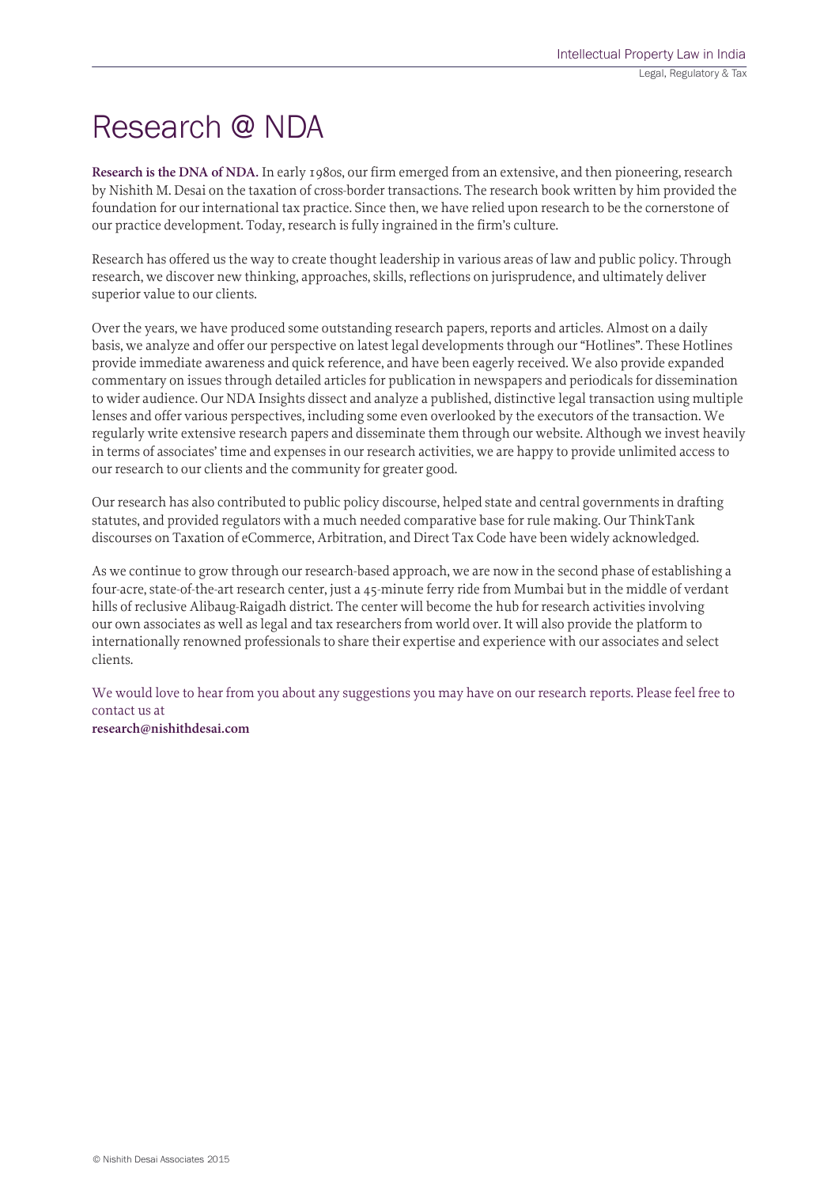# Research @ NDA

**Research is the DNA of NDA.** In early 1980s, our firm emerged from an extensive, and then pioneering, research by Nishith M. Desai on the taxation of cross-border transactions. The research book written by him provided the foundation for our international tax practice. Since then, we have relied upon research to be the cornerstone of our practice development. Today, research is fully ingrained in the firm's culture.

Research has offered us the way to create thought leadership in various areas of law and public policy. Through research, we discover new thinking, approaches, skills, reflections on jurisprudence, and ultimately deliver superior value to our clients.

Over the years, we have produced some outstanding research papers, reports and articles. Almost on a daily basis, we analyze and offer our perspective on latest legal developments through our "Hotlines". These Hotlines provide immediate awareness and quick reference, and have been eagerly received. We also provide expanded commentary on issues through detailed articles for publication in newspapers and periodicals for dissemination to wider audience. Our NDA Insights dissect and analyze a published, distinctive legal transaction using multiple lenses and offer various perspectives, including some even overlooked by the executors of the transaction. We regularly write extensive research papers and disseminate them through our website. Although we invest heavily in terms of associates' time and expenses in our research activities, we are happy to provide unlimited access to our research to our clients and the community for greater good.

Our research has also contributed to public policy discourse, helped state and central governments in drafting statutes, and provided regulators with a much needed comparative base for rule making. Our ThinkTank discourses on Taxation of eCommerce, Arbitration, and Direct Tax Code have been widely acknowledged.

As we continue to grow through our research-based approach, we are now in the second phase of establishing a four-acre, state-of-the-art research center, just a 45-minute ferry ride from Mumbai but in the middle of verdant hills of reclusive Alibaug-Raigadh district. The center will become the hub for research activities involving our own associates as well as legal and tax researchers from world over. It will also provide the platform to internationally renowned professionals to share their expertise and experience with our associates and select clients.

We would love to hear from you about any suggestions you may have on our research reports. Please feel free to contact us at
**research@nishithdesai.com**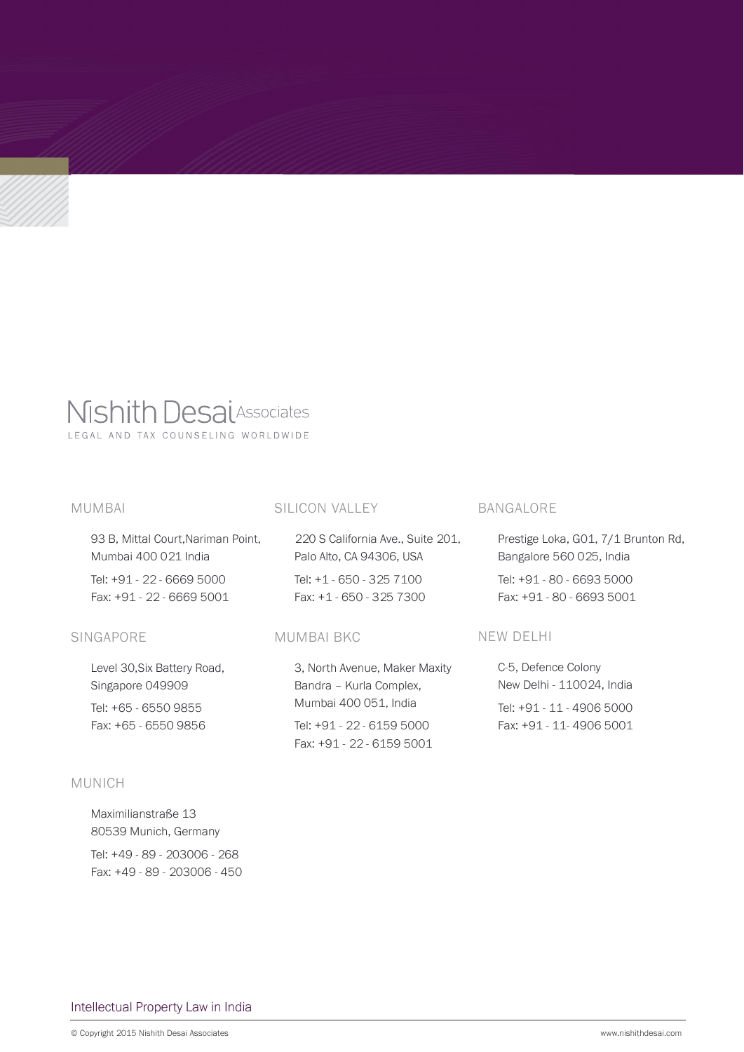Nishith Desai Associates

LEGAL AND TAX COUNSELING WORLDWIDE

## MUMBAI

93 B, Mittal Court,Nariman Point,
Mumbai 400 021 India

Tel: +91 - 22 - 6669 5000
Fax: +91 - 22 - 6669 5001

## SILICON VALLEY

220 S California Ave., Suite 201,
Palo Alto, CA 94306, USA

Tel: +1 - 650 - 325 7100
Fax: +1 - 650 - 325 7300

## BANGALORE

Prestige Loka, G01, 7/1 Brunton Rd,
Bangalore 560 025, India

Tel: +91 - 80 - 6693 5000
Fax: +91 - 80 - 6693 5001

## SINGAPORE

Level 30,Six Battery Road,
Singapore 049909

Tel: +65 - 6550 9855
Fax: +65 - 6550 9856

## MUMBAI BKC

3, North Avenue, Maker Maxity
Bandra – Kurla Complex,
Mumbai 400 051, India

Tel: +91 - 22 - 6159 5000
Fax: +91 - 22 - 6159 5001

## NEW DELHI

C-5, Defence Colony
New Delhi - 110024, India

Tel: +91 - 11 - 4906 5000
Fax: +91 - 11- 4906 5001

## MUNICH

Maximilianstraße 13
80539 Munich, Germany

Tel: +49 - 89 - 203006 - 268
Fax: +49 - 89 - 203006 - 450